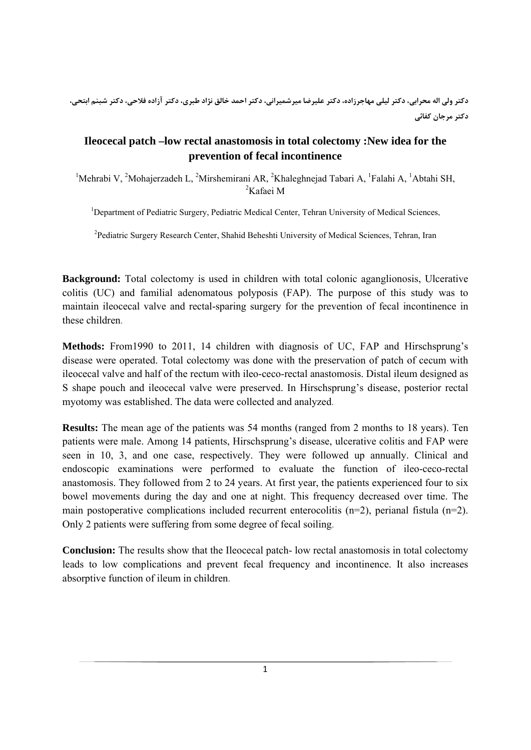دکتر ولی اله محرابی، دکتر لیلی مهاجرزاده، دکتر علیرضا میرشمیرانی، دکتر احمد خالق نژاد طبری، دکتر آزاده فلاحی، دکتر شبنم ابتحی، دکتر مرجان کفائی

# Ileocecal patch –low rectal anastomosis in total colectomy :New idea for the prevention of fecal incontinence

[1]Mehrabi V, [2]Mohajerzadeh L, [2]Mirshemirani AR, [2]Khaleghnejad Tabari A, [1]Falahi A, [1]Abtahi SH, [2]Kafaei M

[1]Department of Pediatric Surgery, Pediatric Medical Center, Tehran University of Medical Sciences,

[2]Pediatric Surgery Research Center, Shahid Beheshti University of Medical Sciences, Tehran, Iran

**Background:** Total colectomy is used in children with total colonic aganglionosis, Ulcerative colitis (UC) and familial adenomatous polyposis (FAP). The purpose of this study was to maintain ileocecal valve and rectal-sparing surgery for the prevention of fecal incontinence in these children.

**Methods:** From1990 to 2011, 14 children with diagnosis of UC, FAP and Hirschsprung's disease were operated. Total colectomy was done with the preservation of patch of cecum with ileocecal valve and half of the rectum with ileo-ceco-rectal anastomosis. Distal ileum designed as S shape pouch and ileocecal valve were preserved. In Hirschsprung's disease, posterior rectal myotomy was established. The data were collected and analyzed.

**Results:** The mean age of the patients was 54 months (ranged from 2 months to 18 years). Ten patients were male. Among 14 patients, Hirschsprung's disease, ulcerative colitis and FAP were seen in 10, 3, and one case, respectively. They were followed up annually. Clinical and endoscopic examinations were performed to evaluate the function of ileo-ceco-rectal anastomosis. They followed from 2 to 24 years. At first year, the patients experienced four to six bowel movements during the day and one at night. This frequency decreased over time. The main postoperative complications included recurrent enterocolitis (n=2), perianal fistula (n=2). Only 2 patients were suffering from some degree of fecal soiling.

**Conclusion:** The results show that the Ileocecal patch- low rectal anastomosis in total colectomy leads to low complications and prevent fecal frequency and incontinence. It also increases absorptive function of ileum in children.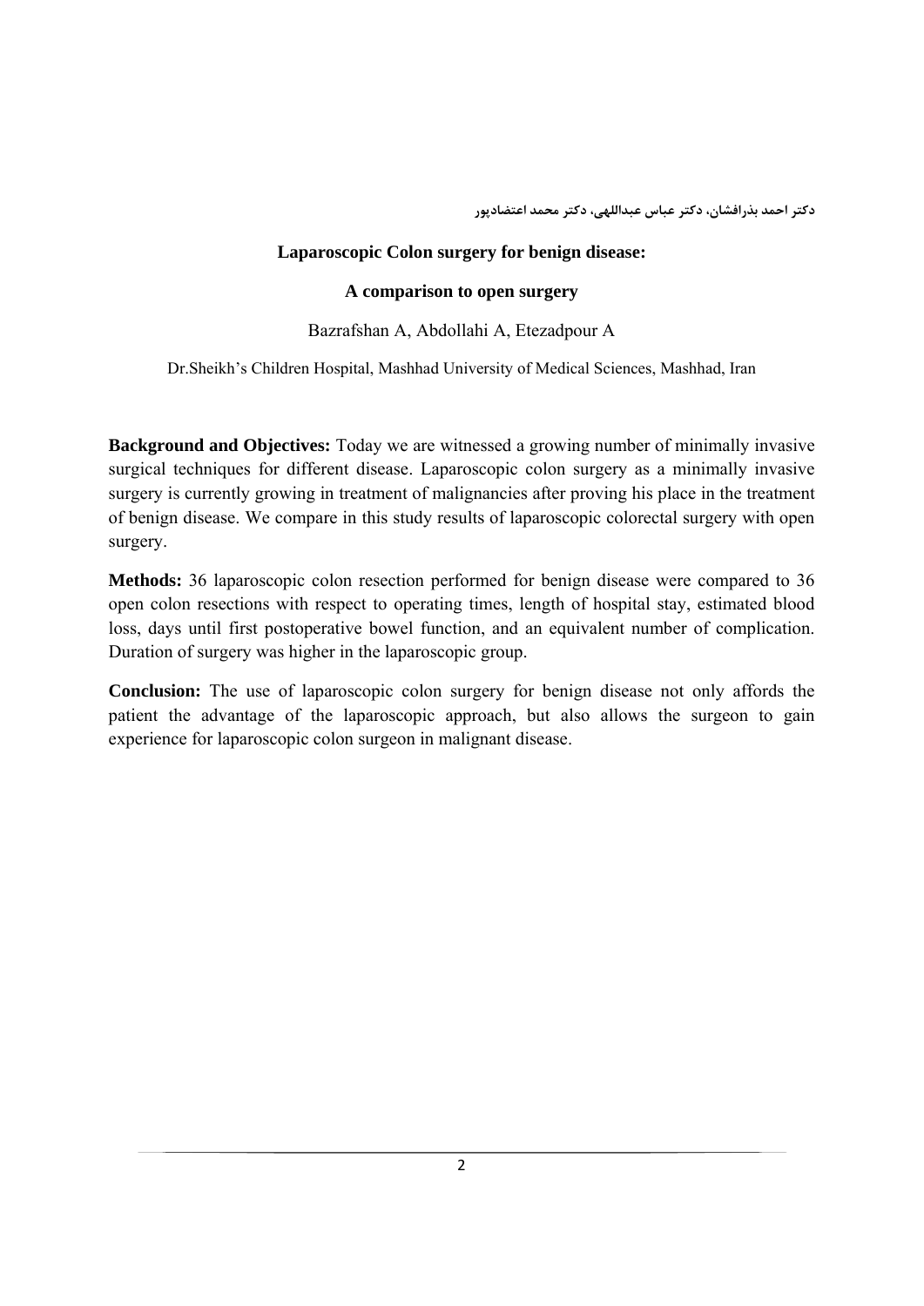دکتر احمد بذرافشان، دکتر عباس عبداللهی، دکتر محمد اعتضادپور

## Laparoscopic Colon surgery for benign disease:

## A comparison to open surgery

Bazrafshan A, Abdollahi A, Etezadpour A

Dr.Sheikh's Children Hospital, Mashhad University of Medical Sciences, Mashhad, Iran

**Background and Objectives:** Today we are witnessed a growing number of minimally invasive surgical techniques for different disease. Laparoscopic colon surgery as a minimally invasive surgery is currently growing in treatment of malignancies after proving his place in the treatment of benign disease. We compare in this study results of laparoscopic colorectal surgery with open surgery.

**Methods:** 36 laparoscopic colon resection performed for benign disease were compared to 36 open colon resections with respect to operating times, length of hospital stay, estimated blood loss, days until first postoperative bowel function, and an equivalent number of complication. Duration of surgery was higher in the laparoscopic group.

**Conclusion:** The use of laparoscopic colon surgery for benign disease not only affords the patient the advantage of the laparoscopic approach, but also allows the surgeon to gain experience for laparoscopic colon surgeon in malignant disease.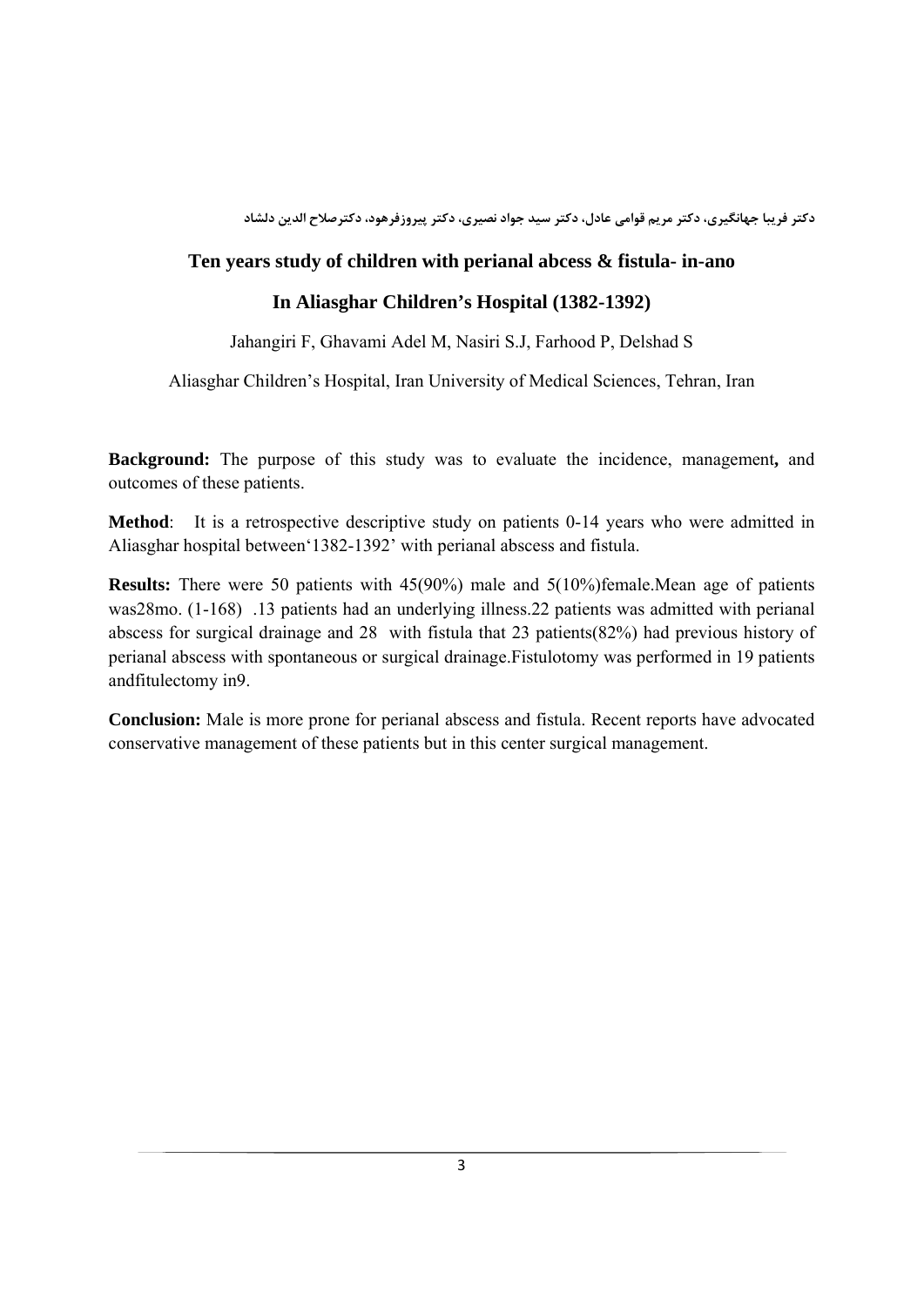دکتر فریبا جهانگیری، دکتر مریم قوامی عادل، دکتر سید جواد نصیری، دکتر پیروزفرهود، دکترصلاح الدین دلشاد

## Ten years study of children with perianal abcess & fistula- in-ano

## In Aliasghar Children's Hospital (1382-1392)

Jahangiri F, Ghavami Adel M, Nasiri S.J, Farhood P, Delshad S

Aliasghar Children's Hospital, Iran University of Medical Sciences, Tehran, Iran

**Background:** The purpose of this study was to evaluate the incidence, management**,** and outcomes of these patients.

**Method**: It is a retrospective descriptive study on patients 0-14 years who were admitted in Aliasghar hospital between'1382-1392' with perianal abscess and fistula.

**Results:** There were 50 patients with 45(90%) male and 5(10%)female.Mean age of patients was28mo. (1-168) .13 patients had an underlying illness.22 patients was admitted with perianal abscess for surgical drainage and 28 with fistula that 23 patients(82%) had previous history of perianal abscess with spontaneous or surgical drainage.Fistulotomy was performed in 19 patients andfitulectomy in9.

**Conclusion:** Male is more prone for perianal abscess and fistula. Recent reports have advocated conservative management of these patients but in this center surgical management.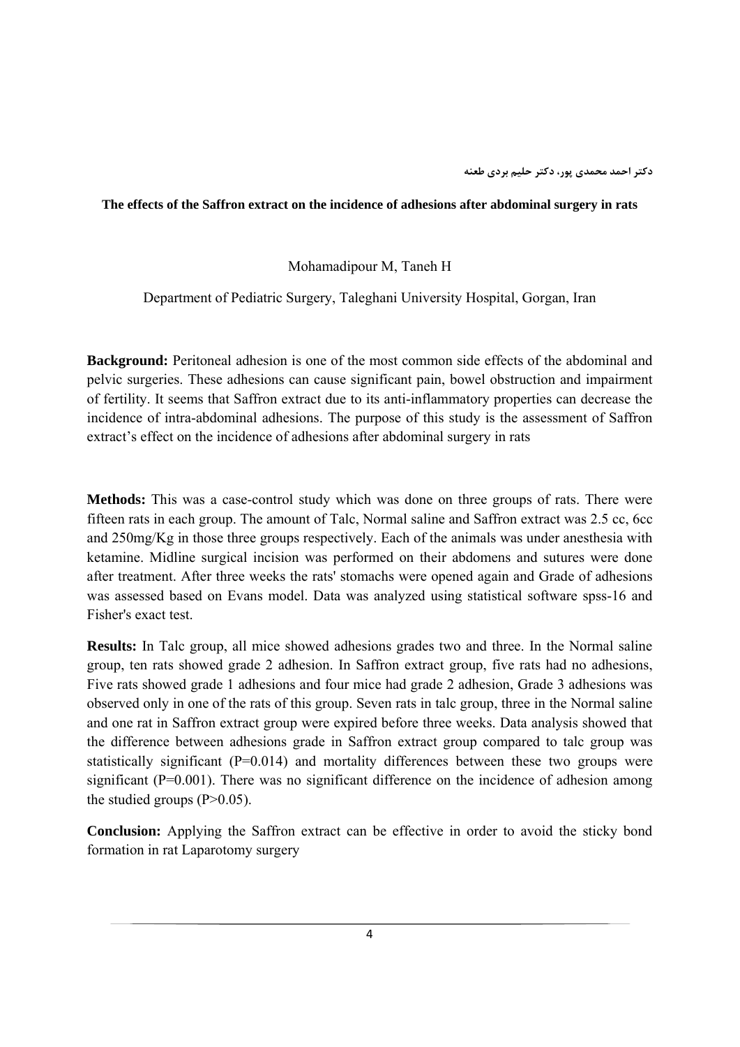دکتر احمد محمدی پور، دکتر حلیم بردی طعنه

**The effects of the Saffron extract on the incidence of adhesions after abdominal surgery in rats**

Mohamadipour M, Taneh H

Department of Pediatric Surgery, Taleghani University Hospital, Gorgan, Iran

**Background:** Peritoneal adhesion is one of the most common side effects of the abdominal and pelvic surgeries. These adhesions can cause significant pain, bowel obstruction and impairment of fertility. It seems that Saffron extract due to its anti-inflammatory properties can decrease the incidence of intra-abdominal adhesions. The purpose of this study is the assessment of Saffron extract's effect on the incidence of adhesions after abdominal surgery in rats

**Methods:** This was a case-control study which was done on three groups of rats. There were fifteen rats in each group. The amount of Talc, Normal saline and Saffron extract was 2.5 cc, 6cc and 250mg/Kg in those three groups respectively. Each of the animals was under anesthesia with ketamine. Midline surgical incision was performed on their abdomens and sutures were done after treatment. After three weeks the rats' stomachs were opened again and Grade of adhesions was assessed based on Evans model. Data was analyzed using statistical software spss-16 and Fisher's exact test.

**Results:** In Talc group, all mice showed adhesions grades two and three. In the Normal saline group, ten rats showed grade 2 adhesion. In Saffron extract group, five rats had no adhesions, Five rats showed grade 1 adhesions and four mice had grade 2 adhesion, Grade 3 adhesions was observed only in one of the rats of this group. Seven rats in talc group, three in the Normal saline and one rat in Saffron extract group were expired before three weeks. Data analysis showed that the difference between adhesions grade in Saffron extract group compared to talc group was statistically significant ($P=0.014$) and mortality differences between these two groups were significant ($P=0.001$). There was no significant difference on the incidence of adhesion among the studied groups ($P>0.05$).

**Conclusion:** Applying the Saffron extract can be effective in order to avoid the sticky bond formation in rat Laparotomy surgery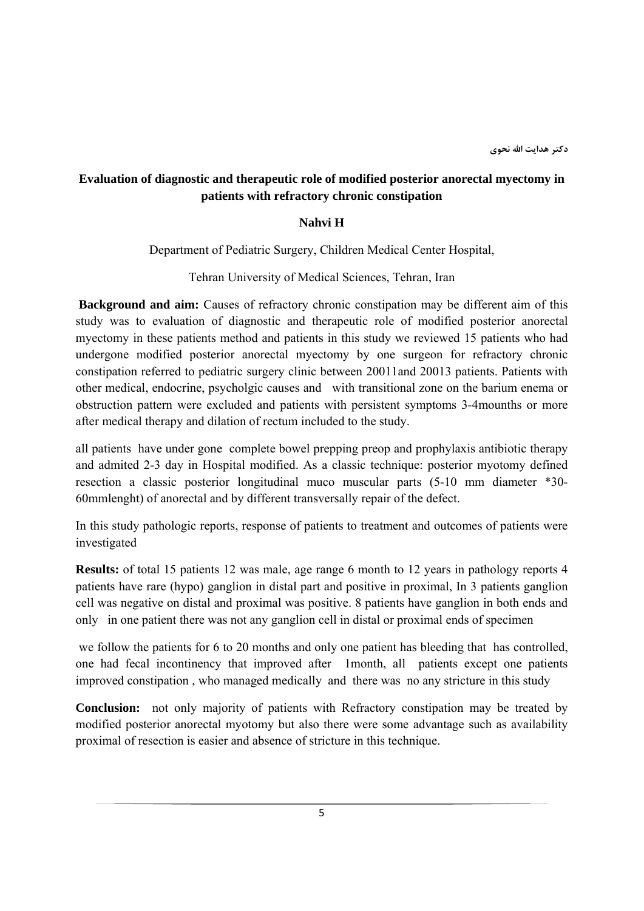دکتر هدایت الله نحوی

## Evaluation of diagnostic and therapeutic role of modified posterior anorectal myectomy in patients with refractory chronic constipation

**Nahvi H**

Department of Pediatric Surgery, Children Medical Center Hospital,

Tehran University of Medical Sciences, Tehran, Iran

**Background and aim:** Causes of refractory chronic constipation may be different aim of this study was to evaluation of diagnostic and therapeutic role of modified posterior anorectal myectomy in these patients method and patients in this study we reviewed 15 patients who had undergone modified posterior anorectal myectomy by one surgeon for refractory chronic constipation referred to pediatric surgery clinic between 20011and 20013 patients. Patients with other medical, endocrine, psycholgic causes and with transitional zone on the barium enema or obstruction pattern were excluded and patients with persistent symptoms 3-4mounths or more after medical therapy and dilation of rectum included to the study.

all patients have under gone complete bowel prepping preop and prophylaxis antibiotic therapy and admited 2-3 day in Hospital modified. As a classic technique: posterior myotomy defined resection a classic posterior longitudinal muco muscular parts (5-10 mm diameter *30-60mmlenght) of anorectal and by different transversally repair of the defect.

In this study pathologic reports, response of patients to treatment and outcomes of patients were investigated

**Results:** of total 15 patients 12 was male, age range 6 month to 12 years in pathology reports 4 patients have rare (hypo) ganglion in distal part and positive in proximal, In 3 patients ganglion cell was negative on distal and proximal was positive. 8 patients have ganglion in both ends and only in one patient there was not any ganglion cell in distal or proximal ends of specimen

we follow the patients for 6 to 20 months and only one patient has bleeding that has controlled, one had fecal incontinency that improved after 1month, all patients except one patients improved constipation , who managed medically and there was no any stricture in this study

**Conclusion:** not only majority of patients with Refractory constipation may be treated by modified posterior anorectal myotomy but also there were some advantage such as availability proximal of resection is easier and absence of stricture in this technique.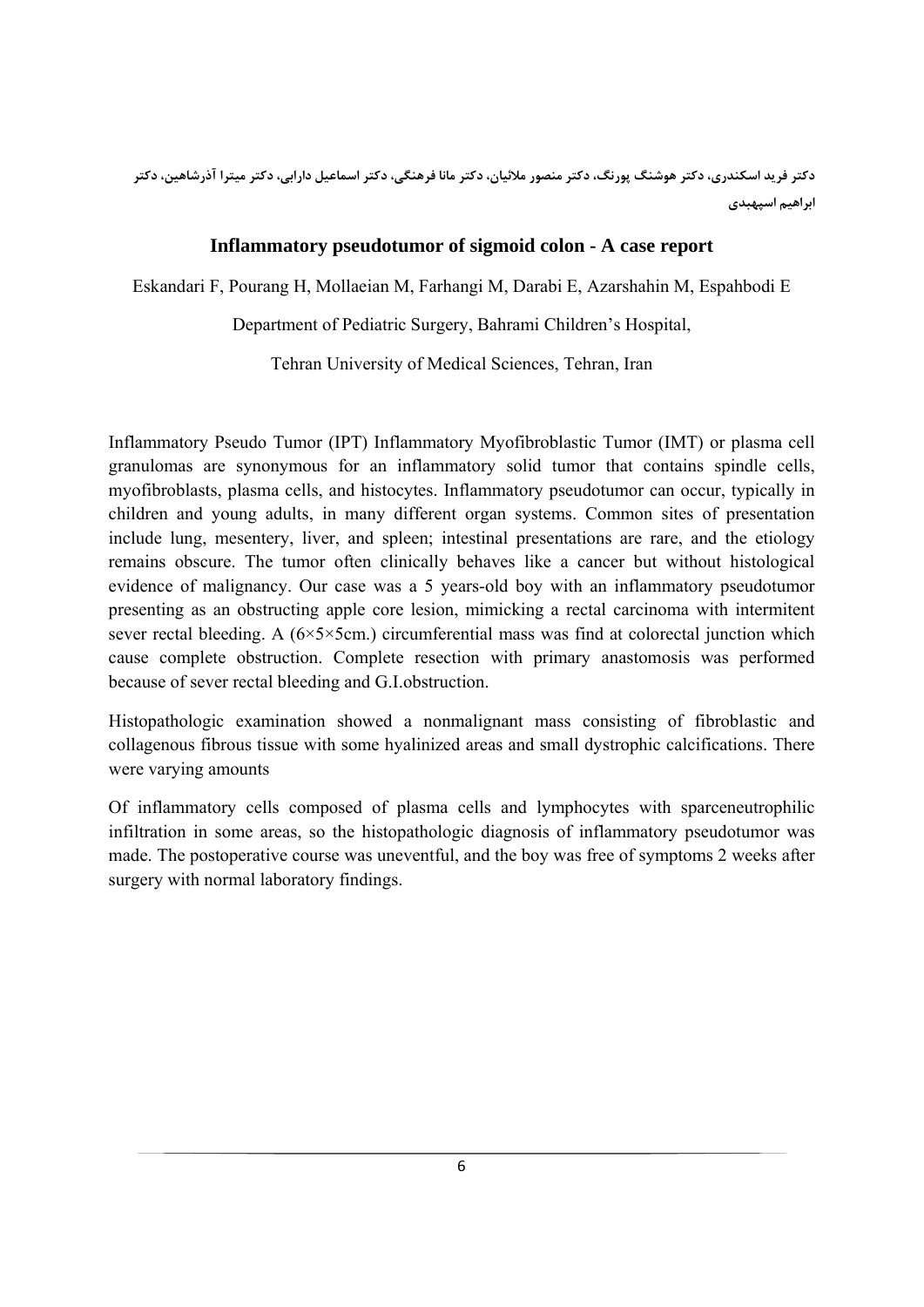دکتر فرید اسکندری، دکتر هوشنگ پورنگ، دکتر منصور ملائیان، دکتر مانا فرهنگی، دکتر اسماعیل دارابی، دکتر میترا آذرشاهین، دکتر ابراهیم اسپهبدی

## Inflammatory pseudotumor of sigmoid colon - A case report

Eskandari F, Pourang H, Mollaeian M, Farhangi M, Darabi E, Azarshahin M, Espahbodi E

Department of Pediatric Surgery, Bahrami Children's Hospital,

Tehran University of Medical Sciences, Tehran, Iran

Inflammatory Pseudo Tumor (IPT) Inflammatory Myofibroblastic Tumor (IMT) or plasma cell granulomas are synonymous for an inflammatory solid tumor that contains spindle cells, myofibroblasts, plasma cells, and histocytes. Inflammatory pseudotumor can occur, typically in children and young adults, in many different organ systems. Common sites of presentation include lung, mesentery, liver, and spleen; intestinal presentations are rare, and the etiology remains obscure. The tumor often clinically behaves like a cancer but without histological evidence of malignancy. Our case was a 5 years-old boy with an inflammatory pseudotumor presenting as an obstructing apple core lesion, mimicking a rectal carcinoma with intermitent sever rectal bleeding. A (6×5×5cm.) circumferential mass was find at colorectal junction which cause complete obstruction. Complete resection with primary anastomosis was performed because of sever rectal bleeding and G.I.obstruction.

Histopathologic examination showed a nonmalignant mass consisting of fibroblastic and collagenous fibrous tissue with some hyalinized areas and small dystrophic calcifications. There were varying amounts

Of inflammatory cells composed of plasma cells and lymphocytes with sparceneutrophilic infiltration in some areas, so the histopathologic diagnosis of inflammatory pseudotumor was made. The postoperative course was uneventful, and the boy was free of symptoms 2 weeks after surgery with normal laboratory findings.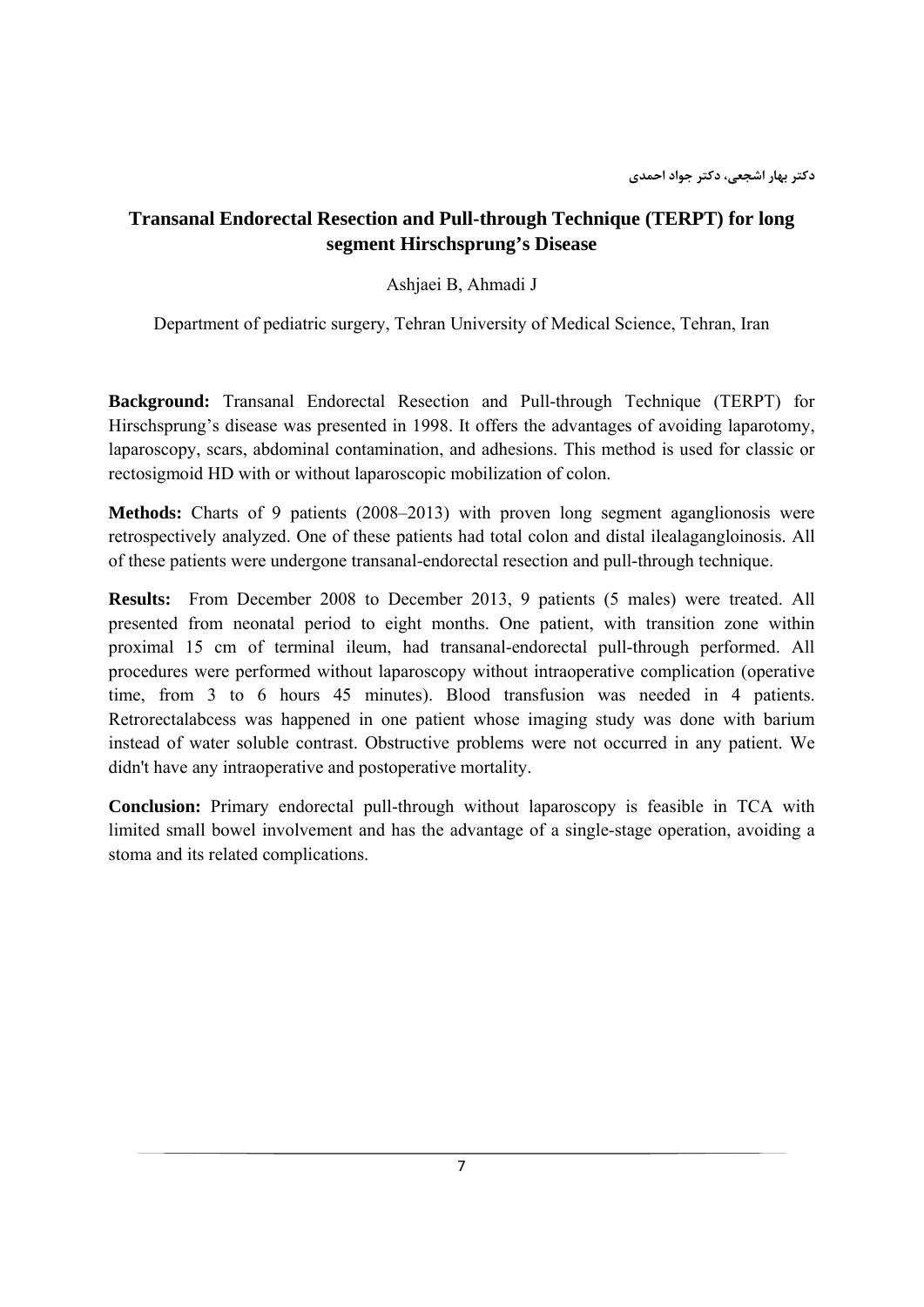دکتر بهار اشجعی، دکتر جواد احمدی

## Transanal Endorectal Resection and Pull-through Technique (TERPT) for long segment Hirschsprung's Disease

Ashjaei B, Ahmadi J

Department of pediatric surgery, Tehran University of Medical Science, Tehran, Iran

**Background:** Transanal Endorectal Resection and Pull-through Technique (TERPT) for Hirschsprung's disease was presented in 1998. It offers the advantages of avoiding laparotomy, laparoscopy, scars, abdominal contamination, and adhesions. This method is used for classic or rectosigmoid HD with or without laparoscopic mobilization of colon.

**Methods:** Charts of 9 patients (2008–2013) with proven long segment aganglionosis were retrospectively analyzed. One of these patients had total colon and distal ilealagangloinosis. All of these patients were undergone transanal-endorectal resection and pull-through technique.

**Results:** From December 2008 to December 2013, 9 patients (5 males) were treated. All presented from neonatal period to eight months. One patient, with transition zone within proximal 15 cm of terminal ileum, had transanal-endorectal pull-through performed. All procedures were performed without laparoscopy without intraoperative complication (operative time, from 3 to 6 hours 45 minutes). Blood transfusion was needed in 4 patients. Retrorectalabcess was happened in one patient whose imaging study was done with barium instead of water soluble contrast. Obstructive problems were not occurred in any patient. We didn't have any intraoperative and postoperative mortality.

**Conclusion:** Primary endorectal pull-through without laparoscopy is feasible in TCA with limited small bowel involvement and has the advantage of a single-stage operation, avoiding a stoma and its related complications.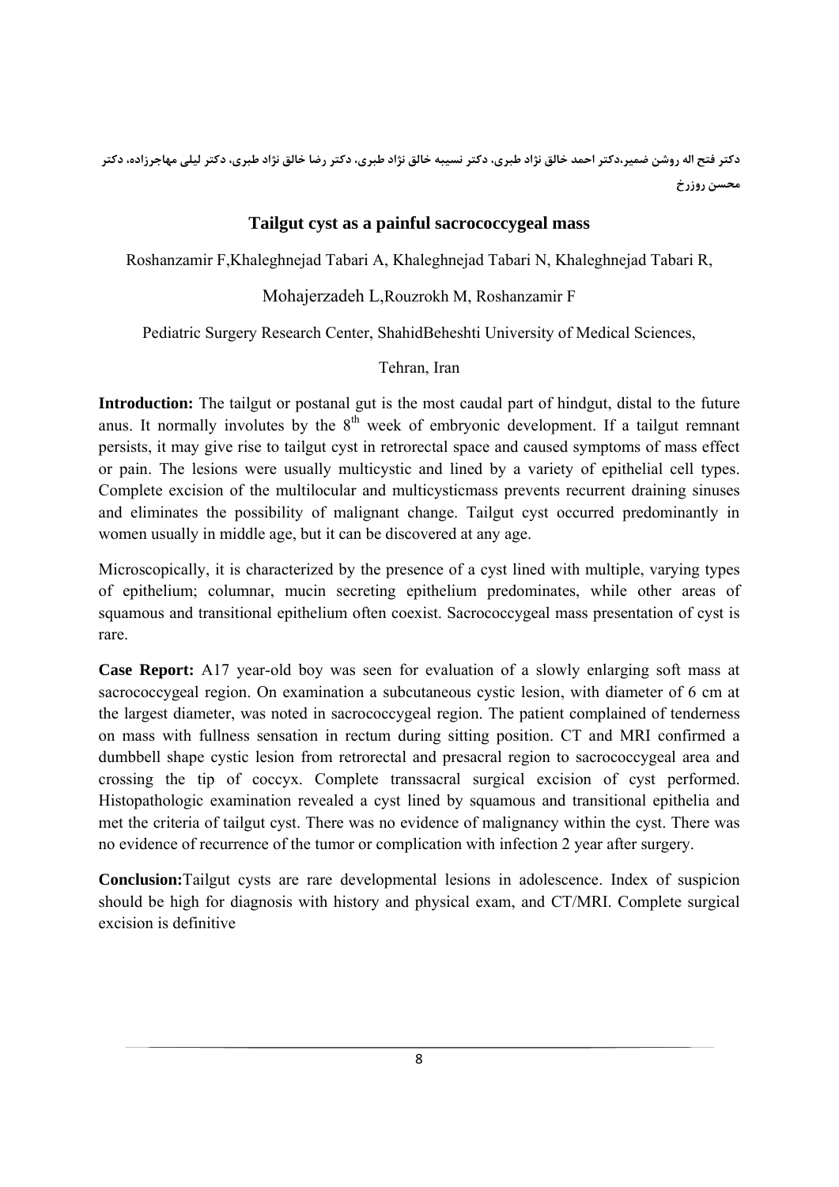دکتر فتح اله روشن ضمیر،دکتر احمد خالق نژاد طبری، دکتر نسیبه خالق نژاد طبری، دکتر رضا خالق نژاد طبری، دکتر لیلی مهاجرزاده، دکتر محسن روزرخ

## Tailgut cyst as a painful sacrococcygeal mass

Roshanzamir F,Khaleghnejad Tabari A, Khaleghnejad Tabari N, Khaleghnejad Tabari R,

Mohajerzadeh L,Rouzrokh M, Roshanzamir F

Pediatric Surgery Research Center, ShahidBeheshti University of Medical Sciences,

Tehran, Iran

**Introduction:** The tailgut or postanal gut is the most caudal part of hindgut, distal to the future anus. It normally involutes by the 8th week of embryonic development. If a tailgut remnant persists, it may give rise to tailgut cyst in retrorectal space and caused symptoms of mass effect or pain. The lesions were usually multicystic and lined by a variety of epithelial cell types. Complete excision of the multilocular and multicysticmass prevents recurrent draining sinuses and eliminates the possibility of malignant change. Tailgut cyst occurred predominantly in women usually in middle age, but it can be discovered at any age.

Microscopically, it is characterized by the presence of a cyst lined with multiple, varying types of epithelium; columnar, mucin secreting epithelium predominates, while other areas of squamous and transitional epithelium often coexist. Sacrococcygeal mass presentation of cyst is rare.

**Case Report:** A17 year-old boy was seen for evaluation of a slowly enlarging soft mass at sacrococcygeal region. On examination a subcutaneous cystic lesion, with diameter of 6 cm at the largest diameter, was noted in sacrococcygeal region. The patient complained of tenderness on mass with fullness sensation in rectum during sitting position. CT and MRI confirmed a dumbbell shape cystic lesion from retrorectal and presacral region to sacrococcygeal area and crossing the tip of coccyx. Complete transsacral surgical excision of cyst performed. Histopathologic examination revealed a cyst lined by squamous and transitional epithelia and met the criteria of tailgut cyst. There was no evidence of malignancy within the cyst. There was no evidence of recurrence of the tumor or complication with infection 2 year after surgery.

**Conclusion:**Tailgut cysts are rare developmental lesions in adolescence. Index of suspicion should be high for diagnosis with history and physical exam, and CT/MRI. Complete surgical excision is definitive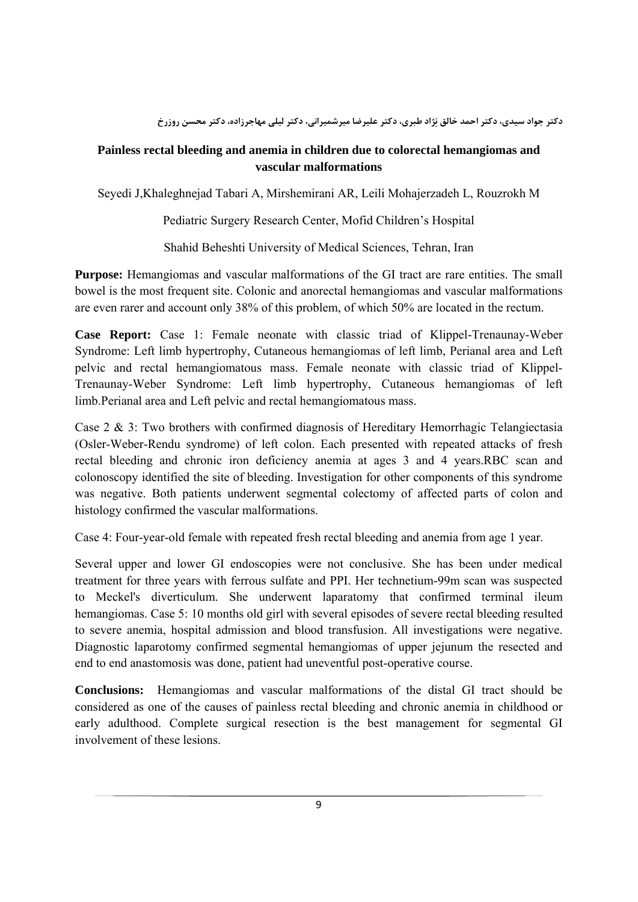دکتر جواد سیدی، دکتر احمد خالق نژاد طبری، دکتر علیرضا میرشمیرانی، دکتر لیلی مهاجرزاده، دکتر محسن روزرخ

## Painless rectal bleeding and anemia in children due to colorectal hemangiomas and vascular malformations

Seyedi J,Khaleghnejad Tabari A, Mirshemirani AR, Leili Mohajerzadeh L, Rouzrokh M

Pediatric Surgery Research Center, Mofid Children's Hospital

Shahid Beheshti University of Medical Sciences, Tehran, Iran

**Purpose:** Hemangiomas and vascular malformations of the GI tract are rare entities. The small bowel is the most frequent site. Colonic and anorectal hemangiomas and vascular malformations are even rarer and account only 38% of this problem, of which 50% are located in the rectum.

**Case Report:** Case 1: Female neonate with classic triad of Klippel-Trenaunay-Weber Syndrome: Left limb hypertrophy, Cutaneous hemangiomas of left limb, Perianal area and Left pelvic and rectal hemangiomatous mass. Female neonate with classic triad of Klippel-Trenaunay-Weber Syndrome: Left limb hypertrophy, Cutaneous hemangiomas of left limb.Perianal area and Left pelvic and rectal hemangiomatous mass.

Case 2 & 3: Two brothers with confirmed diagnosis of Hereditary Hemorrhagic Telangiectasia (Osler-Weber-Rendu syndrome) of left colon. Each presented with repeated attacks of fresh rectal bleeding and chronic iron deficiency anemia at ages 3 and 4 years.RBC scan and colonoscopy identified the site of bleeding. Investigation for other components of this syndrome was negative. Both patients underwent segmental colectomy of affected parts of colon and histology confirmed the vascular malformations.

Case 4: Four-year-old female with repeated fresh rectal bleeding and anemia from age 1 year.

Several upper and lower GI endoscopies were not conclusive. She has been under medical treatment for three years with ferrous sulfate and PPI. Her technetium-99m scan was suspected to Meckel's diverticulum. She underwent laparatomy that confirmed terminal ileum hemangiomas. Case 5: 10 months old girl with several episodes of severe rectal bleeding resulted to severe anemia, hospital admission and blood transfusion. All investigations were negative. Diagnostic laparotomy confirmed segmental hemangiomas of upper jejunum the resected and end to end anastomosis was done, patient had uneventful post-operative course.

**Conclusions:** Hemangiomas and vascular malformations of the distal GI tract should be considered as one of the causes of painless rectal bleeding and chronic anemia in childhood or early adulthood. Complete surgical resection is the best management for segmental GI involvement of these lesions.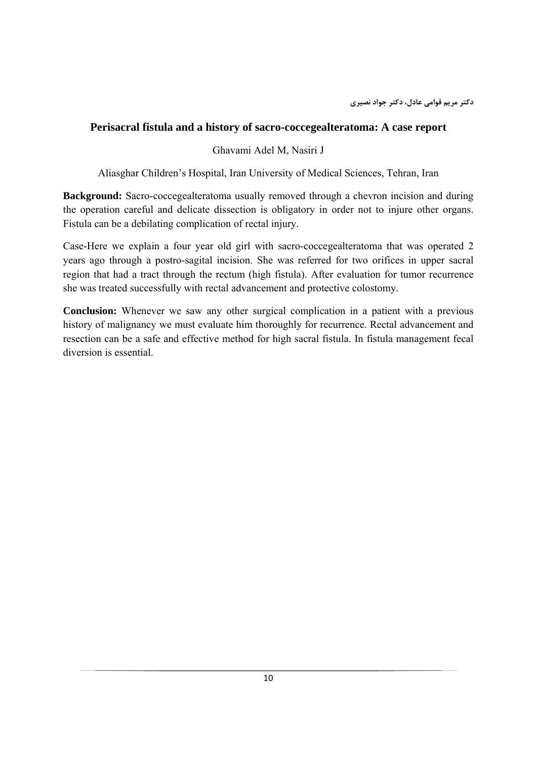دکتر مریم قوامی عادل، دکتر جواد نصیری

## Perisacral fistula and a history of sacro-coccegealteratoma: A case report

Ghavami Adel M, Nasiri J

Aliasghar Children's Hospital, Iran University of Medical Sciences, Tehran, Iran

**Background:** Sacro-coccegealteratoma usually removed through a chevron incision and during the operation careful and delicate dissection is obligatory in order not to injure other organs. Fistula can be a debilating complication of rectal injury.

Case-Here we explain a four year old girl with sacro-coccegealteratoma that was operated 2 years ago through a postro-sagital incision. She was referred for two orifices in upper sacral region that had a tract through the rectum (high fistula). After evaluation for tumor recurrence she was treated successfully with rectal advancement and protective colostomy.

**Conclusion:** Whenever we saw any other surgical complication in a patient with a previous history of malignancy we must evaluate him thoroughly for recurrence. Rectal advancement and resection can be a safe and effective method for high sacral fistula. In fistula management fecal diversion is essential.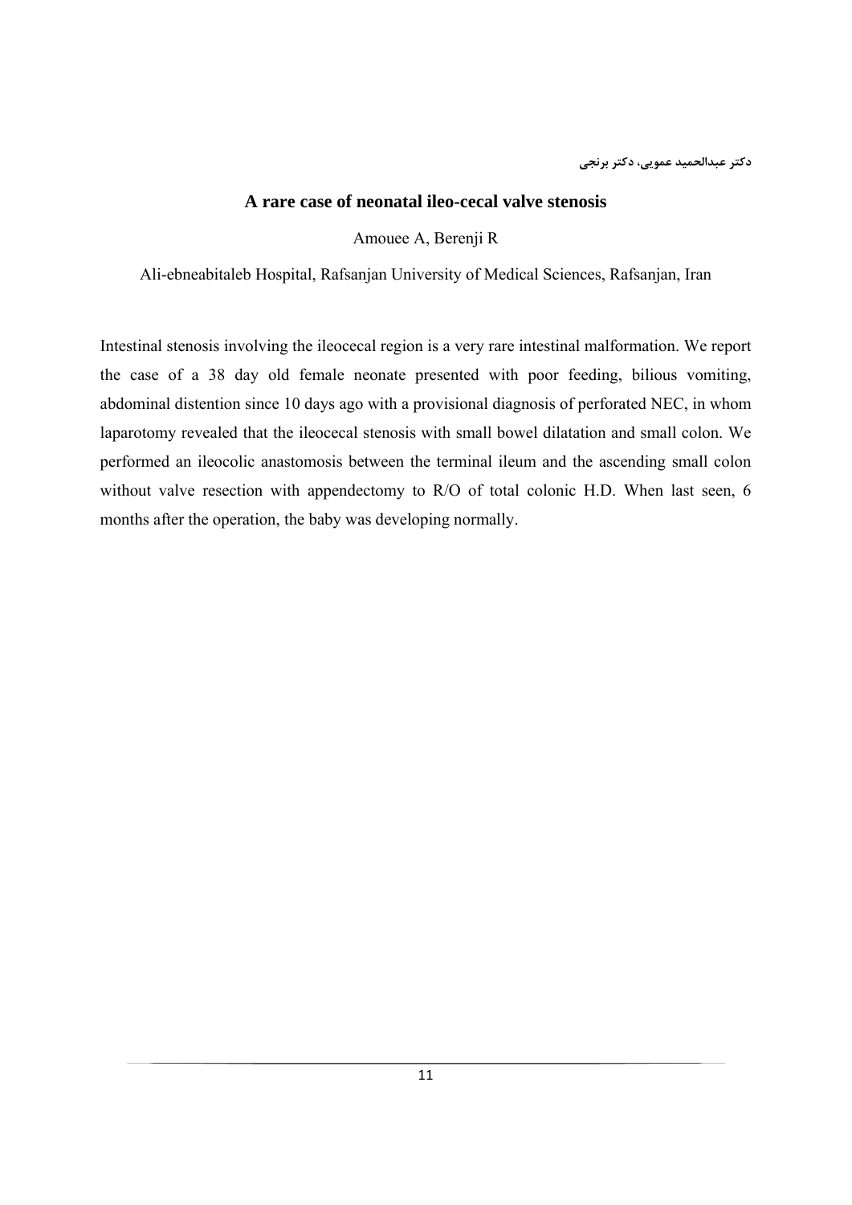دکتر عبدالحمید عمویی، دکتر برنجی

## A rare case of neonatal ileo-cecal valve stenosis

Amouee A, Berenji R

Ali-ebneabitaleb Hospital, Rafsanjan University of Medical Sciences, Rafsanjan, Iran

Intestinal stenosis involving the ileocecal region is a very rare intestinal malformation. We report the case of a 38 day old female neonate presented with poor feeding, bilious vomiting, abdominal distention since 10 days ago with a provisional diagnosis of perforated NEC, in whom laparotomy revealed that the ileocecal stenosis with small bowel dilatation and small colon. We performed an ileocolic anastomosis between the terminal ileum and the ascending small colon without valve resection with appendectomy to R/O of total colonic H.D. When last seen, 6 months after the operation, the baby was developing normally.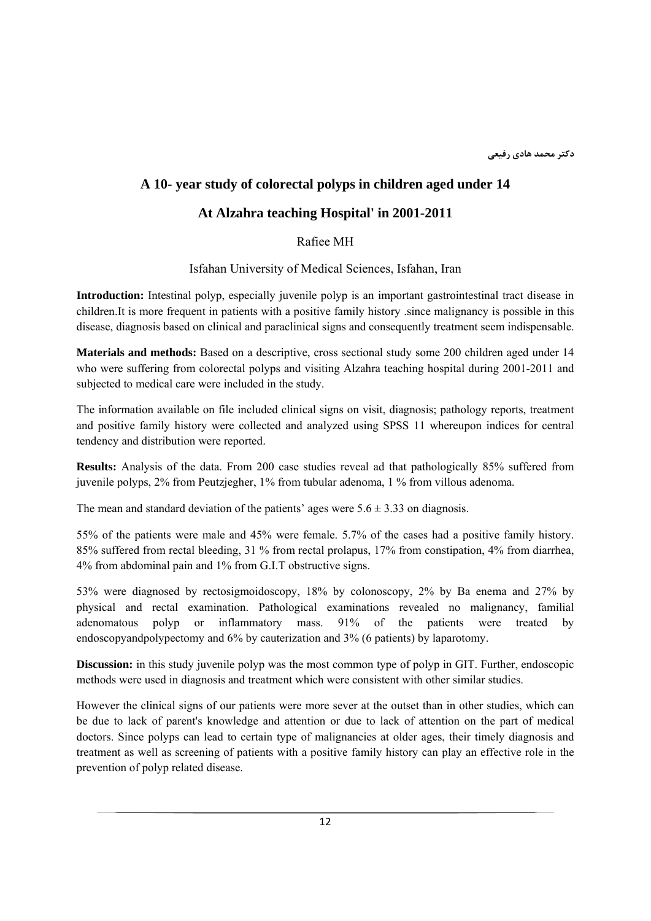دکتر محمد هادی رفیعی

## A 10- year study of colorectal polyps in children aged under 14

## At Alzahra teaching Hospital' in 2001-2011

Rafiee MH

Isfahan University of Medical Sciences, Isfahan, Iran

**Introduction:** Intestinal polyp, especially juvenile polyp is an important gastrointestinal tract disease in children.It is more frequent in patients with a positive family history .since malignancy is possible in this disease, diagnosis based on clinical and paraclinical signs and consequently treatment seem indispensable.

**Materials and methods:** Based on a descriptive, cross sectional study some 200 children aged under 14 who were suffering from colorectal polyps and visiting Alzahra teaching hospital during 2001-2011 and subjected to medical care were included in the study.

The information available on file included clinical signs on visit, diagnosis; pathology reports, treatment and positive family history were collected and analyzed using SPSS 11 whereupon indices for central tendency and distribution were reported.

**Results:** Analysis of the data. From 200 case studies reveal ad that pathologically 85% suffered from juvenile polyps, 2% from Peutzjegher, 1% from tubular adenoma, 1 % from villous adenoma.

The mean and standard deviation of the patients' ages were $5.6 \pm 3.33$ on diagnosis.

55% of the patients were male and 45% were female. 5.7% of the cases had a positive family history. 85% suffered from rectal bleeding, 31 % from rectal prolapus, 17% from constipation, 4% from diarrhea, 4% from abdominal pain and 1% from G.I.T obstructive signs.

53% were diagnosed by rectosigmoidoscopy, 18% by colonoscopy, 2% by Ba enema and 27% by physical and rectal examination. Pathological examinations revealed no malignancy, familial adenomatous polyp or inflammatory mass. 91% of the patients were treated by endoscopyandpolypectomy and 6% by cauterization and 3% (6 patients) by laparotomy.

**Discussion:** in this study juvenile polyp was the most common type of polyp in GIT. Further, endoscopic methods were used in diagnosis and treatment which were consistent with other similar studies.

However the clinical signs of our patients were more sever at the outset than in other studies, which can be due to lack of parent's knowledge and attention or due to lack of attention on the part of medical doctors. Since polyps can lead to certain type of malignancies at older ages, their timely diagnosis and treatment as well as screening of patients with a positive family history can play an effective role in the prevention of polyp related disease.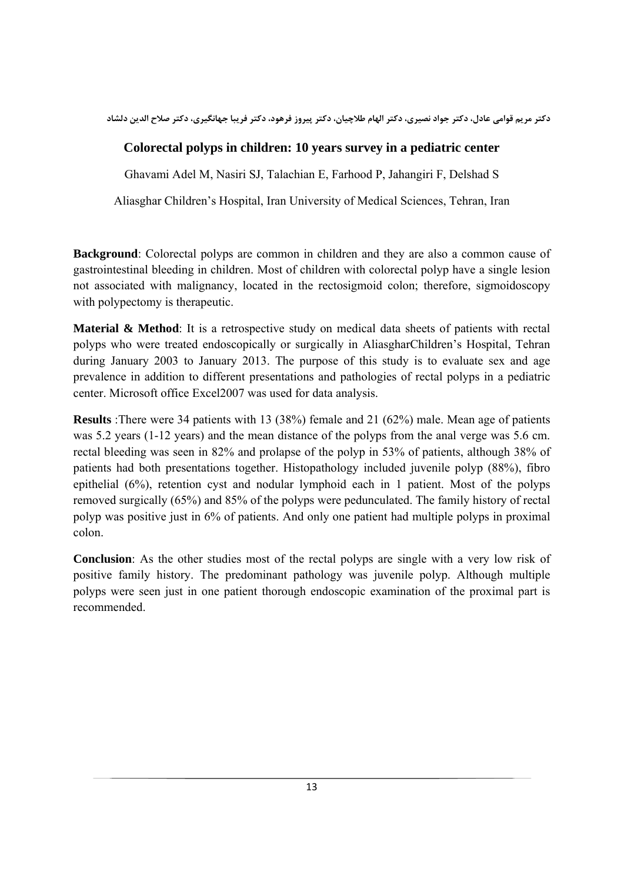دکتر مریم قوامی عادل، دکتر جواد نصیری، دکتر الهام طلاچیان، دکتر پیروز فرهود، دکتر فریبا جهانگیری، دکتر صلاح الدین دلشاد

## Colorectal polyps in children: 10 years survey in a pediatric center

Ghavami Adel M, Nasiri SJ, Talachian E, Farhood P, Jahangiri F, Delshad S

Aliasghar Children's Hospital, Iran University of Medical Sciences, Tehran, Iran

**Background**: Colorectal polyps are common in children and they are also a common cause of gastrointestinal bleeding in children. Most of children with colorectal polyp have a single lesion not associated with malignancy, located in the rectosigmoid colon; therefore, sigmoidoscopy with polypectomy is therapeutic.

**Material & Method**: It is a retrospective study on medical data sheets of patients with rectal polyps who were treated endoscopically or surgically in AliasgharChildren's Hospital, Tehran during January 2003 to January 2013. The purpose of this study is to evaluate sex and age prevalence in addition to different presentations and pathologies of rectal polyps in a pediatric center. Microsoft office Excel2007 was used for data analysis.

**Results** :There were 34 patients with 13 (38%) female and 21 (62%) male. Mean age of patients was 5.2 years (1-12 years) and the mean distance of the polyps from the anal verge was 5.6 cm. rectal bleeding was seen in 82% and prolapse of the polyp in 53% of patients, although 38% of patients had both presentations together. Histopathology included juvenile polyp (88%), fibro epithelial (6%), retention cyst and nodular lymphoid each in 1 patient. Most of the polyps removed surgically (65%) and 85% of the polyps were pedunculated. The family history of rectal polyp was positive just in 6% of patients. And only one patient had multiple polyps in proximal colon.

**Conclusion**: As the other studies most of the rectal polyps are single with a very low risk of positive family history. The predominant pathology was juvenile polyp. Although multiple polyps were seen just in one patient thorough endoscopic examination of the proximal part is recommended.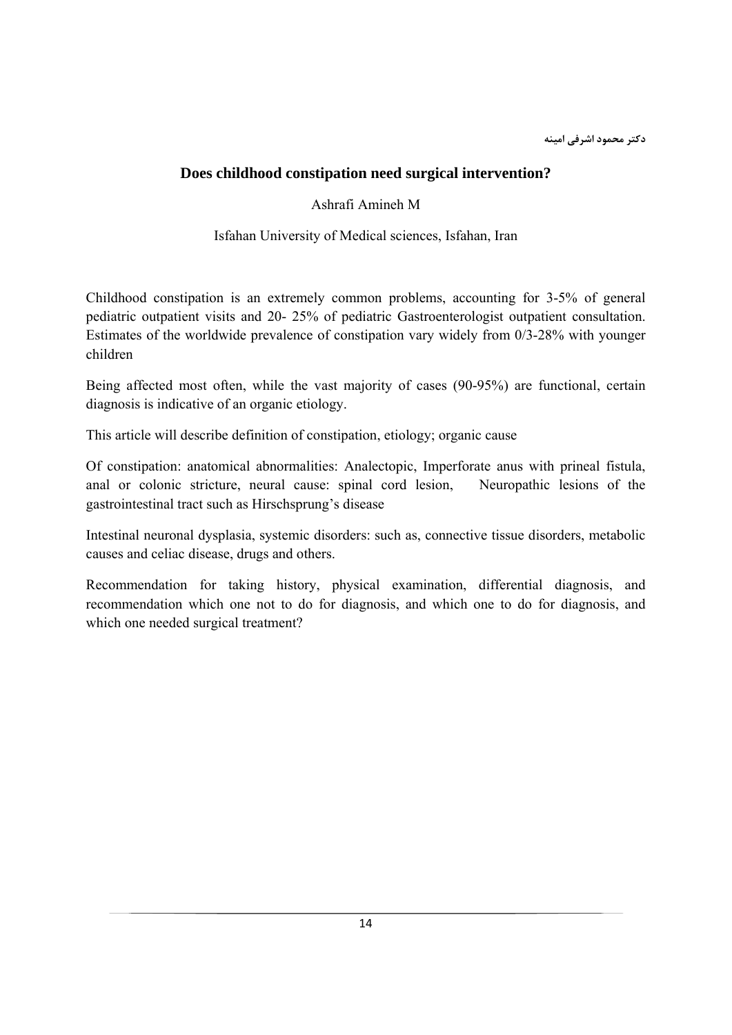دکتر محمود اشرفی امینه

## Does childhood constipation need surgical intervention?

Ashrafi Amineh M

Isfahan University of Medical sciences, Isfahan, Iran

Childhood constipation is an extremely common problems, accounting for 3-5% of general pediatric outpatient visits and 20- 25% of pediatric Gastroenterologist outpatient consultation. Estimates of the worldwide prevalence of constipation vary widely from 0/3-28% with younger children

Being affected most often, while the vast majority of cases (90-95%) are functional, certain diagnosis is indicative of an organic etiology.

This article will describe definition of constipation, etiology; organic cause

Of constipation: anatomical abnormalities: Analectopic, Imperforate anus with prineal fistula, anal or colonic stricture, neural cause: spinal cord lesion, Neuropathic lesions of the gastrointestinal tract such as Hirschsprung's disease

Intestinal neuronal dysplasia, systemic disorders: such as, connective tissue disorders, metabolic causes and celiac disease, drugs and others.

Recommendation for taking history, physical examination, differential diagnosis, and recommendation which one not to do for diagnosis, and which one to do for diagnosis, and which one needed surgical treatment?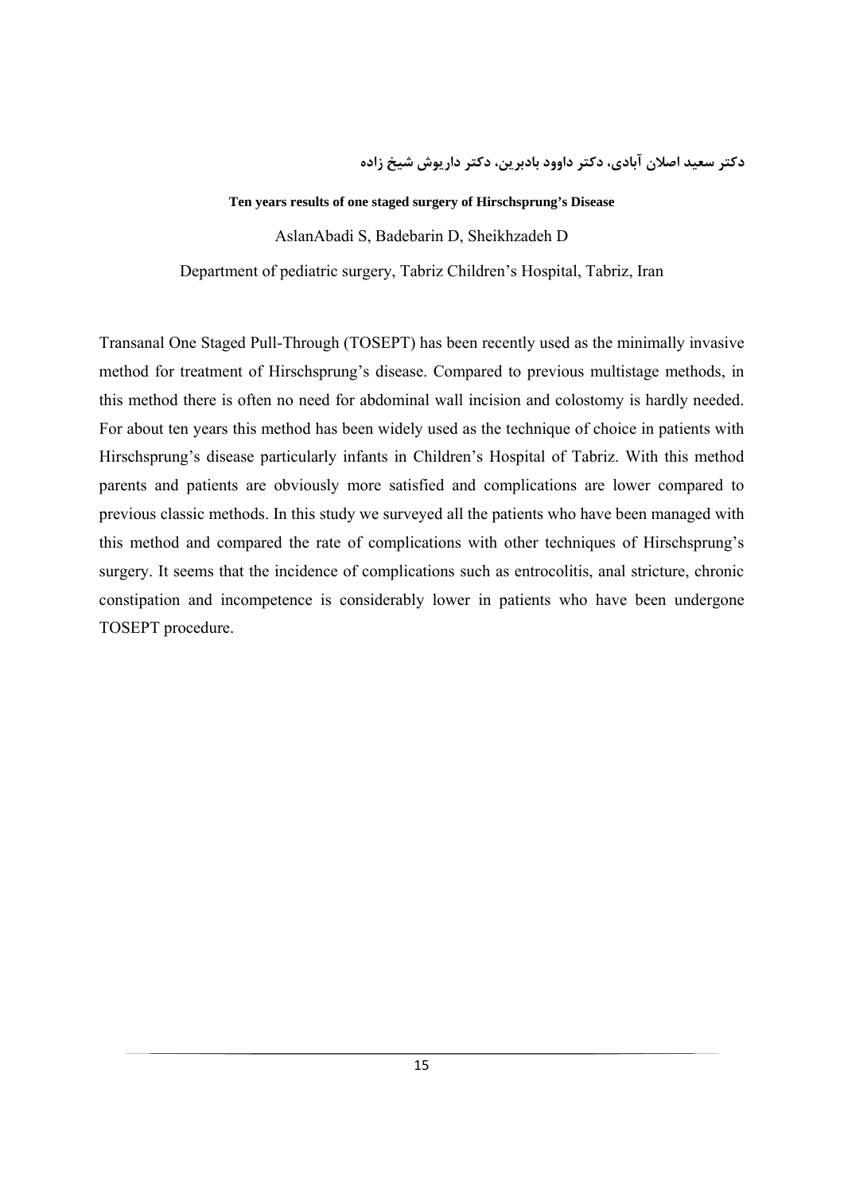دکتر سعید اصلان آبادی، دکتر داوود بادبرین، دکتر داریوش شیخ زاده

**Ten years results of one staged surgery of Hirschsprung's Disease**

AslanAbadi S, Badebarin D, Sheikhzadeh D

Department of pediatric surgery, Tabriz Children's Hospital, Tabriz, Iran

Transanal One Staged Pull-Through (TOSEPT) has been recently used as the minimally invasive method for treatment of Hirschsprung's disease. Compared to previous multistage methods, in this method there is often no need for abdominal wall incision and colostomy is hardly needed. For about ten years this method has been widely used as the technique of choice in patients with Hirschsprung's disease particularly infants in Children's Hospital of Tabriz. With this method parents and patients are obviously more satisfied and complications are lower compared to previous classic methods. In this study we surveyed all the patients who have been managed with this method and compared the rate of complications with other techniques of Hirschsprung's surgery. It seems that the incidence of complications such as entrocolitis, anal stricture, chronic constipation and incompetence is considerably lower in patients who have been undergone TOSEPT procedure.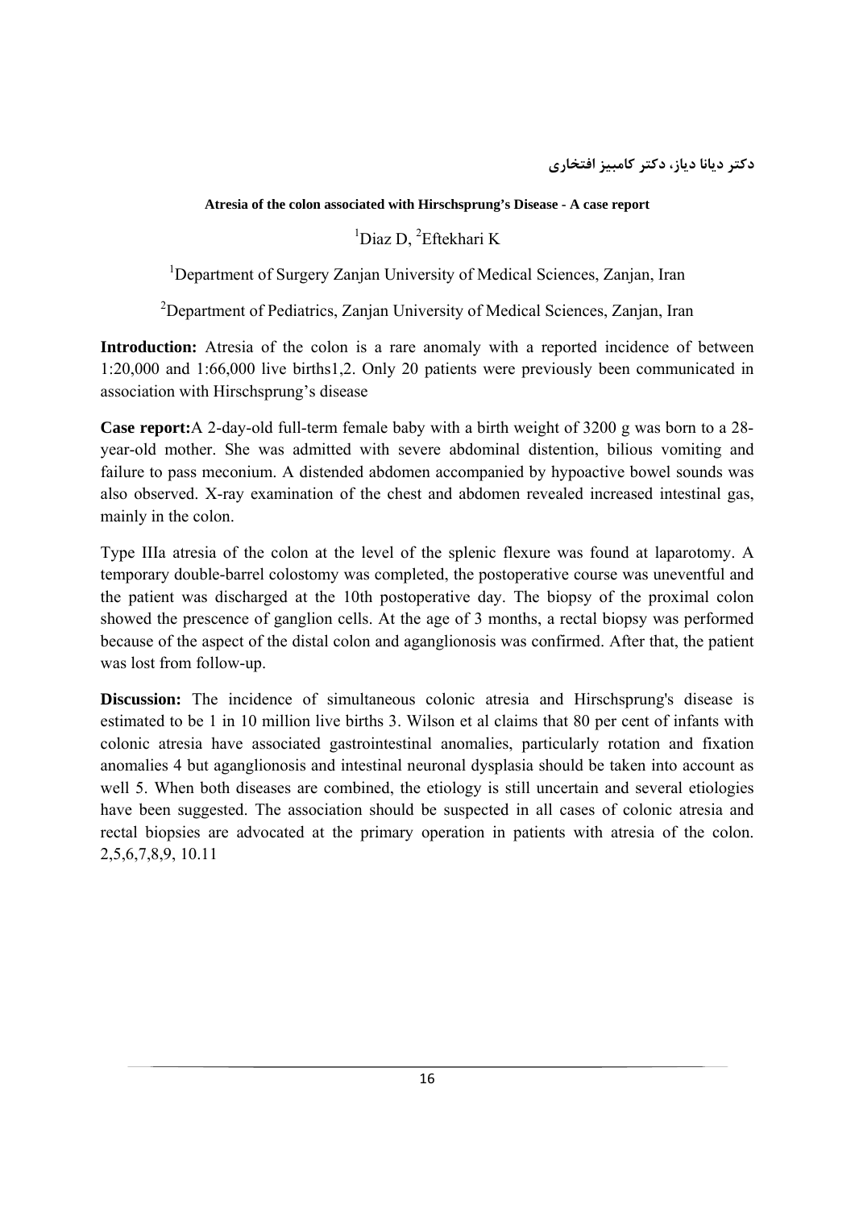دکتر دیانا دیاز، دکتر کامبیز افتخاری

## Atresia of the colon associated with Hirschsprung's Disease - A case report

[1]Diaz D, [2]Eftekhari K

[1]Department of Surgery Zanjan University of Medical Sciences, Zanjan, Iran

[2]Department of Pediatrics, Zanjan University of Medical Sciences, Zanjan, Iran

**Introduction:** Atresia of the colon is a rare anomaly with a reported incidence of between 1:20,000 and 1:66,000 live births1,2. Only 20 patients were previously been communicated in association with Hirschsprung's disease

**Case report:**A 2-day-old full-term female baby with a birth weight of 3200 g was born to a 28-year-old mother. She was admitted with severe abdominal distention, bilious vomiting and failure to pass meconium. A distended abdomen accompanied by hypoactive bowel sounds was also observed. X-ray examination of the chest and abdomen revealed increased intestinal gas, mainly in the colon.

Type IIIa atresia of the colon at the level of the splenic flexure was found at laparotomy. A temporary double-barrel colostomy was completed, the postoperative course was uneventful and the patient was discharged at the 10th postoperative day. The biopsy of the proximal colon showed the prescence of ganglion cells. At the age of 3 months, a rectal biopsy was performed because of the aspect of the distal colon and aganglionosis was confirmed. After that, the patient was lost from follow-up.

**Discussion:** The incidence of simultaneous colonic atresia and Hirschsprung's disease is estimated to be 1 in 10 million live births 3. Wilson et al claims that 80 per cent of infants with colonic atresia have associated gastrointestinal anomalies, particularly rotation and fixation anomalies 4 but aganglionosis and intestinal neuronal dysplasia should be taken into account as well 5. When both diseases are combined, the etiology is still uncertain and several etiologies have been suggested. The association should be suspected in all cases of colonic atresia and rectal biopsies are advocated at the primary operation in patients with atresia of the colon. 2,5,6,7,8,9, 10.11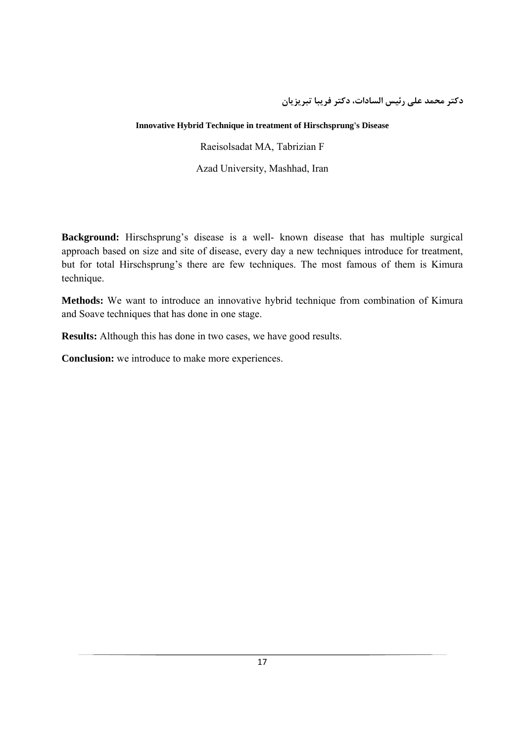دکتر محمد علی رئیس السادات، دکتر فریبا تبریزیان

### Innovative Hybrid Technique in treatment of Hirschsprung's Disease

Raeisolsadat MA, Tabrizian F

Azad University, Mashhad, Iran

**Background:** Hirschsprung's disease is a well- known disease that has multiple surgical approach based on size and site of disease, every day a new techniques introduce for treatment, but for total Hirschsprung's there are few techniques. The most famous of them is Kimura technique.

**Methods:** We want to introduce an innovative hybrid technique from combination of Kimura and Soave techniques that has done in one stage.

**Results:** Although this has done in two cases, we have good results.

**Conclusion:** we introduce to make more experiences.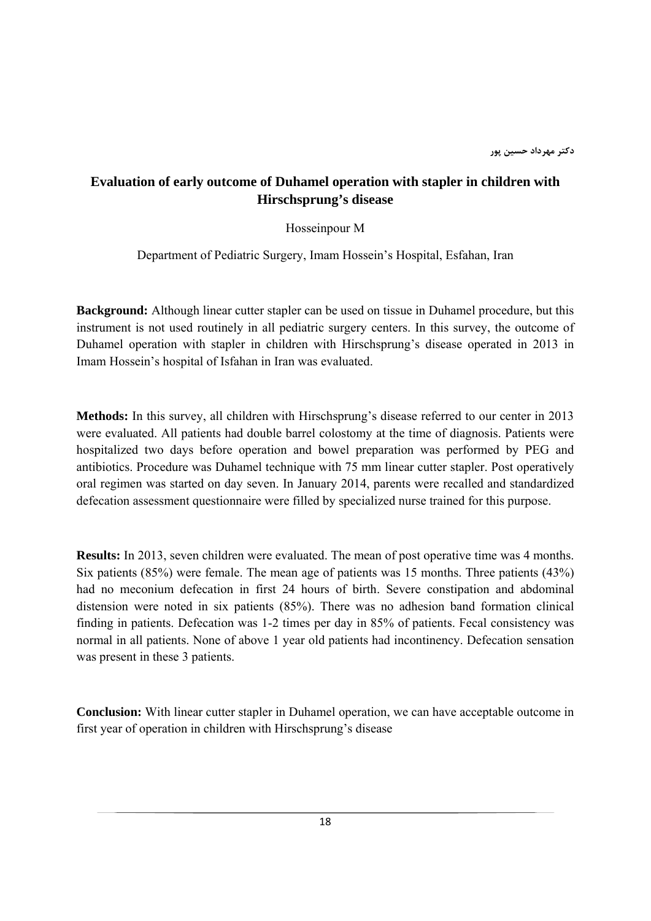دکتر مهرداد حسین پور

## Evaluation of early outcome of Duhamel operation with stapler in children with Hirschsprung's disease

Hosseinpour M

Department of Pediatric Surgery, Imam Hossein's Hospital, Esfahan, Iran

**Background:** Although linear cutter stapler can be used on tissue in Duhamel procedure, but this instrument is not used routinely in all pediatric surgery centers. In this survey, the outcome of Duhamel operation with stapler in children with Hirschsprung's disease operated in 2013 in Imam Hossein's hospital of Isfahan in Iran was evaluated.

**Methods:** In this survey, all children with Hirschsprung's disease referred to our center in 2013 were evaluated. All patients had double barrel colostomy at the time of diagnosis. Patients were hospitalized two days before operation and bowel preparation was performed by PEG and antibiotics. Procedure was Duhamel technique with 75 mm linear cutter stapler. Post operatively oral regimen was started on day seven. In January 2014, parents were recalled and standardized defecation assessment questionnaire were filled by specialized nurse trained for this purpose.

**Results:** In 2013, seven children were evaluated. The mean of post operative time was 4 months. Six patients (85%) were female. The mean age of patients was 15 months. Three patients (43%) had no meconium defecation in first 24 hours of birth. Severe constipation and abdominal distension were noted in six patients (85%). There was no adhesion band formation clinical finding in patients. Defecation was 1-2 times per day in 85% of patients. Fecal consistency was normal in all patients. None of above 1 year old patients had incontinency. Defecation sensation was present in these 3 patients.

**Conclusion:** With linear cutter stapler in Duhamel operation, we can have acceptable outcome in first year of operation in children with Hirschsprung's disease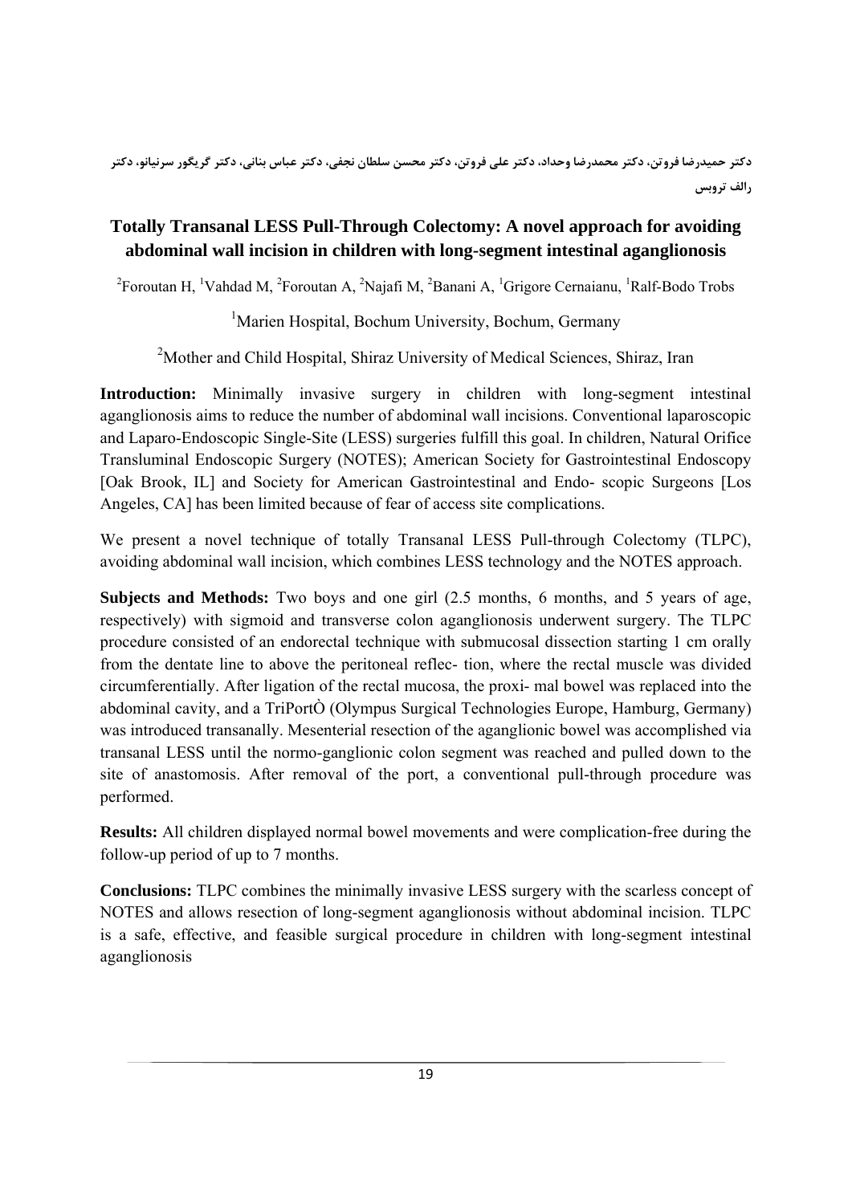دکتر حمیدرضا فروتن، دکتر محمدرضا وحداد، دکتر علی فروتن، دکتر محسن سلطان نجفی، دکتر عباس بنانی، دکتر گریگور سرنیانو، دکتر رالف تروبس

## Totally Transanal LESS Pull-Through Colectomy: A novel approach for avoiding abdominal wall incision in children with long-segment intestinal aganglionosis

[2]Foroutan H, [1]Vahdad M, [2]Foroutan A, [2]Najafi M, [2]Banani A, [1]Grigore Cernaianu, [1]Ralf-Bodo Trobs

[1]Marien Hospital, Bochum University, Bochum, Germany

[2]Mother and Child Hospital, Shiraz University of Medical Sciences, Shiraz, Iran

**Introduction:** Minimally invasive surgery in children with long-segment intestinal aganglionosis aims to reduce the number of abdominal wall incisions. Conventional laparoscopic and Laparo-Endoscopic Single-Site (LESS) surgeries fulfill this goal. In children, Natural Orifice Transluminal Endoscopic Surgery (NOTES); American Society for Gastrointestinal Endoscopy [Oak Brook, IL] and Society for American Gastrointestinal and Endo- scopic Surgeons [Los Angeles, CA] has been limited because of fear of access site complications.

We present a novel technique of totally Transanal LESS Pull-through Colectomy (TLPC), avoiding abdominal wall incision, which combines LESS technology and the NOTES approach.

**Subjects and Methods:** Two boys and one girl (2.5 months, 6 months, and 5 years of age, respectively) with sigmoid and transverse colon aganglionosis underwent surgery. The TLPC procedure consisted of an endorectal technique with submucosal dissection starting 1 cm orally from the dentate line to above the peritoneal reflec- tion, where the rectal muscle was divided circumferentially. After ligation of the rectal mucosa, the proxi- mal bowel was replaced into the abdominal cavity, and a TriPortÒ (Olympus Surgical Technologies Europe, Hamburg, Germany) was introduced transanally. Mesenterial resection of the aganglionic bowel was accomplished via transanal LESS until the normo-ganglionic colon segment was reached and pulled down to the site of anastomosis. After removal of the port, a conventional pull-through procedure was performed.

**Results:** All children displayed normal bowel movements and were complication-free during the follow-up period of up to 7 months.

**Conclusions:** TLPC combines the minimally invasive LESS surgery with the scarless concept of NOTES and allows resection of long-segment aganglionosis without abdominal incision. TLPC is a safe, effective, and feasible surgical procedure in children with long-segment intestinal aganglionosis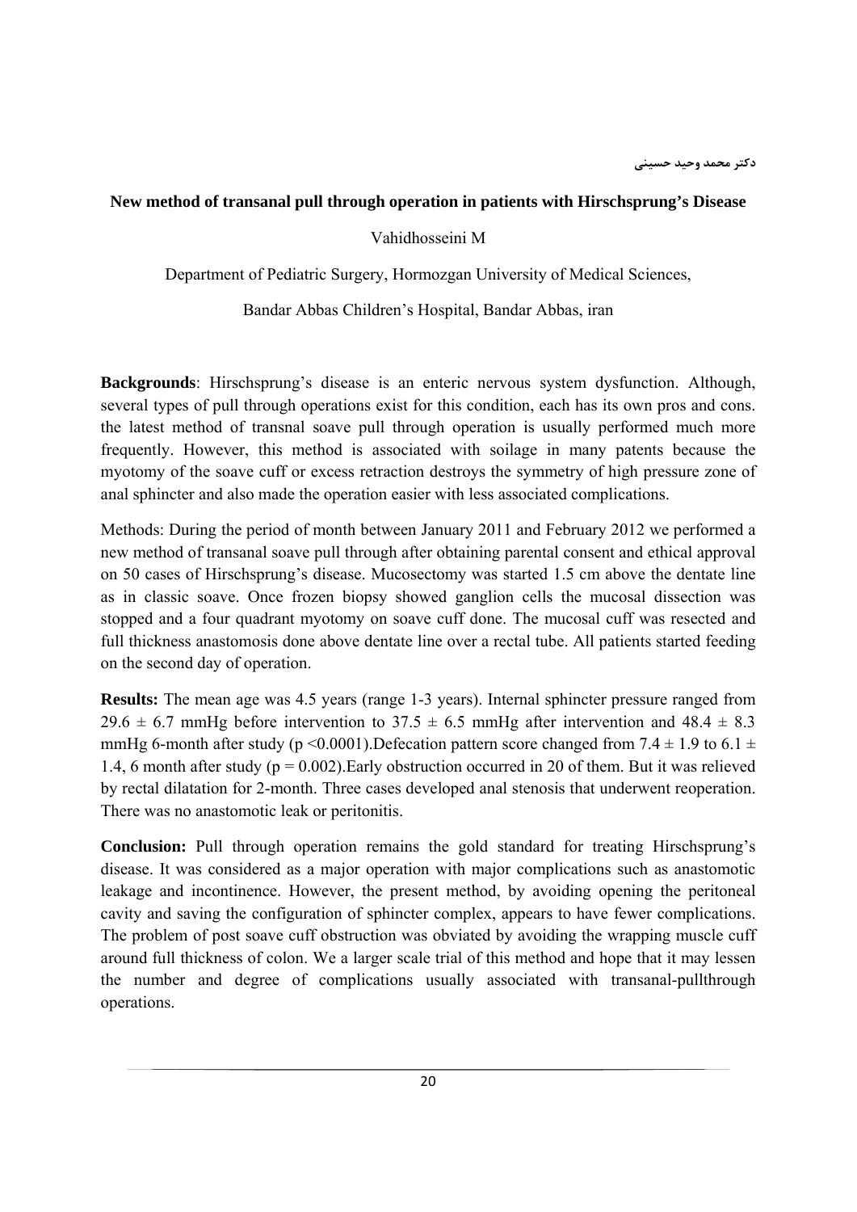دکتر محمد وحید حسینی

**New method of transanal pull through operation in patients with Hirschsprung's Disease**

Vahidhosseini M

Department of Pediatric Surgery, Hormozgan University of Medical Sciences,

Bandar Abbas Children's Hospital, Bandar Abbas, iran

**Backgrounds**: Hirschsprung's disease is an enteric nervous system dysfunction. Although, several types of pull through operations exist for this condition, each has its own pros and cons. the latest method of transnal soave pull through operation is usually performed much more frequently. However, this method is associated with soilage in many patents because the myotomy of the soave cuff or excess retraction destroys the symmetry of high pressure zone of anal sphincter and also made the operation easier with less associated complications.

Methods: During the period of month between January 2011 and February 2012 we performed a new method of transanal soave pull through after obtaining parental consent and ethical approval on 50 cases of Hirschsprung's disease. Mucosectomy was started 1.5 cm above the dentate line as in classic soave. Once frozen biopsy showed ganglion cells the mucosal dissection was stopped and a four quadrant myotomy on soave cuff done. The mucosal cuff was resected and full thickness anastomosis done above dentate line over a rectal tube. All patients started feeding on the second day of operation.

**Results:** The mean age was 4.5 years (range 1-3 years). Internal sphincter pressure ranged from $29.6 \pm 6.7$ mmHg before intervention to $37.5 \pm 6.5$ mmHg after intervention and $48.4 \pm 8.3$ mmHg 6-month after study ($p < 0.0001$).Defecation pattern score changed from $7.4 \pm 1.9$ to $6.1 \pm 1.4$, 6 month after study ($p = 0.002$).Early obstruction occurred in 20 of them. But it was relieved by rectal dilatation for 2-month. Three cases developed anal stenosis that underwent reoperation. There was no anastomotic leak or peritonitis.

**Conclusion:** Pull through operation remains the gold standard for treating Hirschsprung's disease. It was considered as a major operation with major complications such as anastomotic leakage and incontinence. However, the present method, by avoiding opening the peritoneal cavity and saving the configuration of sphincter complex, appears to have fewer complications. The problem of post soave cuff obstruction was obviated by avoiding the wrapping muscle cuff around full thickness of colon. We a larger scale trial of this method and hope that it may lessen the number and degree of complications usually associated with transanal-pullthrough operations.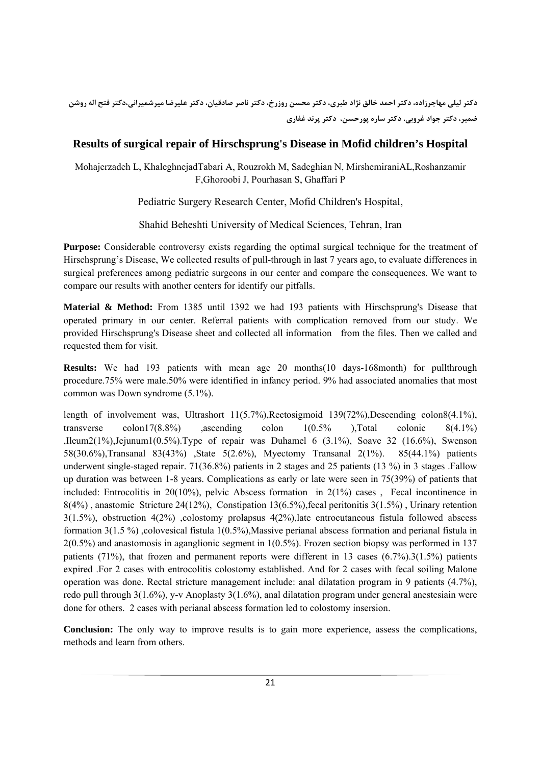دکتر لیلی مهاجرزاده، دکتر احمد خالق نژاد طبری، دکتر محسن روزرخ، دکتر ناصر صادقیان، دکتر علیرضا میرشمیرانی،دکتر فتح اله روشن ضمیر، دکتر جواد غروبی، دکتر ساره پورحسن، دکتر پرند غفاری

## Results of surgical repair of Hirschsprung's Disease in Mofid children's Hospital

Mohajerzadeh L, KhaleghnejadTabari A, Rouzrokh M, Sadeghian N, MirshemiraniAL,Roshanzamir F,Ghoroobi J, Pourhasan S, Ghaffari P

Pediatric Surgery Research Center, Mofid Children's Hospital,

Shahid Beheshti University of Medical Sciences, Tehran, Iran

**Purpose:** Considerable controversy exists regarding the optimal surgical technique for the treatment of Hirschsprung's Disease, We collected results of pull-through in last 7 years ago, to evaluate differences in surgical preferences among pediatric surgeons in our center and compare the consequences. We want to compare our results with another centers for identify our pitfalls.

**Material & Method:** From 1385 until 1392 we had 193 patients with Hirschsprung's Disease that operated primary in our center. Referral patients with complication removed from our study. We provided Hirschsprung's Disease sheet and collected all information from the files. Then we called and requested them for visit.

**Results:** We had 193 patients with mean age 20 months(10 days-168month) for pullthrough procedure.75% were male.50% were identified in infancy period. 9% had associated anomalies that most common was Down syndrome (5.1%).

length of involvement was, Ultrashort 11(5.7%),Rectosigmoid 139(72%),Descending colon8(4.1%), transverse colon17(8.8%) ,ascending colon 1(0.5% ),Total colonic 8(4.1%) ,Ileum2(1%),Jejunum1(0.5%).Type of repair was Duhamel 6 (3.1%), Soave 32 (16.6%), Swenson 58(30.6%),Transanal 83(43%) ,State 5(2.6%), Myectomy Transanal 2(1%). 85(44.1%) patients underwent single-staged repair. 71(36.8%) patients in 2 stages and 25 patients (13 %) in 3 stages .Fallow up duration was between 1-8 years. Complications as early or late were seen in 75(39%) of patients that included: Entrocolitis in 20(10%), pelvic Abscess formation in 2(1%) cases , Fecal incontinence in 8(4%) , anastomic Stricture 24(12%), Constipation 13(6.5%),fecal peritonitis 3(1.5%) , Urinary retention 3(1.5%), obstruction 4(2%) ,colostomy prolapsus 4(2%),late entrocutaneous fistula followed abscess formation 3(1.5 %) ,colovesical fistula 1(0.5%),Massive perianal abscess formation and perianal fistula in 2(0.5%) and anastomosis in aganglionic segment in 1(0.5%). Frozen section biopsy was performed in 137 patients (71%), that frozen and permanent reports were different in 13 cases (6.7%).3(1.5%) patients expired .For 2 cases with entrocolitis colostomy established. And for 2 cases with fecal soiling Malone operation was done. Rectal stricture management include: anal dilatation program in 9 patients (4.7%), redo pull through 3(1.6%), y-v Anoplasty 3(1.6%), anal dilatation program under general anestesiain were done for others. 2 cases with perianal abscess formation led to colostomy insersion.

**Conclusion:** The only way to improve results is to gain more experience, assess the complications, methods and learn from others.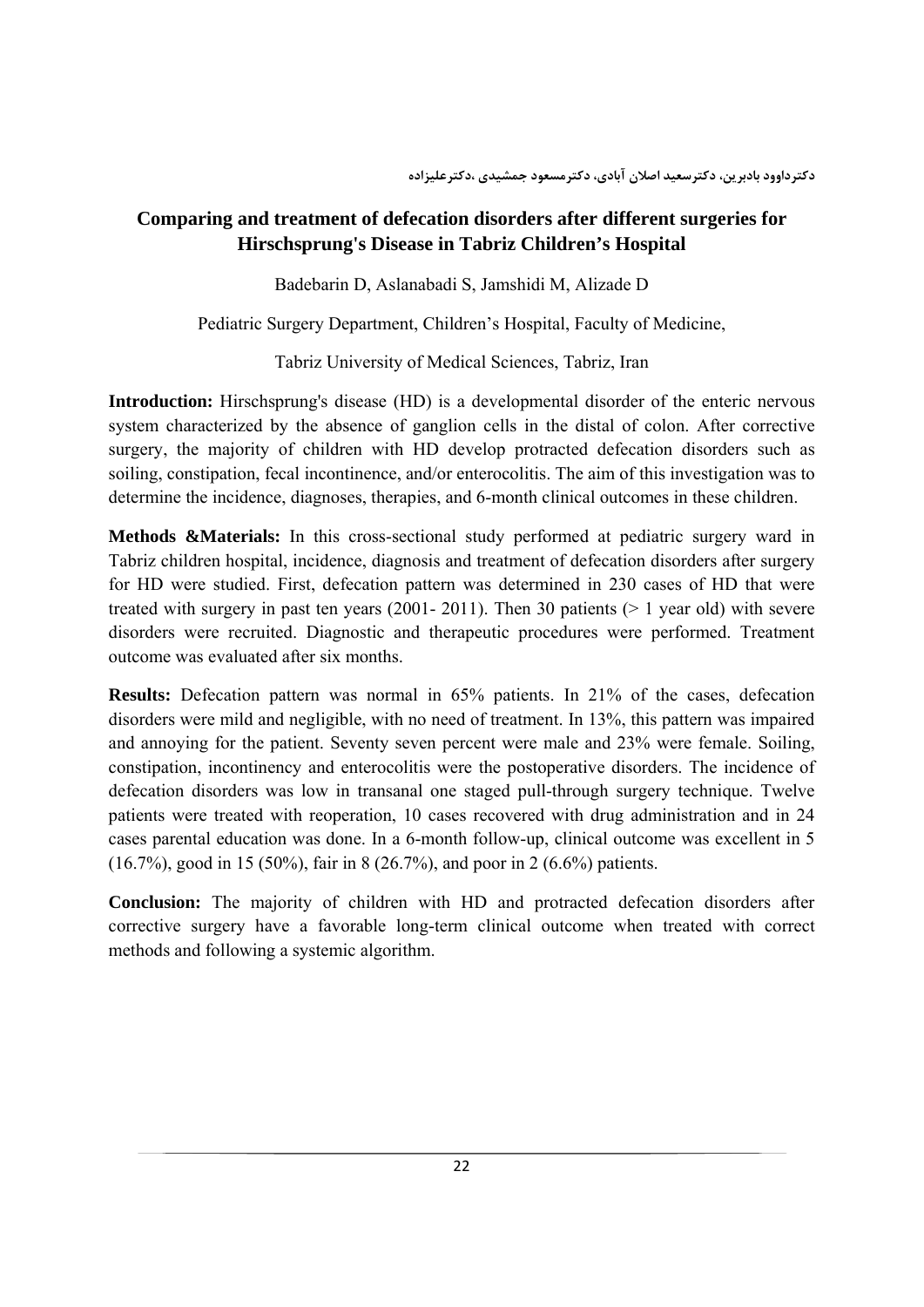دکترداوود بادبرین، دکترسعید اصلان آبادی، دکترمسعود جمشیدی ،دکترعلیزاده

## Comparing and treatment of defecation disorders after different surgeries for Hirschsprung's Disease in Tabriz Children's Hospital

Badebarin D, Aslanabadi S, Jamshidi M, Alizade D

Pediatric Surgery Department, Children's Hospital, Faculty of Medicine,

Tabriz University of Medical Sciences, Tabriz, Iran

**Introduction:** Hirschsprung's disease (HD) is a developmental disorder of the enteric nervous system characterized by the absence of ganglion cells in the distal of colon. After corrective surgery, the majority of children with HD develop protracted defecation disorders such as soiling, constipation, fecal incontinence, and/or enterocolitis. The aim of this investigation was to determine the incidence, diagnoses, therapies, and 6-month clinical outcomes in these children.

**Methods &Materials:** In this cross-sectional study performed at pediatric surgery ward in Tabriz children hospital, incidence, diagnosis and treatment of defecation disorders after surgery for HD were studied. First, defecation pattern was determined in 230 cases of HD that were treated with surgery in past ten years (2001- 2011). Then 30 patients (> 1 year old) with severe disorders were recruited. Diagnostic and therapeutic procedures were performed. Treatment outcome was evaluated after six months.

**Results:** Defecation pattern was normal in 65% patients. In 21% of the cases, defecation disorders were mild and negligible, with no need of treatment. In 13%, this pattern was impaired and annoying for the patient. Seventy seven percent were male and 23% were female. Soiling, constipation, incontinency and enterocolitis were the postoperative disorders. The incidence of defecation disorders was low in transanal one staged pull-through surgery technique. Twelve patients were treated with reoperation, 10 cases recovered with drug administration and in 24 cases parental education was done. In a 6-month follow-up, clinical outcome was excellent in 5 (16.7%), good in 15 (50%), fair in 8 (26.7%), and poor in 2 (6.6%) patients.

**Conclusion:** The majority of children with HD and protracted defecation disorders after corrective surgery have a favorable long-term clinical outcome when treated with correct methods and following a systemic algorithm.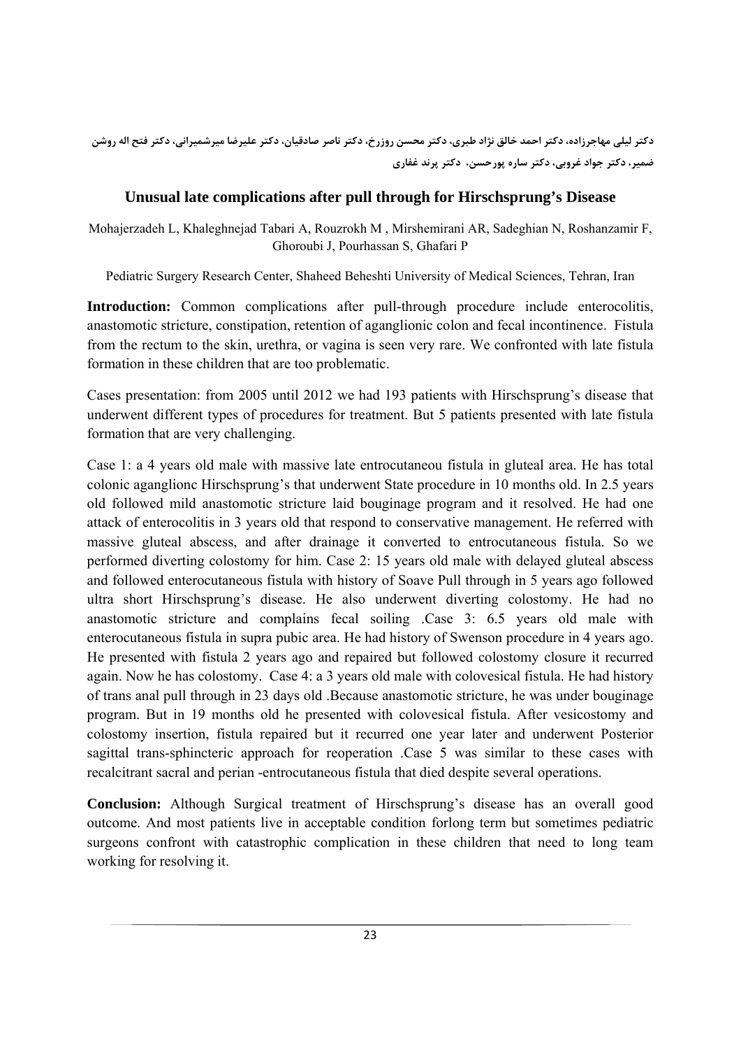دکتر لیلی مهاجرزاده، دکتر احمد خالق نژاد طبری، دکتر محسن روزرخ، دکتر ناصر صادقیان، دکتر علیرضا میرشمیرانی، دکتر فتح اله روشن ضمیر، دکتر جواد غروبی، دکتر ساره پورحسن، دکتر پرند غفاری

## Unusual late complications after pull through for Hirschsprung's Disease

Mohajerzadeh L, Khaleghnejad Tabari A, Rouzrokh M , Mirshemirani AR, Sadeghian N, Roshanzamir F, Ghoroubi J, Pourhassan S, Ghafari P

Pediatric Surgery Research Center, Shaheed Beheshti University of Medical Sciences, Tehran, Iran

**Introduction:** Common complications after pull-through procedure include enterocolitis, anastomotic stricture, constipation, retention of aganglionic colon and fecal incontinence. Fistula from the rectum to the skin, urethra, or vagina is seen very rare. We confronted with late fistula formation in these children that are too problematic.

Cases presentation: from 2005 until 2012 we had 193 patients with Hirschsprung's disease that underwent different types of procedures for treatment. But 5 patients presented with late fistula formation that are very challenging.

Case 1: a 4 years old male with massive late entrocutaneou fistula in gluteal area. He has total colonic aganglionc Hirschsprung's that underwent State procedure in 10 months old. In 2.5 years old followed mild anastomotic stricture laid bouginage program and it resolved. He had one attack of enterocolitis in 3 years old that respond to conservative management. He referred with massive gluteal abscess, and after drainage it converted to entrocutaneous fistula. So we performed diverting colostomy for him. Case 2: 15 years old male with delayed gluteal abscess and followed enterocutaneous fistula with history of Soave Pull through in 5 years ago followed ultra short Hirschsprung's disease. He also underwent diverting colostomy. He had no anastomotic stricture and complains fecal soiling .Case 3: 6.5 years old male with enterocutaneous fistula in supra pubic area. He had history of Swenson procedure in 4 years ago. He presented with fistula 2 years ago and repaired but followed colostomy closure it recurred again. Now he has colostomy. Case 4: a 3 years old male with colovesical fistula. He had history of trans anal pull through in 23 days old .Because anastomotic stricture, he was under bouginage program. But in 19 months old he presented with colovesical fistula. After vesicostomy and colostomy insertion, fistula repaired but it recurred one year later and underwent Posterior sagittal trans-sphincteric approach for reoperation .Case 5 was similar to these cases with recalcitrant sacral and perian -entrocutaneous fistula that died despite several operations.

**Conclusion:** Although Surgical treatment of Hirschsprung's disease has an overall good outcome. And most patients live in acceptable condition forlong term but sometimes pediatric surgeons confront with catastrophic complication in these children that need to long team working for resolving it.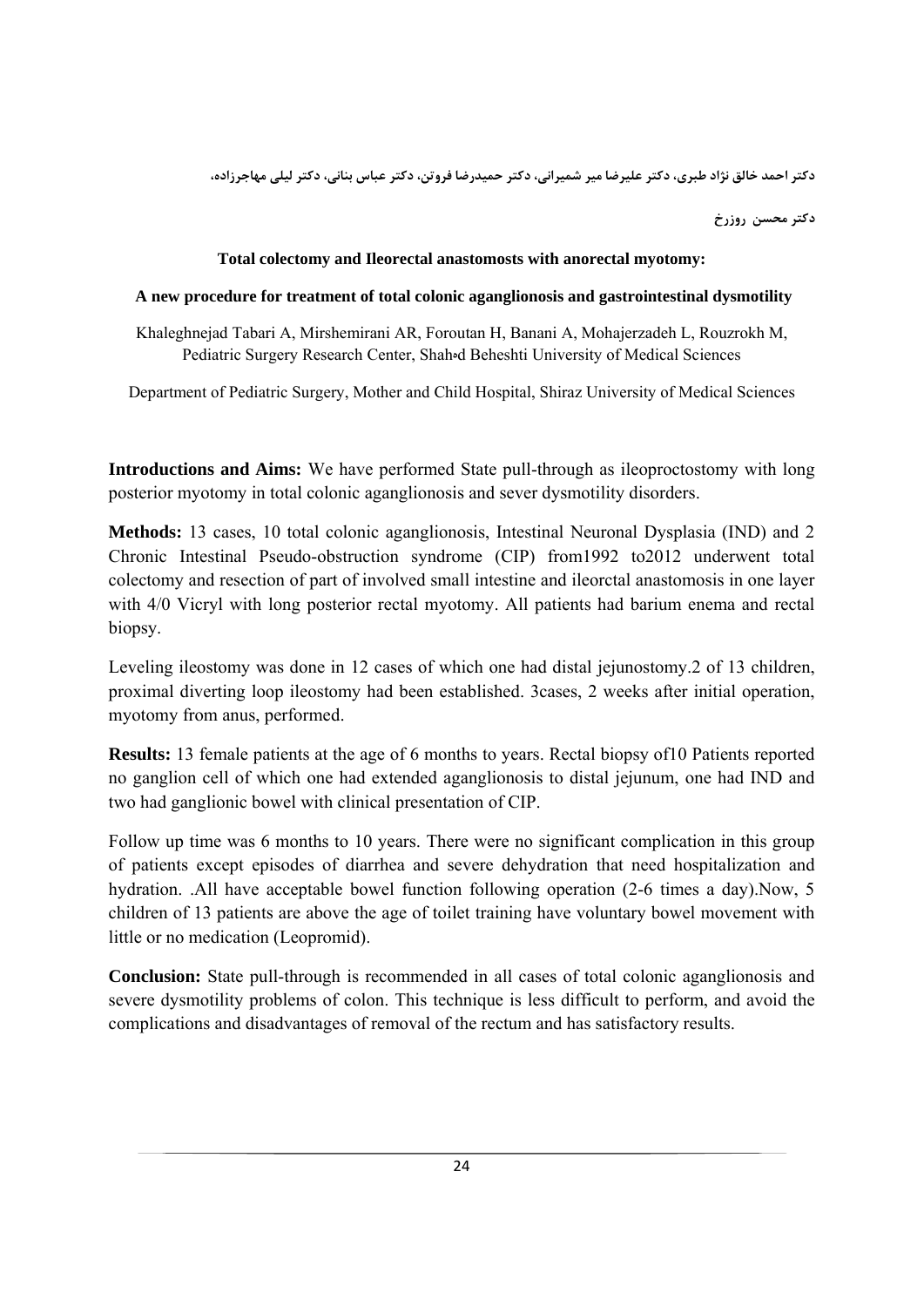دکتر احمد خالق نژاد طبری، دکتر علیرضا میر شمیرانی، دکتر حمیدرضا فروتن، دکتر عباس بنانی، دکتر لیلی مهاجرزاده،

دکتر محسن روزرخ

**Total colectomy and Ileorectal anastomosts with anorectal myotomy:**

**A new procedure for treatment of total colonic aganglionosis and gastrointestinal dysmotility**

Khaleghnejad Tabari A, Mirshemirani AR, Foroutan H, Banani A, Mohajerzadeh L, Rouzrokh M, Pediatric Surgery Research Center, Shahed Beheshti University of Medical Sciences

Department of Pediatric Surgery, Mother and Child Hospital, Shiraz University of Medical Sciences

**Introductions and Aims:** We have performed State pull-through as ileoproctostomy with long posterior myotomy in total colonic aganglionosis and sever dysmotility disorders.

**Methods:** 13 cases, 10 total colonic aganglionosis, Intestinal Neuronal Dysplasia (IND) and 2 Chronic Intestinal Pseudo-obstruction syndrome (CIP) from1992 to2012 underwent total colectomy and resection of part of involved small intestine and ileorctal anastomosis in one layer with 4/0 Vicryl with long posterior rectal myotomy. All patients had barium enema and rectal biopsy.

Leveling ileostomy was done in 12 cases of which one had distal jejunostomy.2 of 13 children, proximal diverting loop ileostomy had been established. 3cases, 2 weeks after initial operation, myotomy from anus, performed.

**Results:** 13 female patients at the age of 6 months to years. Rectal biopsy of10 Patients reported no ganglion cell of which one had extended aganglionosis to distal jejunum, one had IND and two had ganglionic bowel with clinical presentation of CIP.

Follow up time was 6 months to 10 years. There were no significant complication in this group of patients except episodes of diarrhea and severe dehydration that need hospitalization and hydration. .All have acceptable bowel function following operation (2-6 times a day).Now, 5 children of 13 patients are above the age of toilet training have voluntary bowel movement with little or no medication (Leopromid).

**Conclusion:** State pull-through is recommended in all cases of total colonic aganglionosis and severe dysmotility problems of colon. This technique is less difficult to perform, and avoid the complications and disadvantages of removal of the rectum and has satisfactory results.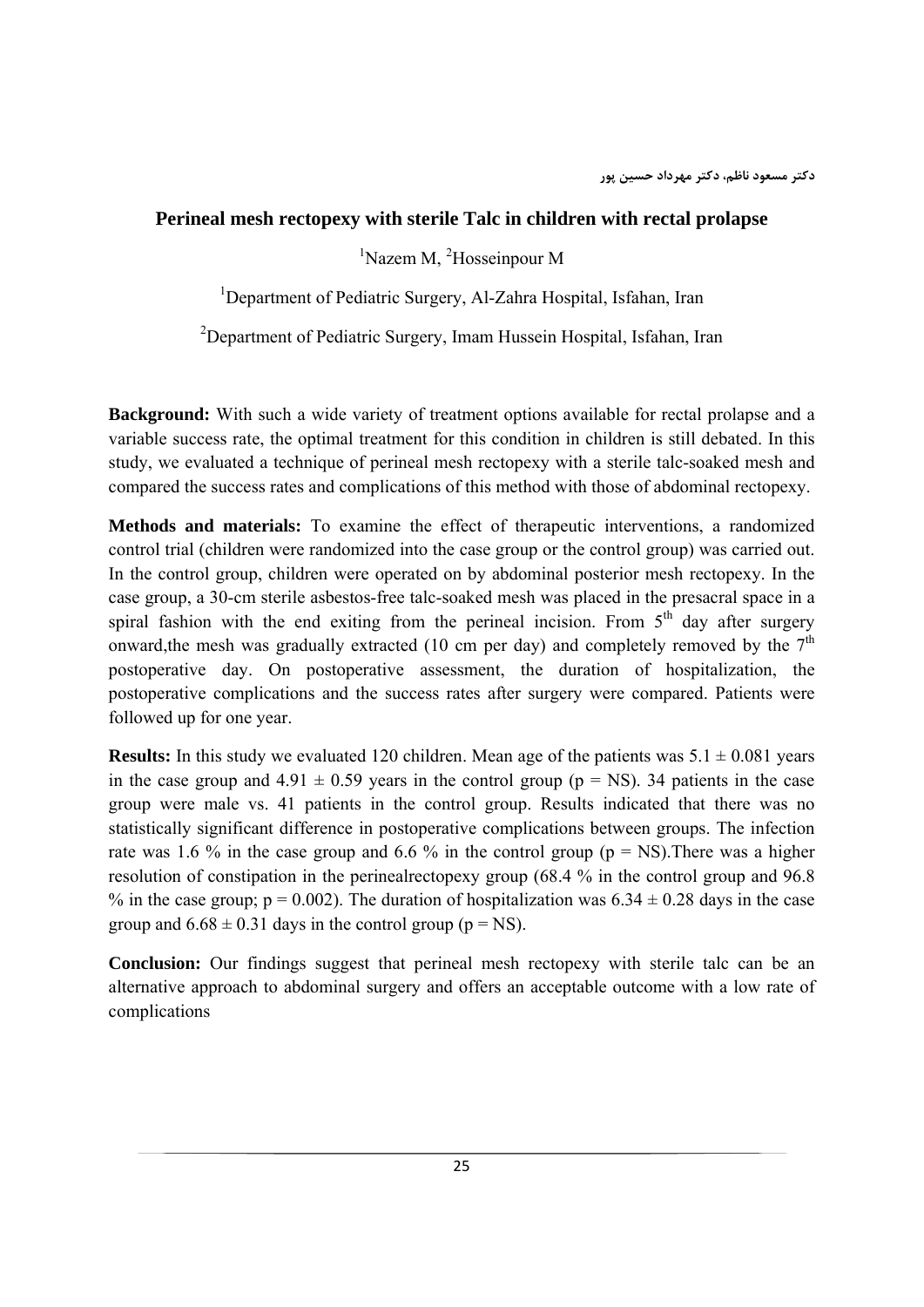دکتر مسعود ناظم، دکتر مهرداد حسین پور

## Perineal mesh rectopexy with sterile Talc in children with rectal prolapse

[1]Nazem M, [2]Hosseinpour M

[1]Department of Pediatric Surgery, Al-Zahra Hospital, Isfahan, Iran

[2]Department of Pediatric Surgery, Imam Hussein Hospital, Isfahan, Iran

**Background:** With such a wide variety of treatment options available for rectal prolapse and a variable success rate, the optimal treatment for this condition in children is still debated. In this study, we evaluated a technique of perineal mesh rectopexy with a sterile talc-soaked mesh and compared the success rates and complications of this method with those of abdominal rectopexy.

**Methods and materials:** To examine the effect of therapeutic interventions, a randomized control trial (children were randomized into the case group or the control group) was carried out. In the control group, children were operated on by abdominal posterior mesh rectopexy. In the case group, a 30-cm sterile asbestos-free talc-soaked mesh was placed in the presacral space in a spiral fashion with the end exiting from the perineal incision. From 5[th] day after surgery onward,the mesh was gradually extracted (10 cm per day) and completely removed by the 7[th] postoperative day. On postoperative assessment, the duration of hospitalization, the postoperative complications and the success rates after surgery were compared. Patients were followed up for one year.

**Results:** In this study we evaluated 120 children. Mean age of the patients was $5.1 \pm 0.081$ years in the case group and $4.91 \pm 0.59$ years in the control group ($p$ = NS). 34 patients in the case group were male vs. 41 patients in the control group. Results indicated that there was no statistically significant difference in postoperative complications between groups. The infection rate was 1.6 % in the case group and 6.6 % in the control group ($p$ = NS).There was a higher resolution of constipation in the perinealrectopexy group (68.4 % in the control group and 96.8 % in the case group; $p = 0.002$). The duration of hospitalization was $6.34 \pm 0.28$ days in the case group and $6.68 \pm 0.31$ days in the control group ($p$ = NS).

**Conclusion:** Our findings suggest that perineal mesh rectopexy with sterile talc can be an alternative approach to abdominal surgery and offers an acceptable outcome with a low rate of complications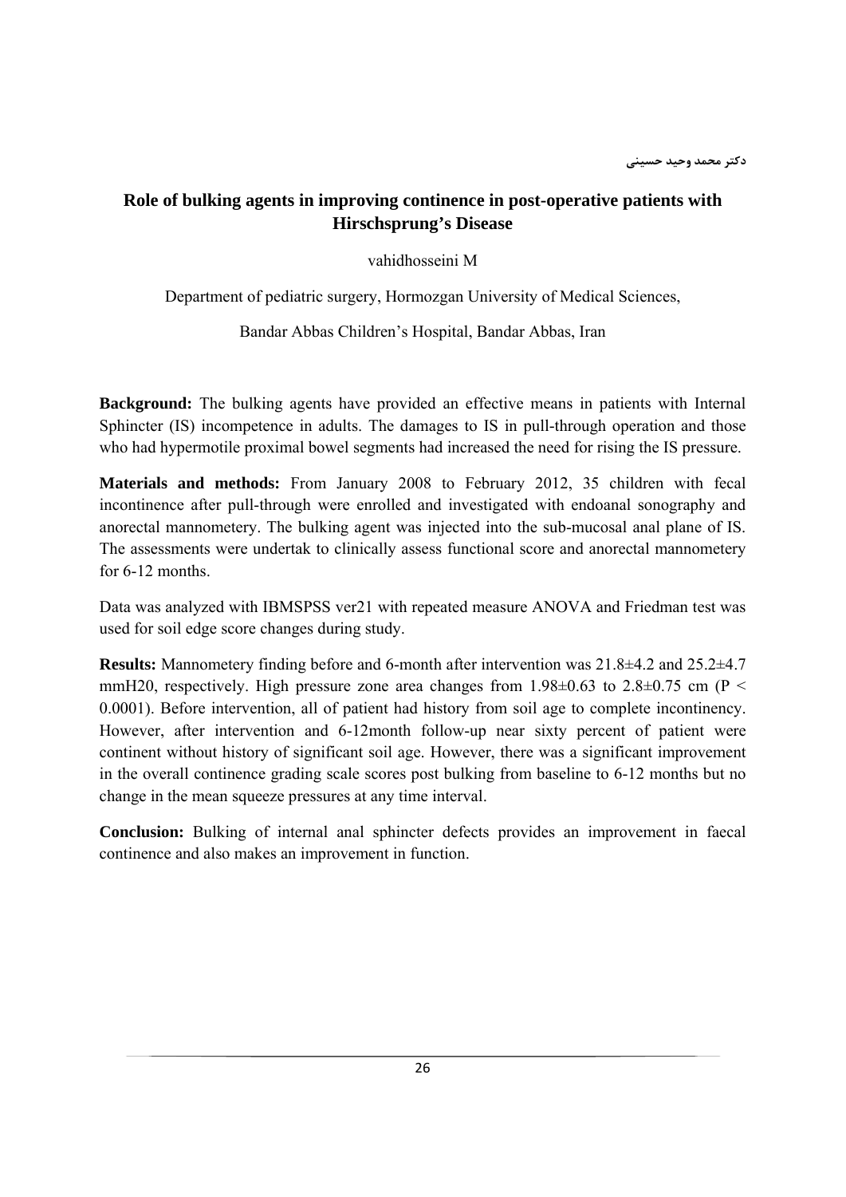دکتر محمد وحید حسینی

## Role of bulking agents in improving continence in post-operative patients with Hirschsprung's Disease

vahidhosseini M

Department of pediatric surgery, Hormozgan University of Medical Sciences,

Bandar Abbas Children's Hospital, Bandar Abbas, Iran

**Background:** The bulking agents have provided an effective means in patients with Internal Sphincter (IS) incompetence in adults. The damages to IS in pull-through operation and those who had hypermotile proximal bowel segments had increased the need for rising the IS pressure.

**Materials and methods:** From January 2008 to February 2012, 35 children with fecal incontinence after pull-through were enrolled and investigated with endoanal sonography and anorectal mannometery. The bulking agent was injected into the sub-mucosal anal plane of IS. The assessments were undertak to clinically assess functional score and anorectal mannometery for 6-12 months.

Data was analyzed with IBMSPSS ver21 with repeated measure ANOVA and Friedman test was used for soil edge score changes during study.

**Results:** Mannometery finding before and 6-month after intervention was 21.8±4.2 and 25.2±4.7 mmH20, respectively. High pressure zone area changes from 1.98±0.63 to 2.8±0.75 cm ($P < 0.0001$). Before intervention, all of patient had history from soil age to complete incontinency. However, after intervention and 6-12month follow-up near sixty percent of patient were continent without history of significant soil age. However, there was a significant improvement in the overall continence grading scale scores post bulking from baseline to 6-12 months but no change in the mean squeeze pressures at any time interval.

**Conclusion:** Bulking of internal anal sphincter defects provides an improvement in faecal continence and also makes an improvement in function.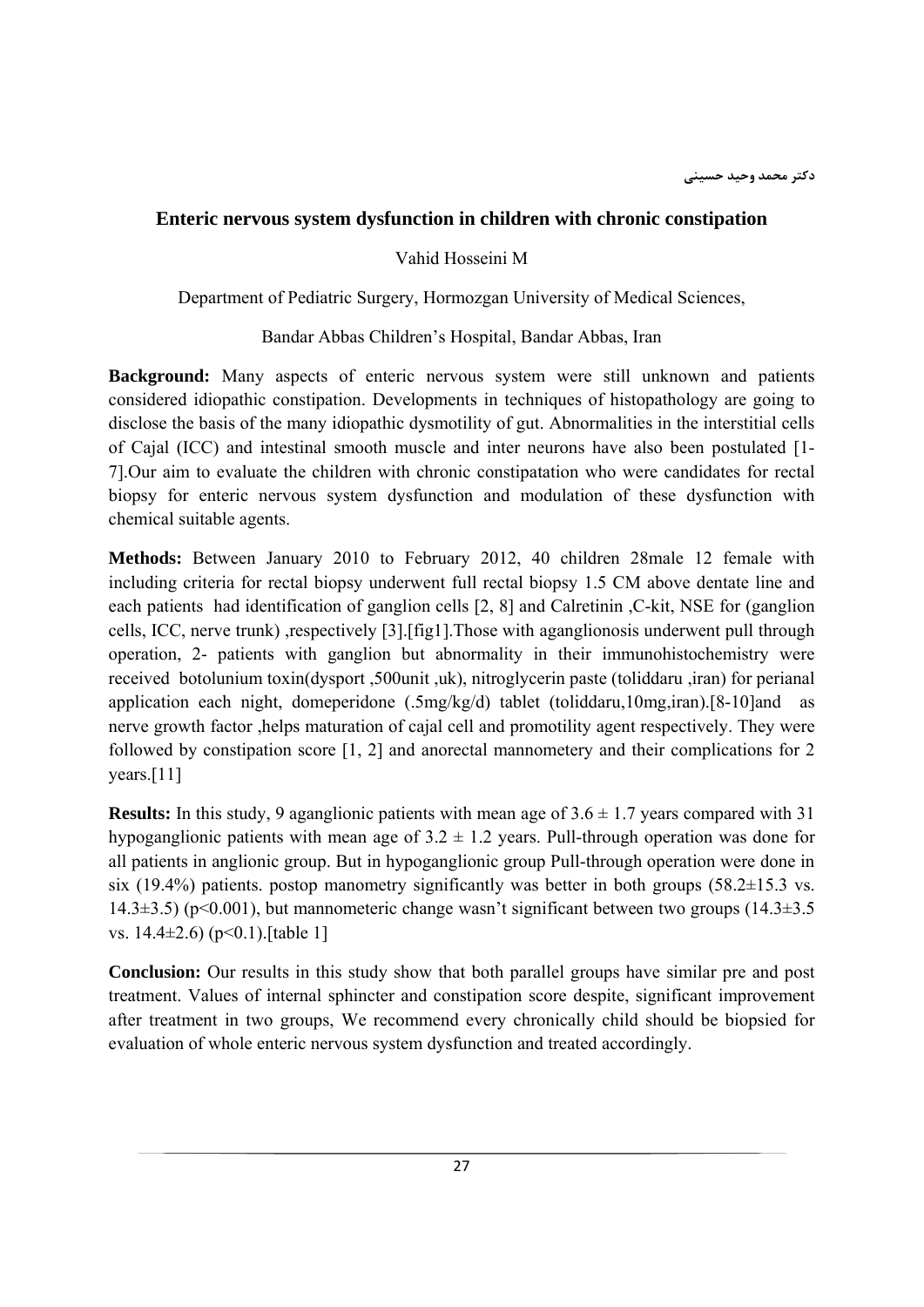دکتر محمد وحید حسینی

## Enteric nervous system dysfunction in children with chronic constipation

Vahid Hosseini M

Department of Pediatric Surgery, Hormozgan University of Medical Sciences,

Bandar Abbas Children's Hospital, Bandar Abbas, Iran

**Background:** Many aspects of enteric nervous system were still unknown and patients considered idiopathic constipation. Developments in techniques of histopathology are going to disclose the basis of the many idiopathic dysmotility of gut. Abnormalities in the interstitial cells of Cajal (ICC) and intestinal smooth muscle and inter neurons have also been postulated [1-7].Our aim to evaluate the children with chronic constipatation who were candidates for rectal biopsy for enteric nervous system dysfunction and modulation of these dysfunction with chemical suitable agents.

**Methods:** Between January 2010 to February 2012, 40 children 28male 12 female with including criteria for rectal biopsy underwent full rectal biopsy 1.5 CM above dentate line and each patients had identification of ganglion cells [2, 8] and Calretinin ,C-kit, NSE for (ganglion cells, ICC, nerve trunk) ,respectively [3].[fig1].Those with aganglionosis underwent pull through operation, 2- patients with ganglion but abnormality in their immunohistochemistry were received botolunium toxin(dysport ,500unit ,uk), nitroglycerin paste (toliddaru ,iran) for perianal application each night, domeperidone (.5mg/kg/d) tablet (toliddaru,10mg,iran).[8-10]and as nerve growth factor ,helps maturation of cajal cell and promotility agent respectively. They were followed by constipation score [1, 2] and anorectal mannometery and their complications for 2 years.[11]

**Results:** In this study, 9 aganglionic patients with mean age of $3.6 \pm 1.7$ years compared with 31 hypoganglionic patients with mean age of $3.2 \pm 1.2$ years. Pull-through operation was done for all patients in anglionic group. But in hypoganglionic group Pull-through operation were done in six (19.4%) patients. postop manometry significantly was better in both groups ($58.2\pm15.3$ vs. $14.3\pm3.5$) ($p<0.001$), but mannometeric change wasn't significant between two groups ($14.3\pm3.5$ vs. $14.4\pm2.6$) ($p<0.1$).[table 1]

**Conclusion:** Our results in this study show that both parallel groups have similar pre and post treatment. Values of internal sphincter and constipation score despite, significant improvement after treatment in two groups, We recommend every chronically child should be biopsied for evaluation of whole enteric nervous system dysfunction and treated accordingly.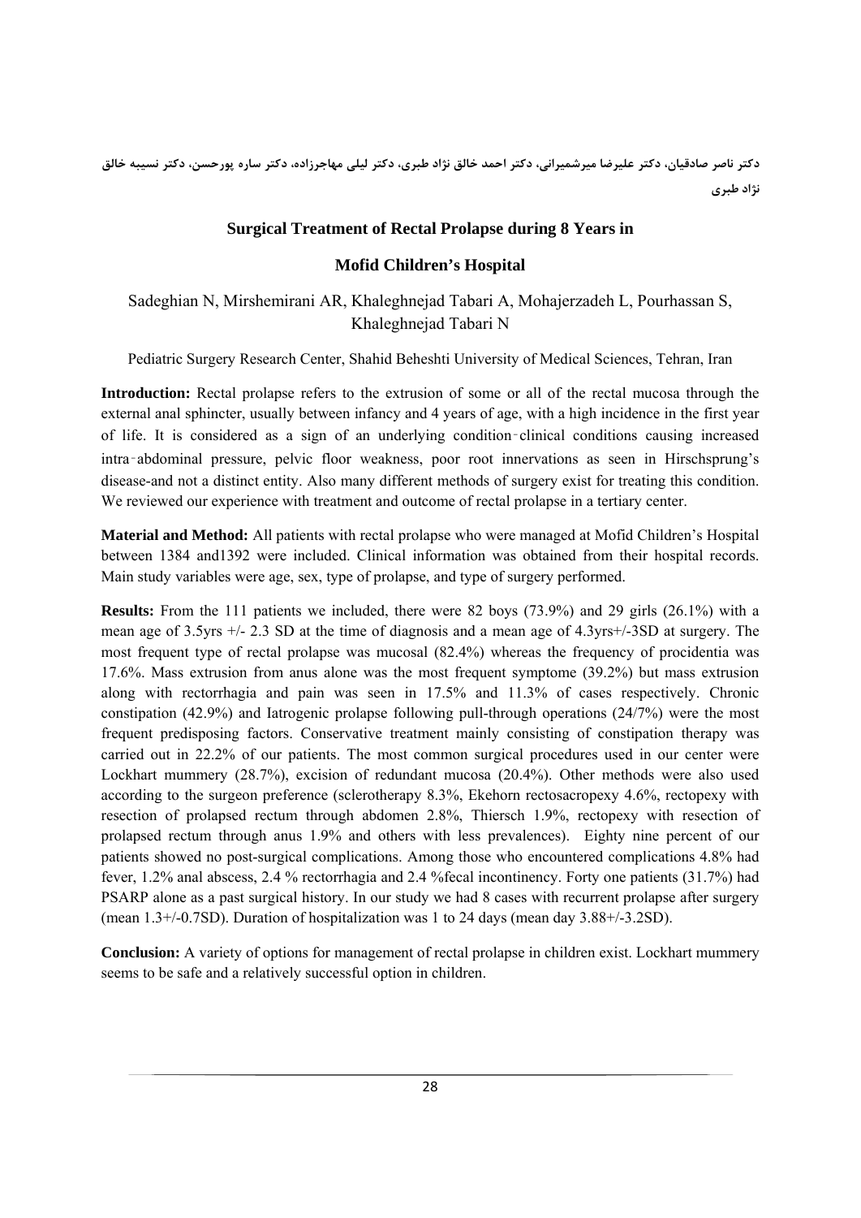دکتر ناصر صادقیان، دکتر علیرضا میرشمیرانی، دکتر احمد خالق نژاد طبری، دکتر لیلی مهاجرزاده، دکتر ساره پورحسن، دکتر نسیبه خالق نژاد طبری

## Surgical Treatment of Rectal Prolapse during 8 Years in Mofid Children's Hospital

Sadeghian N, Mirshemirani AR, Khaleghnejad Tabari A, Mohajerzadeh L, Pourhassan S, Khaleghnejad Tabari N

Pediatric Surgery Research Center, Shahid Beheshti University of Medical Sciences, Tehran, Iran

**Introduction:** Rectal prolapse refers to the extrusion of some or all of the rectal mucosa through the external anal sphincter, usually between infancy and 4 years of age, with a high incidence in the first year of life. It is considered as a sign of an underlying condition-clinical conditions causing increased intra-abdominal pressure, pelvic floor weakness, poor root innervations as seen in Hirschsprung's disease-and not a distinct entity. Also many different methods of surgery exist for treating this condition. We reviewed our experience with treatment and outcome of rectal prolapse in a tertiary center.

**Material and Method:** All patients with rectal prolapse who were managed at Mofid Children's Hospital between 1384 and1392 were included. Clinical information was obtained from their hospital records. Main study variables were age, sex, type of prolapse, and type of surgery performed.

**Results:** From the 111 patients we included, there were 82 boys (73.9%) and 29 girls (26.1%) with a mean age of 3.5yrs +/- 2.3 SD at the time of diagnosis and a mean age of 4.3yrs+/-3SD at surgery. The most frequent type of rectal prolapse was mucosal (82.4%) whereas the frequency of procidentia was 17.6%. Mass extrusion from anus alone was the most frequent symptome (39.2%) but mass extrusion along with rectorrhagia and pain was seen in 17.5% and 11.3% of cases respectively. Chronic constipation (42.9%) and Iatrogenic prolapse following pull-through operations (24/7%) were the most frequent predisposing factors. Conservative treatment mainly consisting of constipation therapy was carried out in 22.2% of our patients. The most common surgical procedures used in our center were Lockhart mummery (28.7%), excision of redundant mucosa (20.4%). Other methods were also used according to the surgeon preference (sclerotherapy 8.3%, Ekehorn rectosacropexy 4.6%, rectopexy with resection of prolapsed rectum through abdomen 2.8%, Thiersch 1.9%, rectopexy with resection of prolapsed rectum through anus 1.9% and others with less prevalences). Eighty nine percent of our patients showed no post-surgical complications. Among those who encountered complications 4.8% had fever, 1.2% anal abscess, 2.4 % rectorrhagia and 2.4 %fecal incontinency. Forty one patients (31.7%) had PSARP alone as a past surgical history. In our study we had 8 cases with recurrent prolapse after surgery (mean 1.3+/-0.7SD). Duration of hospitalization was 1 to 24 days (mean day 3.88+/-3.2SD).

**Conclusion:** A variety of options for management of rectal prolapse in children exist. Lockhart mummery seems to be safe and a relatively successful option in children.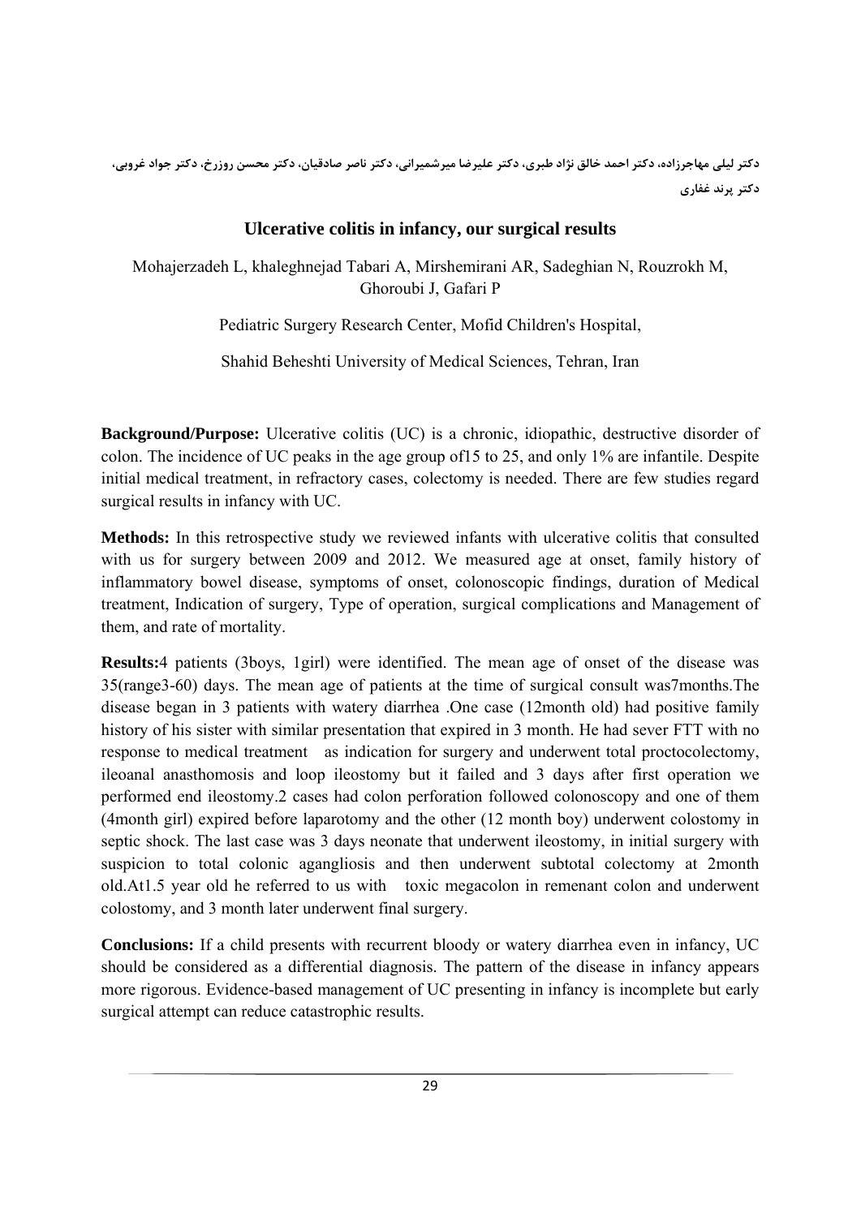دکتر لیلی مهاجرزاده، دکتر احمد خالق نژاد طبری، دکتر علیرضا میرشمیرانی، دکتر ناصر صادقیان، دکتر محسن روزرخ، دکتر جواد غروبی، دکتر پرند غفاری

## Ulcerative colitis in infancy, our surgical results

Mohajerzadeh L, khaleghnejad Tabari A, Mirshemirani AR, Sadeghian N, Rouzrokh M, Ghoroubi J, Gafari P

Pediatric Surgery Research Center, Mofid Children's Hospital,

Shahid Beheshti University of Medical Sciences, Tehran, Iran

**Background/Purpose:** Ulcerative colitis (UC) is a chronic, idiopathic, destructive disorder of colon. The incidence of UC peaks in the age group of15 to 25, and only 1% are infantile. Despite initial medical treatment, in refractory cases, colectomy is needed. There are few studies regard surgical results in infancy with UC.

**Methods:** In this retrospective study we reviewed infants with ulcerative colitis that consulted with us for surgery between 2009 and 2012. We measured age at onset, family history of inflammatory bowel disease, symptoms of onset, colonoscopic findings, duration of Medical treatment, Indication of surgery, Type of operation, surgical complications and Management of them, and rate of mortality.

**Results:**4 patients (3boys, 1girl) were identified. The mean age of onset of the disease was 35(range3-60) days. The mean age of patients at the time of surgical consult was7months.The disease began in 3 patients with watery diarrhea .One case (12month old) had positive family history of his sister with similar presentation that expired in 3 month. He had sever FTT with no response to medical treatment as indication for surgery and underwent total proctocolectomy, ileoanal anasthomosis and loop ileostomy but it failed and 3 days after first operation we performed end ileostomy.2 cases had colon perforation followed colonoscopy and one of them (4month girl) expired before laparotomy and the other (12 month boy) underwent colostomy in septic shock. The last case was 3 days neonate that underwent ileostomy, in initial surgery with suspicion to total colonic agangliosis and then underwent subtotal colectomy at 2month old.At1.5 year old he referred to us with toxic megacolon in remenant colon and underwent colostomy, and 3 month later underwent final surgery.

**Conclusions:** If a child presents with recurrent bloody or watery diarrhea even in infancy, UC should be considered as a differential diagnosis. The pattern of the disease in infancy appears more rigorous. Evidence-based management of UC presenting in infancy is incomplete but early surgical attempt can reduce catastrophic results.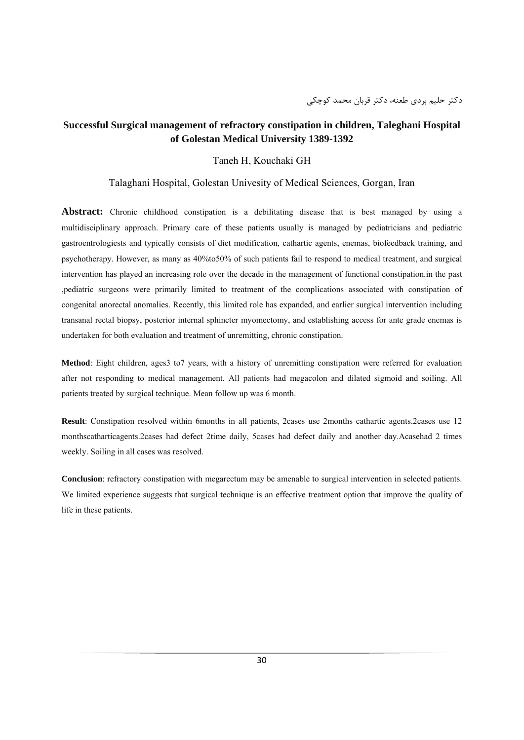دکتر حلیم بردی طعنه، دکتر قربان محمد کوچکی

## Successful Surgical management of refractory constipation in children, Taleghani Hospital of Golestan Medical University 1389-1392

Taneh H, Kouchaki GH

Talaghani Hospital, Golestan Univesity of Medical Sciences, Gorgan, Iran

**Abstract:** Chronic childhood constipation is a debilitating disease that is best managed by using a multidisciplinary approach. Primary care of these patients usually is managed by pediatricians and pediatric gastroentrologiests and typically consists of diet modification, cathartic agents, enemas, biofeedback training, and psychotherapy. However, as many as 40%to50% of such patients fail to respond to medical treatment, and surgical intervention has played an increasing role over the decade in the management of functional constipation.in the past ,pediatric surgeons were primarily limited to treatment of the complications associated with constipation of congenital anorectal anomalies. Recently, this limited role has expanded, and earlier surgical intervention including transanal rectal biopsy, posterior internal sphincter myomectomy, and establishing access for ante grade enemas is undertaken for both evaluation and treatment of unremitting, chronic constipation.

**Method**: Eight children, ages3 to7 years, with a history of unremitting constipation were referred for evaluation after not responding to medical management. All patients had megacolon and dilated sigmoid and soiling. All patients treated by surgical technique. Mean follow up was 6 month.

**Result**: Constipation resolved within 6months in all patients, 2cases use 2months cathartic agents.2cases use 12 monthscatharticagents.2cases had defect 2time daily, 5cases had defect daily and another day.Acasehad 2 times weekly. Soiling in all cases was resolved.

**Conclusion**: refractory constipation with megarectum may be amenable to surgical intervention in selected patients. We limited experience suggests that surgical technique is an effective treatment option that improve the quality of life in these patients.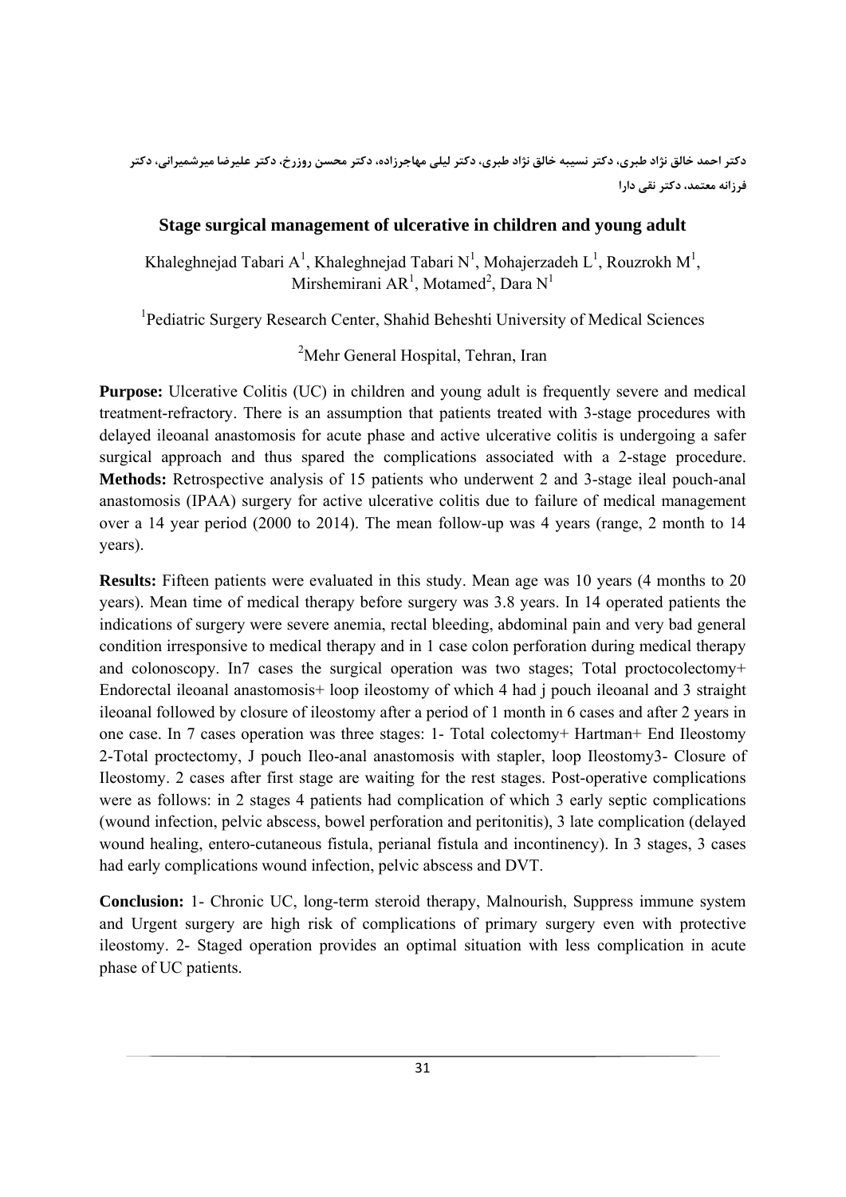دکتر احمد خالق نژاد طبری، دکتر نسیبه خالق نژاد طبری، دکتر لیلی مهاجرزاده، دکتر محسن روزرخ، دکتر علیرضا میرشمیرانی، دکتر فرزانه معتمد، دکتر نقی دارا

## Stage surgical management of ulcerative in children and young adult

Khaleghnejad Tabari A[1], Khaleghnejad Tabari N[1], Mohajerzadeh L[1], Rouzrokh M[1], Mirshemirani AR[1], Motamed[2], Dara N[1]

[1]Pediatric Surgery Research Center, Shahid Beheshti University of Medical Sciences

[2]Mehr General Hospital, Tehran, Iran

**Purpose:** Ulcerative Colitis (UC) in children and young adult is frequently severe and medical treatment-refractory. There is an assumption that patients treated with 3-stage procedures with delayed ileoanal anastomosis for acute phase and active ulcerative colitis is undergoing a safer surgical approach and thus spared the complications associated with a 2-stage procedure. **Methods:** Retrospective analysis of 15 patients who underwent 2 and 3-stage ileal pouch-anal anastomosis (IPAA) surgery for active ulcerative colitis due to failure of medical management over a 14 year period (2000 to 2014). The mean follow-up was 4 years (range, 2 month to 14 years).

**Results:** Fifteen patients were evaluated in this study. Mean age was 10 years (4 months to 20 years). Mean time of medical therapy before surgery was 3.8 years. In 14 operated patients the indications of surgery were severe anemia, rectal bleeding, abdominal pain and very bad general condition irresponsive to medical therapy and in 1 case colon perforation during medical therapy and colonoscopy. In7 cases the surgical operation was two stages; Total proctocolectomy+ Endorectal ileoanal anastomosis+ loop ileostomy of which 4 had j pouch ileoanal and 3 straight ileoanal followed by closure of ileostomy after a period of 1 month in 6 cases and after 2 years in one case. In 7 cases operation was three stages: 1- Total colectomy+ Hartman+ End Ileostomy 2-Total proctectomy, J pouch Ileo-anal anastomosis with stapler, loop Ileostomy3- Closure of Ileostomy. 2 cases after first stage are waiting for the rest stages. Post-operative complications were as follows: in 2 stages 4 patients had complication of which 3 early septic complications (wound infection, pelvic abscess, bowel perforation and peritonitis), 3 late complication (delayed wound healing, entero-cutaneous fistula, perianal fistula and incontinency). In 3 stages, 3 cases had early complications wound infection, pelvic abscess and DVT.

**Conclusion:** 1- Chronic UC, long-term steroid therapy, Malnourish, Suppress immune system and Urgent surgery are high risk of complications of primary surgery even with protective ileostomy. 2- Staged operation provides an optimal situation with less complication in acute phase of UC patients.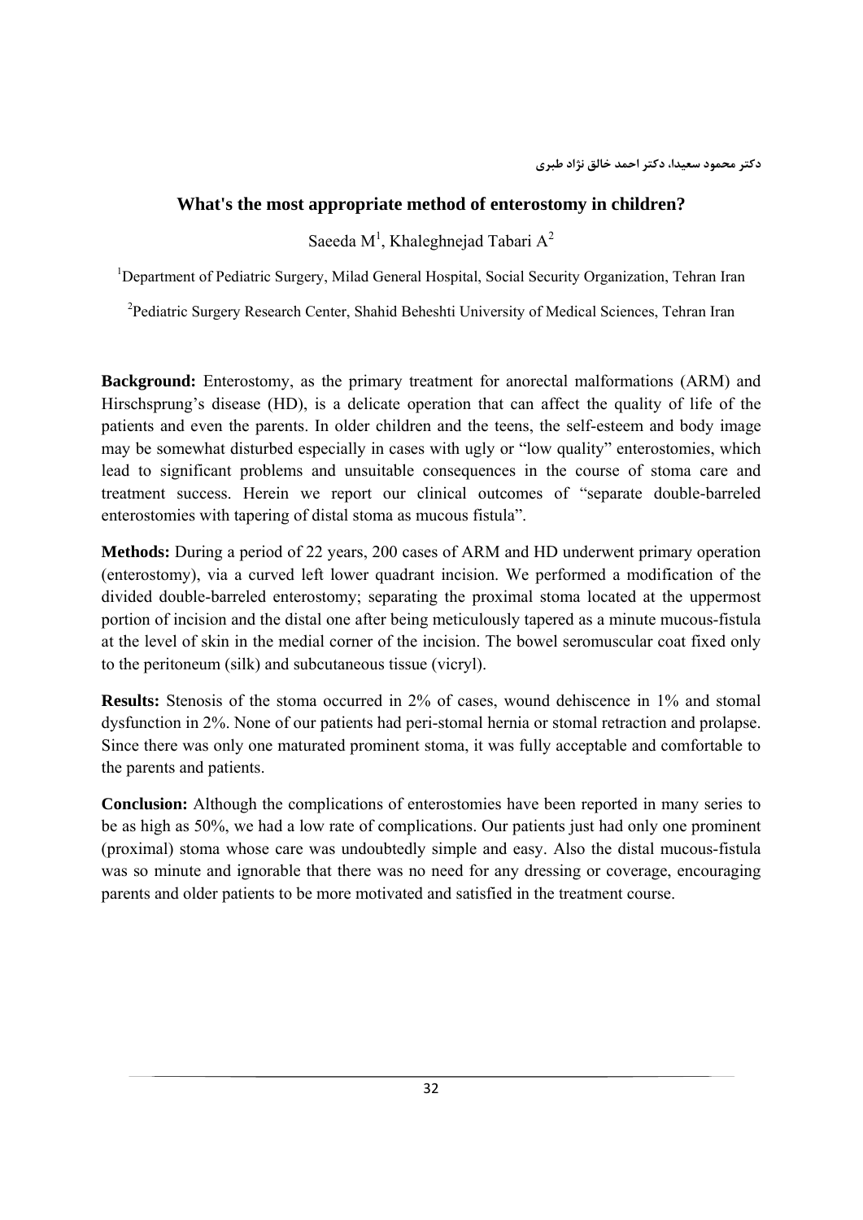دکتر محمود سعیدا، دکتر احمد خالق نژاد طبری

## What's the most appropriate method of enterostomy in children?

Saeeda M[1], Khaleghnejad Tabari A[2]

[1]Department of Pediatric Surgery, Milad General Hospital, Social Security Organization, Tehran Iran

[2]Pediatric Surgery Research Center, Shahid Beheshti University of Medical Sciences, Tehran Iran

**Background:** Enterostomy, as the primary treatment for anorectal malformations (ARM) and Hirschsprung's disease (HD), is a delicate operation that can affect the quality of life of the patients and even the parents. In older children and the teens, the self-esteem and body image may be somewhat disturbed especially in cases with ugly or "low quality" enterostomies, which lead to significant problems and unsuitable consequences in the course of stoma care and treatment success. Herein we report our clinical outcomes of "separate double-barreled enterostomies with tapering of distal stoma as mucous fistula".

**Methods:** During a period of 22 years, 200 cases of ARM and HD underwent primary operation (enterostomy), via a curved left lower quadrant incision. We performed a modification of the divided double-barreled enterostomy; separating the proximal stoma located at the uppermost portion of incision and the distal one after being meticulously tapered as a minute mucous-fistula at the level of skin in the medial corner of the incision. The bowel seromuscular coat fixed only to the peritoneum (silk) and subcutaneous tissue (vicryl).

**Results:** Stenosis of the stoma occurred in 2% of cases, wound dehiscence in 1% and stomal dysfunction in 2%. None of our patients had peri-stomal hernia or stomal retraction and prolapse. Since there was only one maturated prominent stoma, it was fully acceptable and comfortable to the parents and patients.

**Conclusion:** Although the complications of enterostomies have been reported in many series to be as high as 50%, we had a low rate of complications. Our patients just had only one prominent (proximal) stoma whose care was undoubtedly simple and easy. Also the distal mucous-fistula was so minute and ignorable that there was no need for any dressing or coverage, encouraging parents and older patients to be more motivated and satisfied in the treatment course.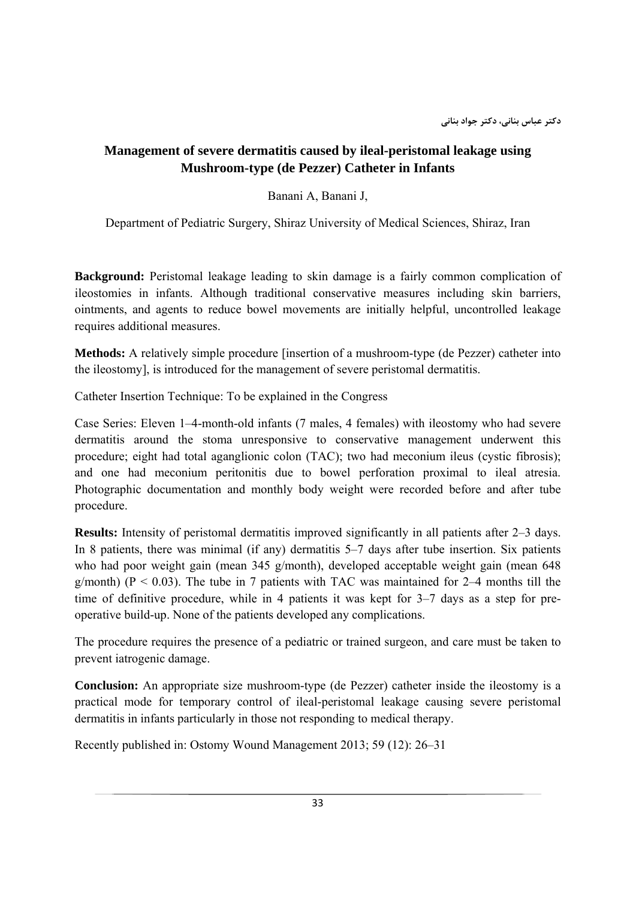دکتر عباس بنانی، دکتر جواد بنانی

## Management of severe dermatitis caused by ileal-peristomal leakage using Mushroom-type (de Pezzer) Catheter in Infants

Banani A, Banani J,

Department of Pediatric Surgery, Shiraz University of Medical Sciences, Shiraz, Iran

**Background:** Peristomal leakage leading to skin damage is a fairly common complication of ileostomies in infants. Although traditional conservative measures including skin barriers, ointments, and agents to reduce bowel movements are initially helpful, uncontrolled leakage requires additional measures.

**Methods:** A relatively simple procedure [insertion of a mushroom-type (de Pezzer) catheter into the ileostomy], is introduced for the management of severe peristomal dermatitis.

Catheter Insertion Technique: To be explained in the Congress

Case Series: Eleven 1–4-month-old infants (7 males, 4 females) with ileostomy who had severe dermatitis around the stoma unresponsive to conservative management underwent this procedure; eight had total aganglionic colon (TAC); two had meconium ileus (cystic fibrosis); and one had meconium peritonitis due to bowel perforation proximal to ileal atresia. Photographic documentation and monthly body weight were recorded before and after tube procedure.

**Results:** Intensity of peristomal dermatitis improved significantly in all patients after 2–3 days. In 8 patients, there was minimal (if any) dermatitis 5–7 days after tube insertion. Six patients who had poor weight gain (mean 345 g/month), developed acceptable weight gain (mean 648 g/month) ($P < 0.03$). The tube in 7 patients with TAC was maintained for 2–4 months till the time of definitive procedure, while in 4 patients it was kept for 3–7 days as a step for pre-operative build-up. None of the patients developed any complications.

The procedure requires the presence of a pediatric or trained surgeon, and care must be taken to prevent iatrogenic damage.

**Conclusion:** An appropriate size mushroom-type (de Pezzer) catheter inside the ileostomy is a practical mode for temporary control of ileal-peristomal leakage causing severe peristomal dermatitis in infants particularly in those not responding to medical therapy.

Recently published in: Ostomy Wound Management 2013; 59 (12): 26–31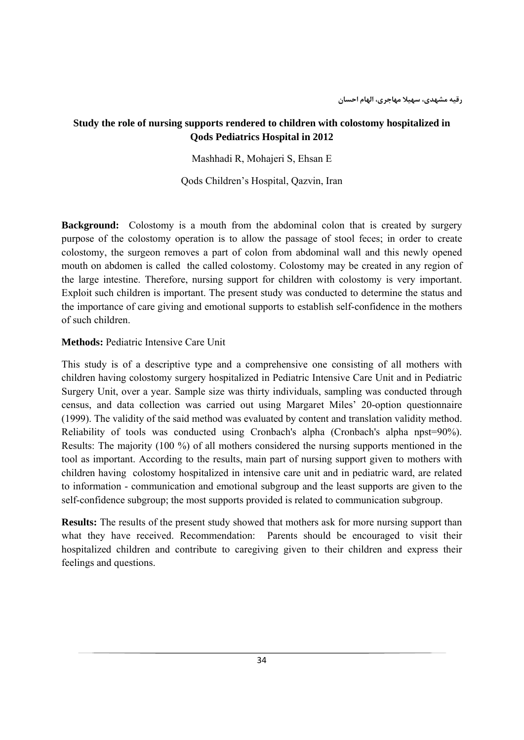رقیه مشهدی، سهیلا مهاجری، الهام احسان

## Study the role of nursing supports rendered to children with colostomy hospitalized in Qods Pediatrics Hospital in 2012

Mashhadi R, Mohajeri S, Ehsan E

Qods Children's Hospital, Qazvin, Iran

**Background:** Colostomy is a mouth from the abdominal colon that is created by surgery purpose of the colostomy operation is to allow the passage of stool feces; in order to create colostomy, the surgeon removes a part of colon from abdominal wall and this newly opened mouth on abdomen is called the called colostomy. Colostomy may be created in any region of the large intestine. Therefore, nursing support for children with colostomy is very important. Exploit such children is important. The present study was conducted to determine the status and the importance of care giving and emotional supports to establish self-confidence in the mothers of such children.

**Methods:** Pediatric Intensive Care Unit

This study is of a descriptive type and a comprehensive one consisting of all mothers with children having colostomy surgery hospitalized in Pediatric Intensive Care Unit and in Pediatric Surgery Unit, over a year. Sample size was thirty individuals, sampling was conducted through census, and data collection was carried out using Margaret Miles' 20-option questionnaire (1999). The validity of the said method was evaluated by content and translation validity method. Reliability of tools was conducted using Cronbach's alpha (Cronbach's alpha npst=90%). Results: The majority (100 %) of all mothers considered the nursing supports mentioned in the tool as important. According to the results, main part of nursing support given to mothers with children having colostomy hospitalized in intensive care unit and in pediatric ward, are related to information - communication and emotional subgroup and the least supports are given to the self-confidence subgroup; the most supports provided is related to communication subgroup.

**Results:** The results of the present study showed that mothers ask for more nursing support than what they have received. Recommendation: Parents should be encouraged to visit their hospitalized children and contribute to caregiving given to their children and express their feelings and questions.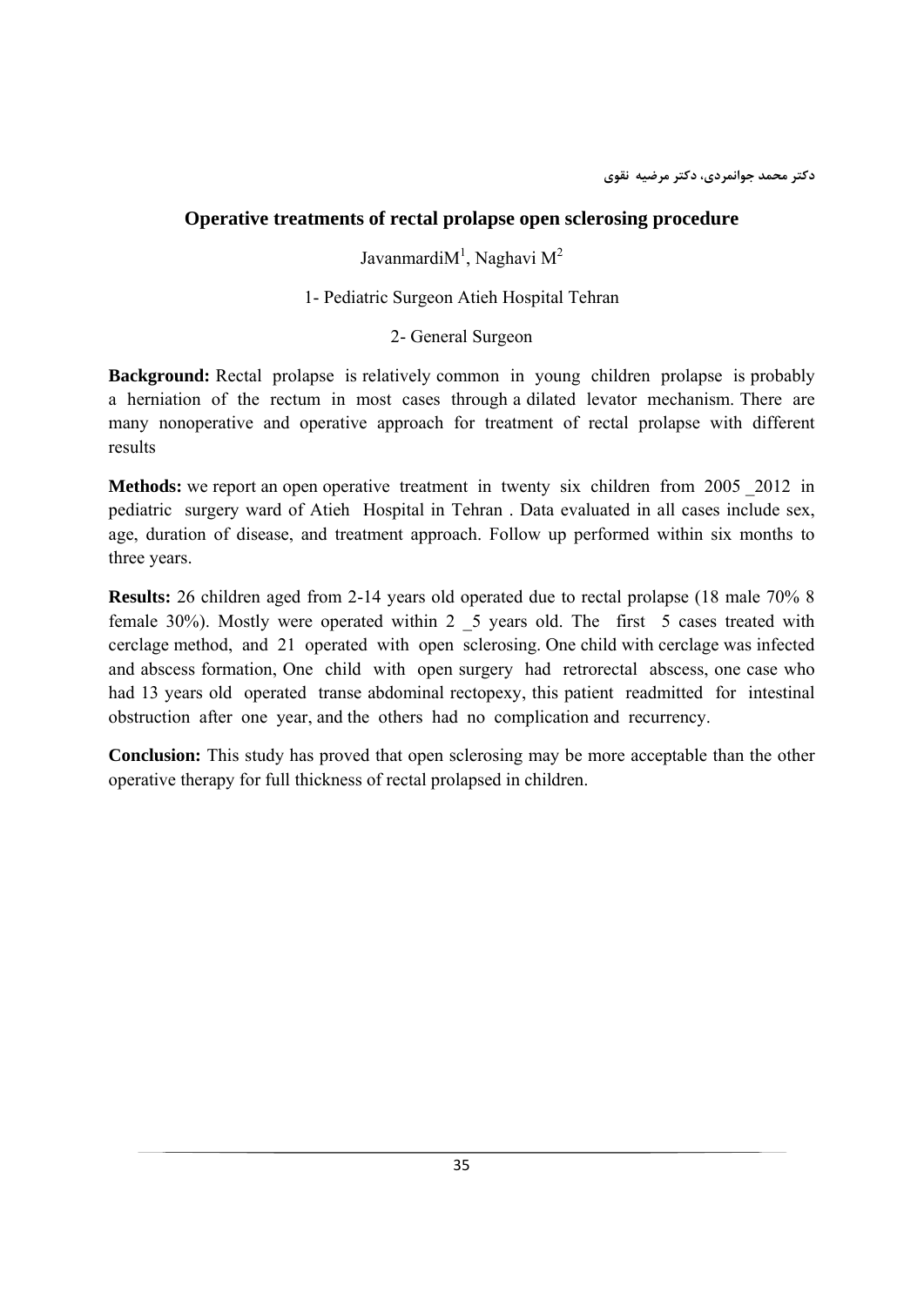دکتر محمد جوانمردی، دکتر مرضیه نقوی

## Operative treatments of rectal prolapse open sclerosing procedure

JavanmardiM[1], Naghavi M[2]

1- Pediatric Surgeon Atieh Hospital Tehran

2- General Surgeon

**Background:** Rectal prolapse is relatively common in young children prolapse is probably a herniation of the rectum in most cases through a dilated levator mechanism. There are many nonoperative and operative approach for treatment of rectal prolapse with different results

**Methods:** we report an open operative treatment in twenty six children from 2005 _2012 in pediatric surgery ward of Atieh Hospital in Tehran . Data evaluated in all cases include sex, age, duration of disease, and treatment approach. Follow up performed within six months to three years.

**Results:** 26 children aged from 2-14 years old operated due to rectal prolapse (18 male 70% 8 female 30%). Mostly were operated within 2 _5 years old. The first 5 cases treated with cerclage method, and 21 operated with open sclerosing. One child with cerclage was infected and abscess formation, One child with open surgery had retrorectal abscess, one case who had 13 years old operated transe abdominal rectopexy, this patient readmitted for intestinal obstruction after one year, and the others had no complication and recurrency.

**Conclusion:** This study has proved that open sclerosing may be more acceptable than the other operative therapy for full thickness of rectal prolapsed in children.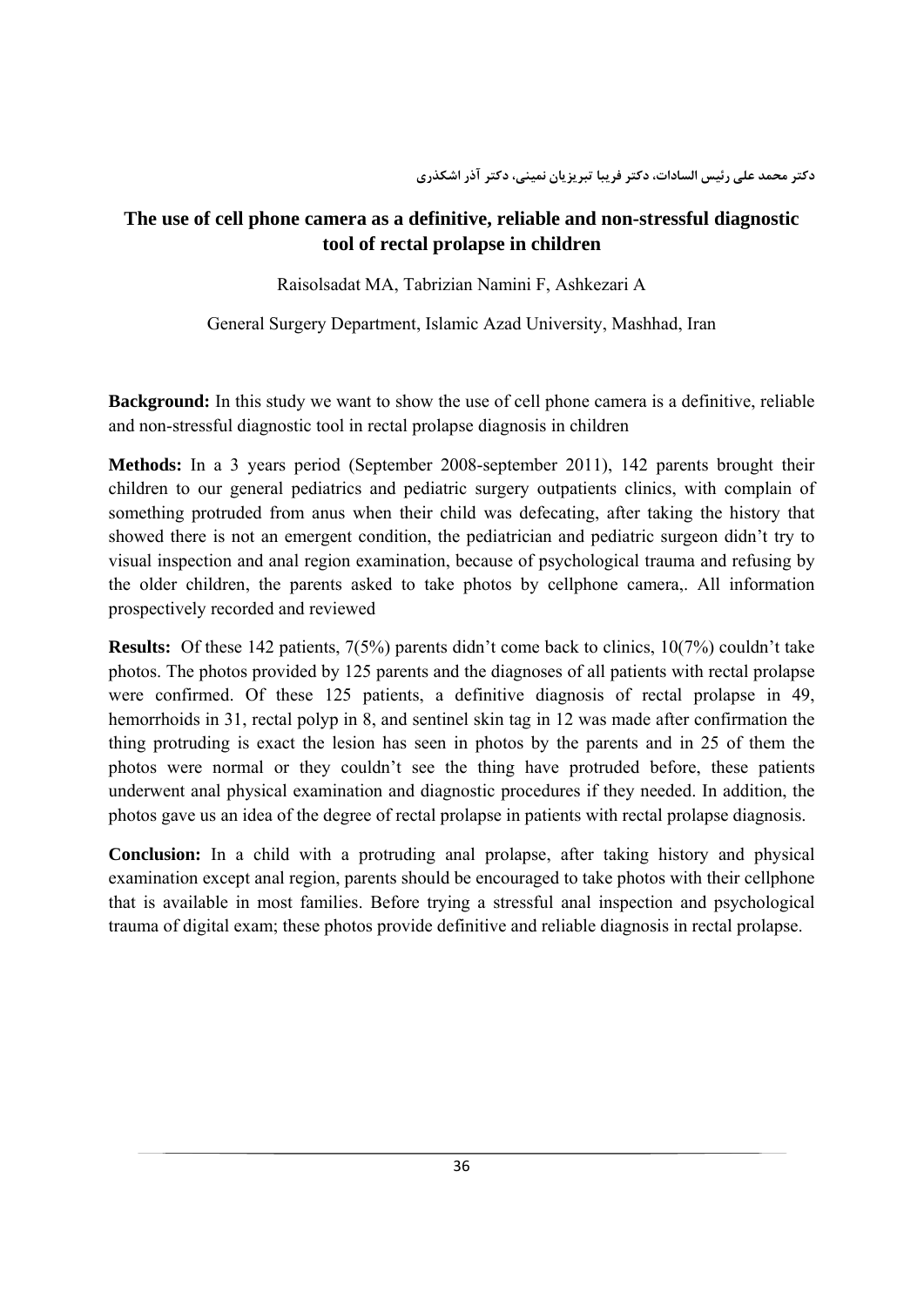دکتر محمد علی رئیس السادات، دکتر فریبا تبریزیان نمینی، دکتر آذر اشکذری

## The use of cell phone camera as a definitive, reliable and non-stressful diagnostic tool of rectal prolapse in children

Raisolsadat MA, Tabrizian Namini F, Ashkezari A

General Surgery Department, Islamic Azad University, Mashhad, Iran

**Background:** In this study we want to show the use of cell phone camera is a definitive, reliable and non-stressful diagnostic tool in rectal prolapse diagnosis in children

**Methods:** In a 3 years period (September 2008-september 2011), 142 parents brought their children to our general pediatrics and pediatric surgery outpatients clinics, with complain of something protruded from anus when their child was defecating, after taking the history that showed there is not an emergent condition, the pediatrician and pediatric surgeon didn't try to visual inspection and anal region examination, because of psychological trauma and refusing by the older children, the parents asked to take photos by cellphone camera,. All information prospectively recorded and reviewed

**Results:** Of these 142 patients, 7(5%) parents didn't come back to clinics, 10(7%) couldn't take photos. The photos provided by 125 parents and the diagnoses of all patients with rectal prolapse were confirmed. Of these 125 patients, a definitive diagnosis of rectal prolapse in 49, hemorrhoids in 31, rectal polyp in 8, and sentinel skin tag in 12 was made after confirmation the thing protruding is exact the lesion has seen in photos by the parents and in 25 of them the photos were normal or they couldn't see the thing have protruded before, these patients underwent anal physical examination and diagnostic procedures if they needed. In addition, the photos gave us an idea of the degree of rectal prolapse in patients with rectal prolapse diagnosis.

**Conclusion:** In a child with a protruding anal prolapse, after taking history and physical examination except anal region, parents should be encouraged to take photos with their cellphone that is available in most families. Before trying a stressful anal inspection and psychological trauma of digital exam; these photos provide definitive and reliable diagnosis in rectal prolapse.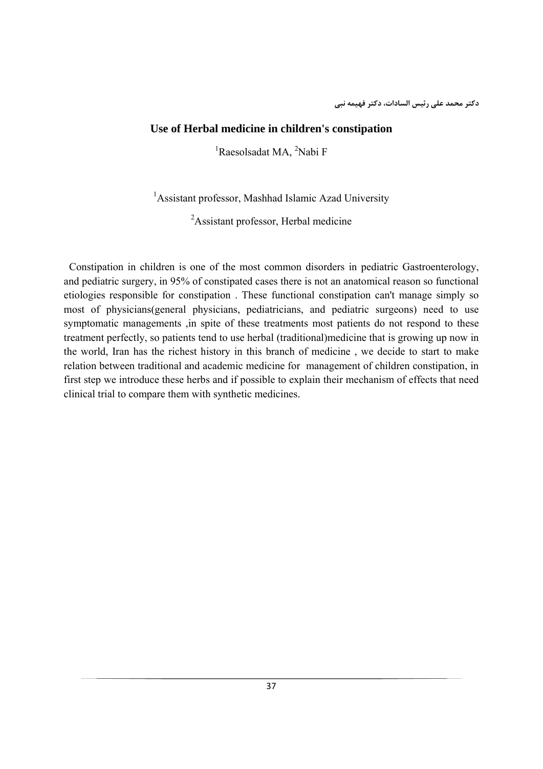دکتر محمد علی رئیس السادات، دکتر فهیمه نبی

## Use of Herbal medicine in children's constipation

[1]Raesolsadat MA, [2]Nabi F

[1]Assistant professor, Mashhad Islamic Azad University

[2]Assistant professor, Herbal medicine

Constipation in children is one of the most common disorders in pediatric Gastroenterology, and pediatric surgery, in 95% of constipated cases there is not an anatomical reason so functional etiologies responsible for constipation . These functional constipation can't manage simply so most of physicians(general physicians, pediatricians, and pediatric surgeons) need to use symptomatic managements ,in spite of these treatments most patients do not respond to these treatment perfectly, so patients tend to use herbal (traditional)medicine that is growing up now in the world, Iran has the richest history in this branch of medicine , we decide to start to make relation between traditional and academic medicine for management of children constipation, in first step we introduce these herbs and if possible to explain their mechanism of effects that need clinical trial to compare them with synthetic medicines.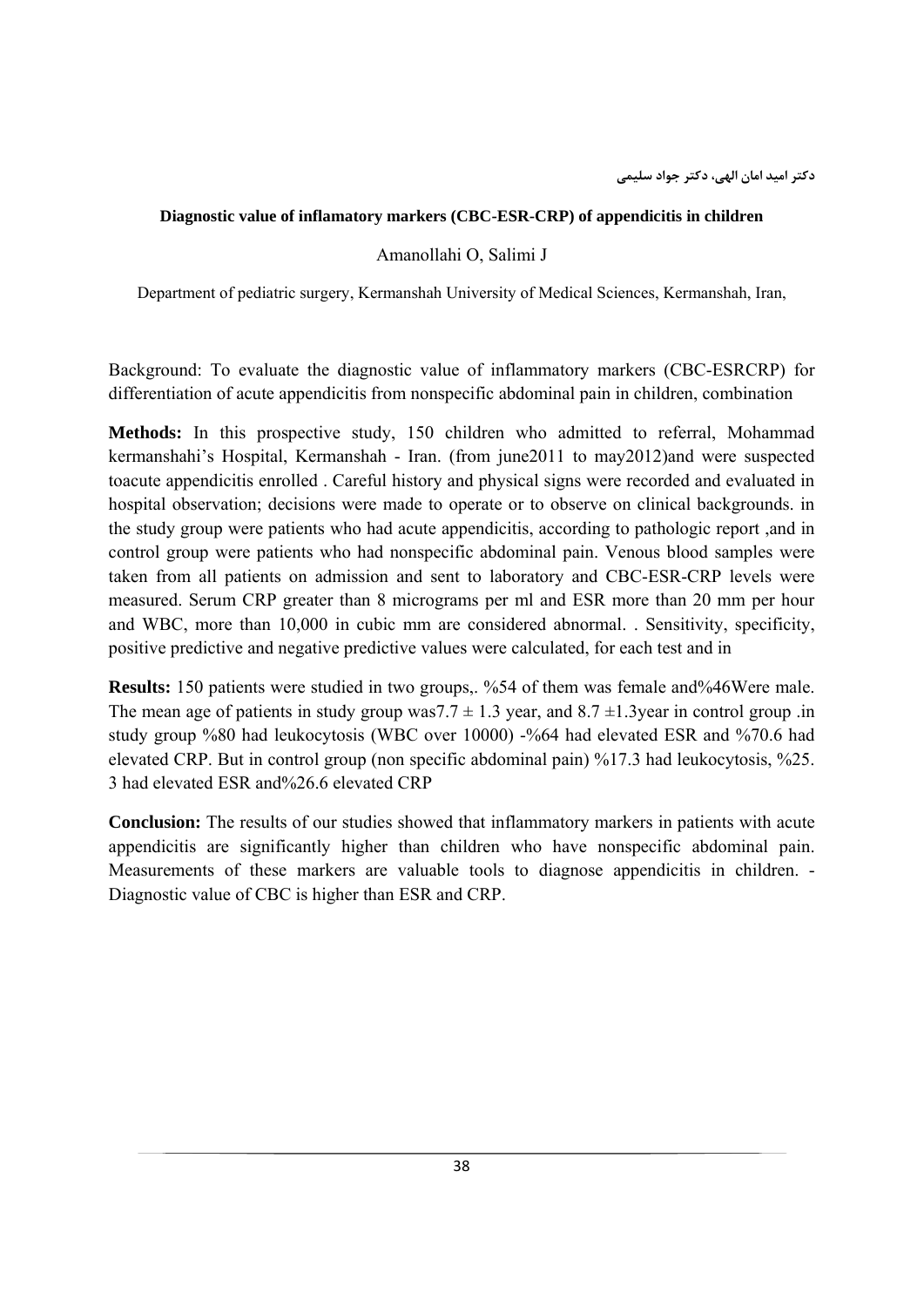دکتر امید امان الهی، دکتر جواد سلیمی

**Diagnostic value of inflamatory markers (CBC-ESR-CRP) of appendicitis in children**

Amanollahi O, Salimi J

Department of pediatric surgery, Kermanshah University of Medical Sciences, Kermanshah, Iran,

Background: To evaluate the diagnostic value of inflammatory markers (CBC-ESRCRP) for differentiation of acute appendicitis from nonspecific abdominal pain in children, combination

**Methods:** In this prospective study, 150 children who admitted to referral, Mohammad kermanshahi's Hospital, Kermanshah - Iran. (from june2011 to may2012)and were suspected toacute appendicitis enrolled . Careful history and physical signs were recorded and evaluated in hospital observation; decisions were made to operate or to observe on clinical backgrounds. in the study group were patients who had acute appendicitis, according to pathologic report ,and in control group were patients who had nonspecific abdominal pain. Venous blood samples were taken from all patients on admission and sent to laboratory and CBC-ESR-CRP levels were measured. Serum CRP greater than 8 micrograms per ml and ESR more than 20 mm per hour and WBC, more than 10,000 in cubic mm are considered abnormal. . Sensitivity, specificity, positive predictive and negative predictive values were calculated, for each test and in

**Results:** 150 patients were studied in two groups,. %54 of them was female and%46Were male. The mean age of patients in study group was7.7 ± 1.3 year, and 8.7 ±1.3year in control group .in study group %80 had leukocytosis (WBC over 10000) -%64 had elevated ESR and %70.6 had elevated CRP. But in control group (non specific abdominal pain) %17.3 had leukocytosis, %25. 3 had elevated ESR and%26.6 elevated CRP

**Conclusion:** The results of our studies showed that inflammatory markers in patients with acute appendicitis are significantly higher than children who have nonspecific abdominal pain. Measurements of these markers are valuable tools to diagnose appendicitis in children. - Diagnostic value of CBC is higher than ESR and CRP.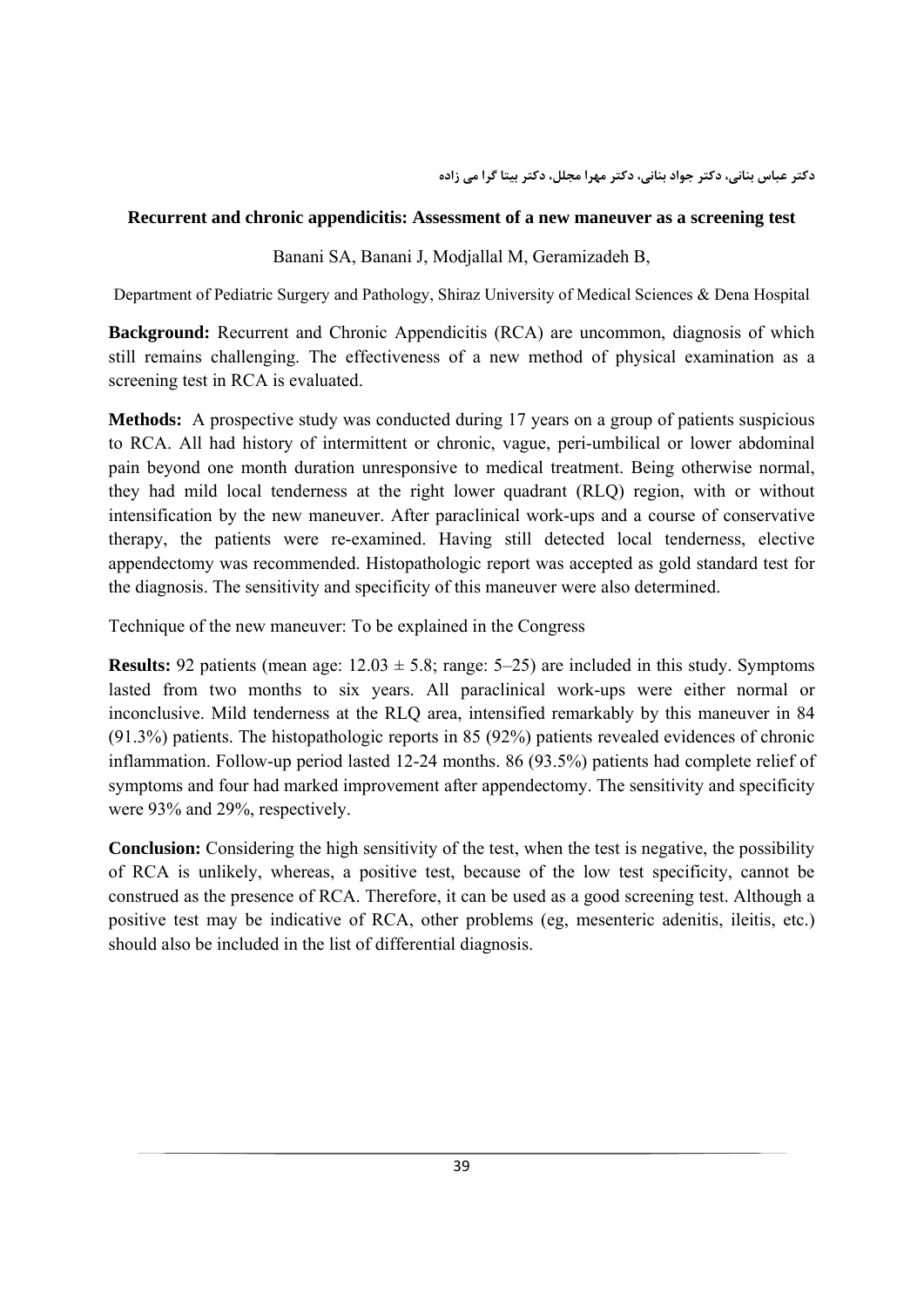دکتر عباس بنانی، دکتر جواد بنانی، دکتر مهرا مجلل، دکتر بیتا گرا می زاده

## Recurrent and chronic appendicitis: Assessment of a new maneuver as a screening test

Banani SA, Banani J, Modjallal M, Geramizadeh B,

Department of Pediatric Surgery and Pathology, Shiraz University of Medical Sciences & Dena Hospital

**Background:** Recurrent and Chronic Appendicitis (RCA) are uncommon, diagnosis of which still remains challenging. The effectiveness of a new method of physical examination as a screening test in RCA is evaluated.

**Methods:** A prospective study was conducted during 17 years on a group of patients suspicious to RCA. All had history of intermittent or chronic, vague, peri-umbilical or lower abdominal pain beyond one month duration unresponsive to medical treatment. Being otherwise normal, they had mild local tenderness at the right lower quadrant (RLQ) region, with or without intensification by the new maneuver. After paraclinical work-ups and a course of conservative therapy, the patients were re-examined. Having still detected local tenderness, elective appendectomy was recommended. Histopathologic report was accepted as gold standard test for the diagnosis. The sensitivity and specificity of this maneuver were also determined.

Technique of the new maneuver: To be explained in the Congress

**Results:** 92 patients (mean age: $12.03 \pm 5.8$; range: 5–25) are included in this study. Symptoms lasted from two months to six years. All paraclinical work-ups were either normal or inconclusive. Mild tenderness at the RLQ area, intensified remarkably by this maneuver in 84 (91.3%) patients. The histopathologic reports in 85 (92%) patients revealed evidences of chronic inflammation. Follow-up period lasted 12-24 months. 86 (93.5%) patients had complete relief of symptoms and four had marked improvement after appendectomy. The sensitivity and specificity were 93% and 29%, respectively.

**Conclusion:** Considering the high sensitivity of the test, when the test is negative, the possibility of RCA is unlikely, whereas, a positive test, because of the low test specificity, cannot be construed as the presence of RCA. Therefore, it can be used as a good screening test. Although a positive test may be indicative of RCA, other problems (eg, mesenteric adenitis, ileitis, etc.) should also be included in the list of differential diagnosis.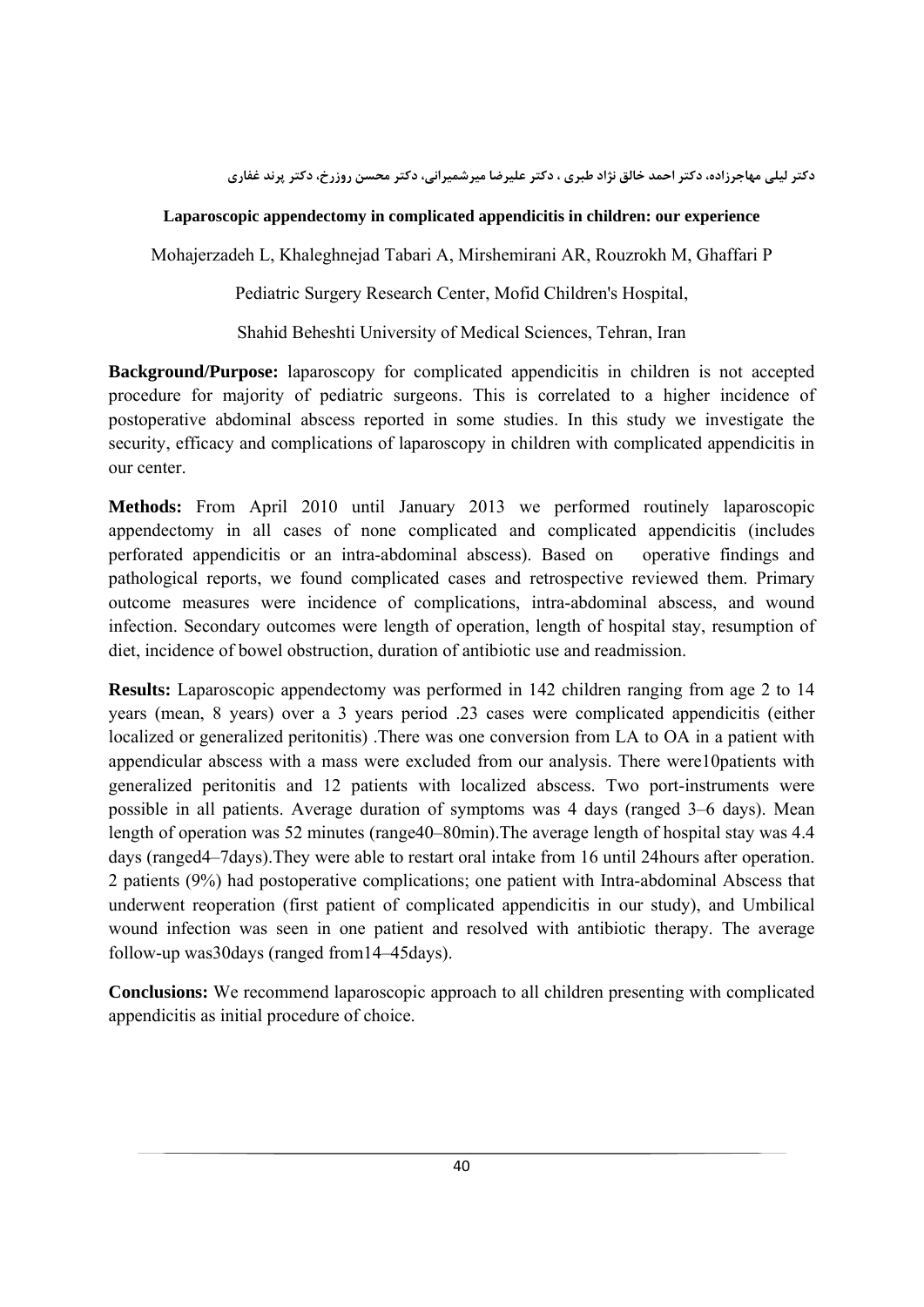دکتر لیلی مهاجرزاده، دکتر احمد خالق نژاد طبری ، دکتر علیرضا میرشمیرانی، دکتر محسن روزرخ، دکتر پرند غفاری

**Laparoscopic appendectomy in complicated appendicitis in children: our experience**

Mohajerzadeh L, Khaleghnejad Tabari A, Mirshemirani AR, Rouzrokh M, Ghaffari P

Pediatric Surgery Research Center, Mofid Children's Hospital,

Shahid Beheshti University of Medical Sciences, Tehran, Iran

**Background/Purpose:** laparoscopy for complicated appendicitis in children is not accepted procedure for majority of pediatric surgeons. This is correlated to a higher incidence of postoperative abdominal abscess reported in some studies. In this study we investigate the security, efficacy and complications of laparoscopy in children with complicated appendicitis in our center.

**Methods:** From April 2010 until January 2013 we performed routinely laparoscopic appendectomy in all cases of none complicated and complicated appendicitis (includes perforated appendicitis or an intra-abdominal abscess). Based on operative findings and pathological reports, we found complicated cases and retrospective reviewed them. Primary outcome measures were incidence of complications, intra-abdominal abscess, and wound infection. Secondary outcomes were length of operation, length of hospital stay, resumption of diet, incidence of bowel obstruction, duration of antibiotic use and readmission.

**Results:** Laparoscopic appendectomy was performed in 142 children ranging from age 2 to 14 years (mean, 8 years) over a 3 years period .23 cases were complicated appendicitis (either localized or generalized peritonitis) .There was one conversion from LA to OA in a patient with appendicular abscess with a mass were excluded from our analysis. There were10patients with generalized peritonitis and 12 patients with localized abscess. Two port-instruments were possible in all patients. Average duration of symptoms was 4 days (ranged 3–6 days). Mean length of operation was 52 minutes (range40–80min).The average length of hospital stay was 4.4 days (ranged4–7days).They were able to restart oral intake from 16 until 24hours after operation. 2 patients (9%) had postoperative complications; one patient with Intra-abdominal Abscess that underwent reoperation (first patient of complicated appendicitis in our study), and Umbilical wound infection was seen in one patient and resolved with antibiotic therapy. The average follow-up was30days (ranged from14–45days).

**Conclusions:** We recommend laparoscopic approach to all children presenting with complicated appendicitis as initial procedure of choice.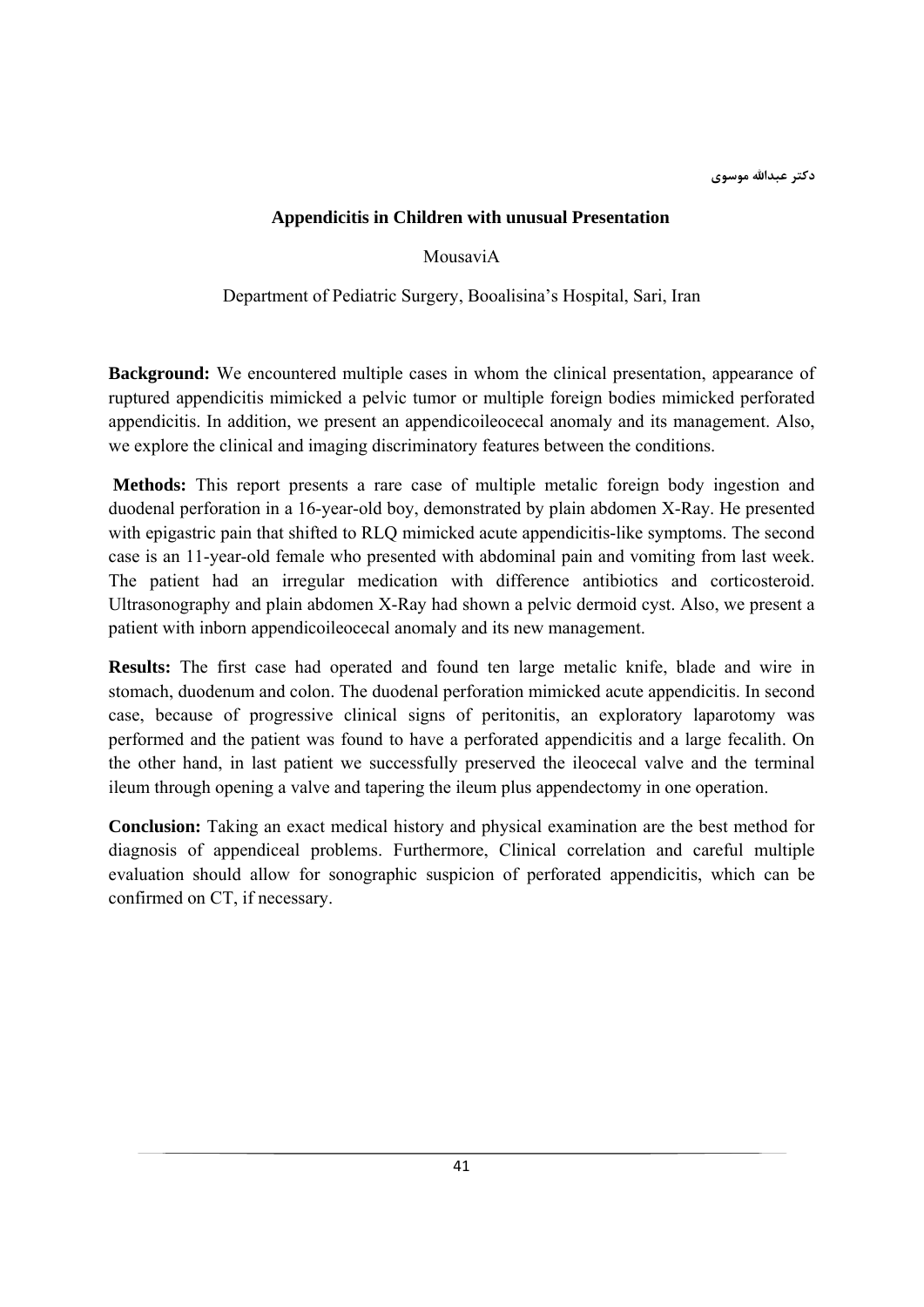دکتر عبدالله موسوی

## Appendicitis in Children with unusual Presentation

MousaviA

Department of Pediatric Surgery, Booalisina's Hospital, Sari, Iran

**Background:** We encountered multiple cases in whom the clinical presentation, appearance of ruptured appendicitis mimicked a pelvic tumor or multiple foreign bodies mimicked perforated appendicitis. In addition, we present an appendicoileocecal anomaly and its management. Also, we explore the clinical and imaging discriminatory features between the conditions.

**Methods:** This report presents a rare case of multiple metalic foreign body ingestion and duodenal perforation in a 16-year-old boy, demonstrated by plain abdomen X-Ray. He presented with epigastric pain that shifted to RLQ mimicked acute appendicitis-like symptoms. The second case is an 11-year-old female who presented with abdominal pain and vomiting from last week. The patient had an irregular medication with difference antibiotics and corticosteroid. Ultrasonography and plain abdomen X-Ray had shown a pelvic dermoid cyst. Also, we present a patient with inborn appendicoileocecal anomaly and its new management.

**Results:** The first case had operated and found ten large metalic knife, blade and wire in stomach, duodenum and colon. The duodenal perforation mimicked acute appendicitis. In second case, because of progressive clinical signs of peritonitis, an exploratory laparotomy was performed and the patient was found to have a perforated appendicitis and a large fecalith. On the other hand, in last patient we successfully preserved the ileocecal valve and the terminal ileum through opening a valve and tapering the ileum plus appendectomy in one operation.

**Conclusion:** Taking an exact medical history and physical examination are the best method for diagnosis of appendiceal problems. Furthermore, Clinical correlation and careful multiple evaluation should allow for sonographic suspicion of perforated appendicitis, which can be confirmed on CT, if necessary.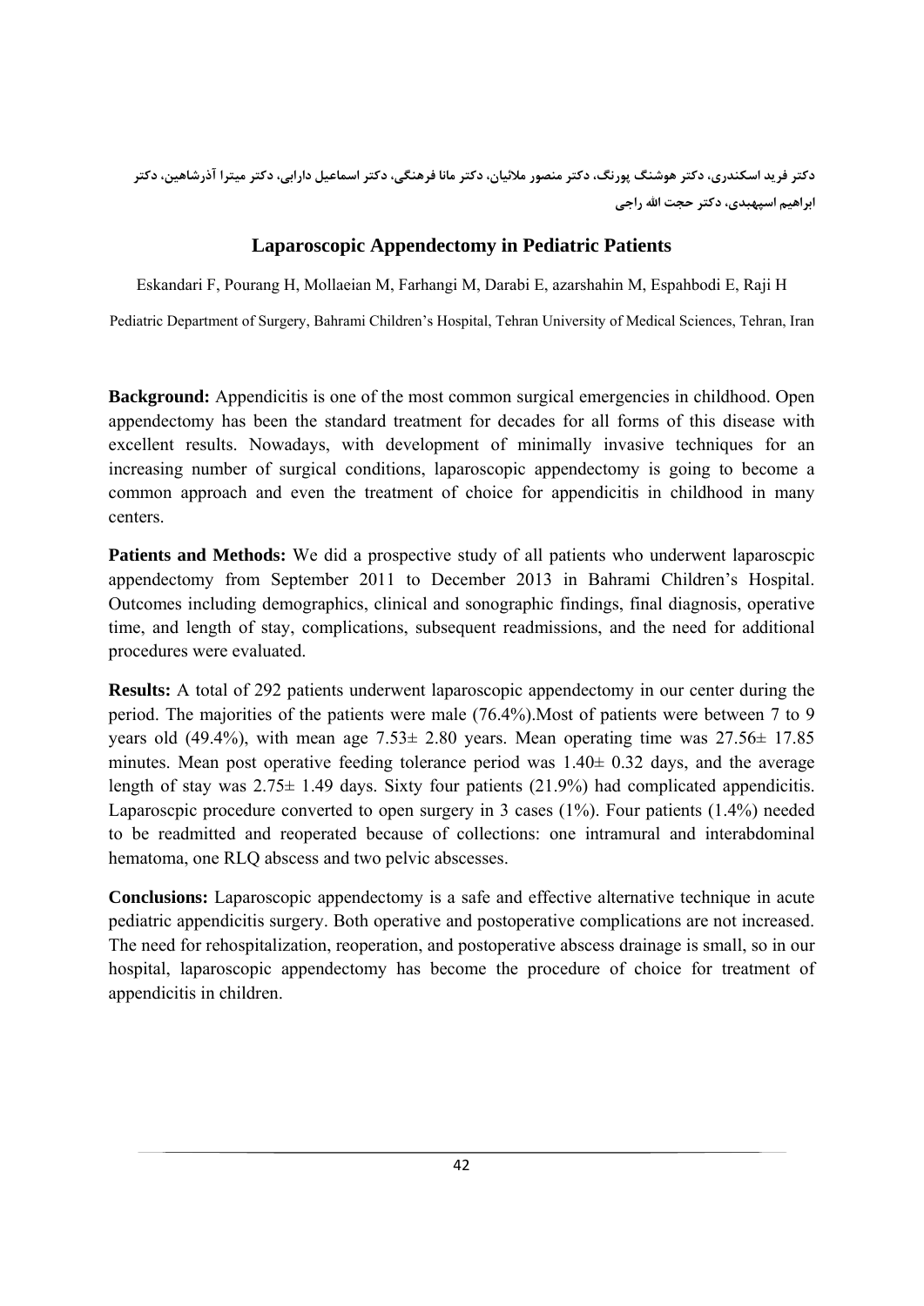دکتر فرید اسکندری، دکتر هوشنگ پورنگ، دکتر منصور ملائیان، دکتر مانا فرهنگی، دکتر اسماعیل دارابی، دکتر میترا آذرشاهین، دکتر ابراهیم اسپهبدی، دکتر حجت الله راجی

## Laparoscopic Appendectomy in Pediatric Patients

Eskandari F, Pourang H, Mollaeian M, Farhangi M, Darabi E, azarshahin M, Espahbodi E, Raji H

Pediatric Department of Surgery, Bahrami Children's Hospital, Tehran University of Medical Sciences, Tehran, Iran

**Background:** Appendicitis is one of the most common surgical emergencies in childhood. Open appendectomy has been the standard treatment for decades for all forms of this disease with excellent results. Nowadays, with development of minimally invasive techniques for an increasing number of surgical conditions, laparoscopic appendectomy is going to become a common approach and even the treatment of choice for appendicitis in childhood in many centers.

**Patients and Methods:** We did a prospective study of all patients who underwent laparoscpic appendectomy from September 2011 to December 2013 in Bahrami Children's Hospital. Outcomes including demographics, clinical and sonographic findings, final diagnosis, operative time, and length of stay, complications, subsequent readmissions, and the need for additional procedures were evaluated.

**Results:** A total of 292 patients underwent laparoscopic appendectomy in our center during the period. The majorities of the patients were male (76.4%).Most of patients were between 7 to 9 years old (49.4%), with mean age 7.53± 2.80 years. Mean operating time was 27.56± 17.85 minutes. Mean post operative feeding tolerance period was 1.40± 0.32 days, and the average length of stay was 2.75± 1.49 days. Sixty four patients (21.9%) had complicated appendicitis. Laparoscpic procedure converted to open surgery in 3 cases (1%). Four patients (1.4%) needed to be readmitted and reoperated because of collections: one intramural and interabdominal hematoma, one RLQ abscess and two pelvic abscesses.

**Conclusions:** Laparoscopic appendectomy is a safe and effective alternative technique in acute pediatric appendicitis surgery. Both operative and postoperative complications are not increased. The need for rehospitalization, reoperation, and postoperative abscess drainage is small, so in our hospital, laparoscopic appendectomy has become the procedure of choice for treatment of appendicitis in children.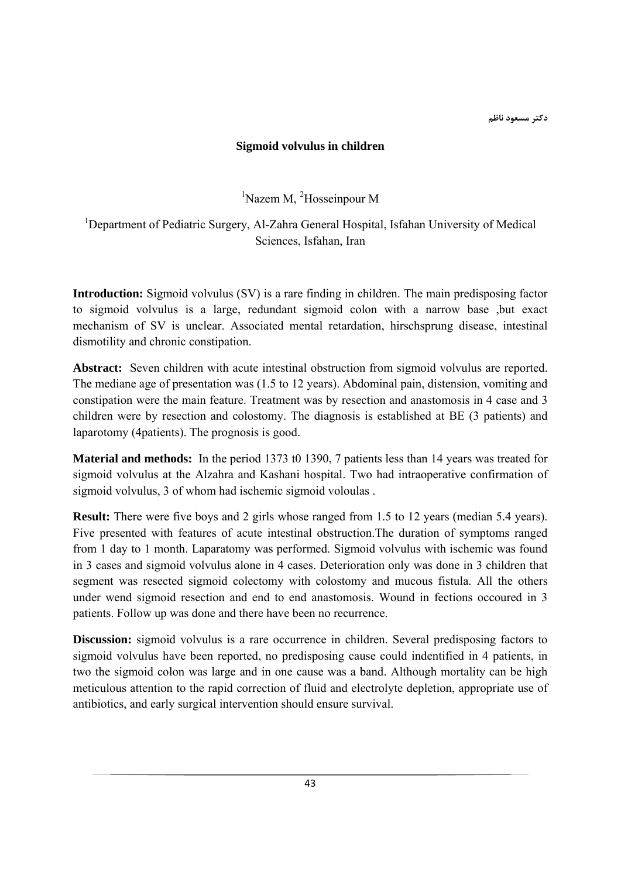دکتر مسعود ناظم

## Sigmoid volvulus in children

[1]Nazem M, [2]Hosseinpour M

[1]Department of Pediatric Surgery, Al-Zahra General Hospital, Isfahan University of Medical Sciences, Isfahan, Iran

**Introduction:** Sigmoid volvulus (SV) is a rare finding in children. The main predisposing factor to sigmoid volvulus is a large, redundant sigmoid colon with a narrow base ,but exact mechanism of SV is unclear. Associated mental retardation, hirschsprung disease, intestinal dismotility and chronic constipation.

**Abstract:** Seven children with acute intestinal obstruction from sigmoid volvulus are reported. The mediane age of presentation was (1.5 to 12 years). Abdominal pain, distension, vomiting and constipation were the main feature. Treatment was by resection and anastomosis in 4 case and 3 children were by resection and colostomy. The diagnosis is established at BE (3 patients) and laparotomy (4patients). The prognosis is good.

**Material and methods:** In the period 1373 t0 1390, 7 patients less than 14 years was treated for sigmoid volvulus at the Alzahra and Kashani hospital. Two had intraoperative confirmation of sigmoid volvulus, 3 of whom had ischemic sigmoid voloulas .

**Result:** There were five boys and 2 girls whose ranged from 1.5 to 12 years (median 5.4 years). Five presented with features of acute intestinal obstruction.The duration of symptoms ranged from 1 day to 1 month. Laparatomy was performed. Sigmoid volvulus with ischemic was found in 3 cases and sigmoid volvulus alone in 4 cases. Deterioration only was done in 3 children that segment was resected sigmoid colectomy with colostomy and mucous fistula. All the others under wend sigmoid resection and end to end anastomosis. Wound in fections occoured in 3 patients. Follow up was done and there have been no recurrence.

**Discussion:** sigmoid volvulus is a rare occurrence in children. Several predisposing factors to sigmoid volvulus have been reported, no predisposing cause could indentified in 4 patients, in two the sigmoid colon was large and in one cause was a band. Although mortality can be high meticulous attention to the rapid correction of fluid and electrolyte depletion, appropriate use of antibiotics, and early surgical intervention should ensure survival.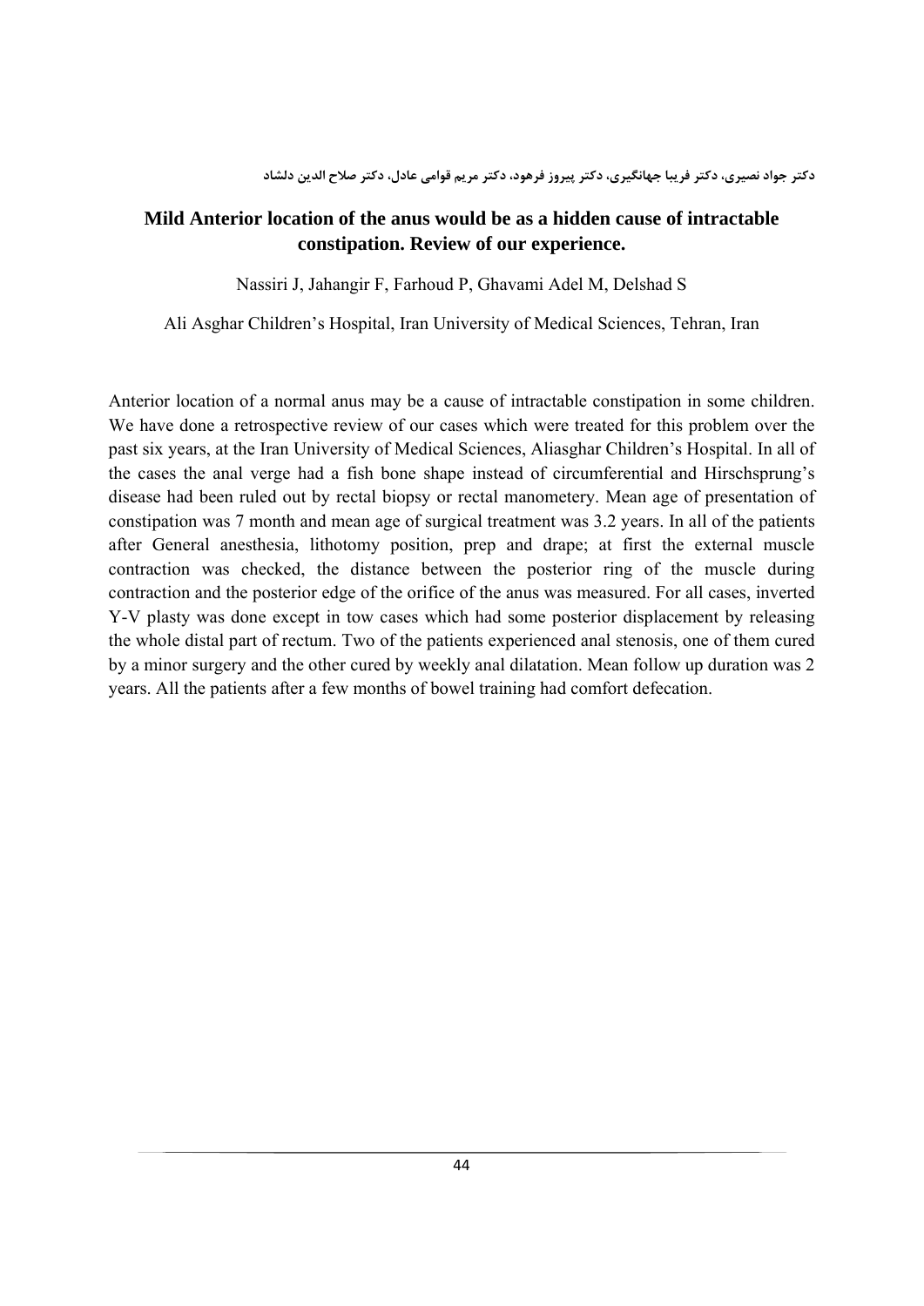دکتر جواد نصیری، دکتر فریبا جهانگیری، دکتر پیروز فرهود، دکتر مریم قوامی عادل، دکتر صلاح الدین دلشاد

## Mild Anterior location of the anus would be as a hidden cause of intractable constipation. Review of our experience.

Nassiri J, Jahangir F, Farhoud P, Ghavami Adel M, Delshad S

Ali Asghar Children's Hospital, Iran University of Medical Sciences, Tehran, Iran

Anterior location of a normal anus may be a cause of intractable constipation in some children. We have done a retrospective review of our cases which were treated for this problem over the past six years, at the Iran University of Medical Sciences, Aliasghar Children's Hospital. In all of the cases the anal verge had a fish bone shape instead of circumferential and Hirschsprung's disease had been ruled out by rectal biopsy or rectal manometery. Mean age of presentation of constipation was 7 month and mean age of surgical treatment was 3.2 years. In all of the patients after General anesthesia, lithotomy position, prep and drape; at first the external muscle contraction was checked, the distance between the posterior ring of the muscle during contraction and the posterior edge of the orifice of the anus was measured. For all cases, inverted Y-V plasty was done except in tow cases which had some posterior displacement by releasing the whole distal part of rectum. Two of the patients experienced anal stenosis, one of them cured by a minor surgery and the other cured by weekly anal dilatation. Mean follow up duration was 2 years. All the patients after a few months of bowel training had comfort defecation.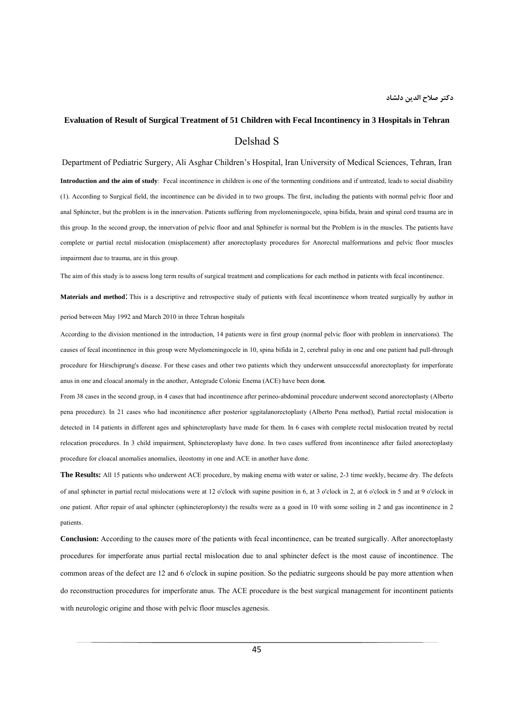دکتر صلاح الدین دلشاد

## Evaluation of Result of Surgical Treatment of 51 Children with Fecal Incontinency in 3 Hospitals in Tehran

Delshad S

Department of Pediatric Surgery, Ali Asghar Children's Hospital, Iran University of Medical Sciences, Tehran, Iran

**Introduction and the aim of study**: Fecal incontinence in children is one of the tormenting conditions and if untreated, leads to social disability (1). According to Surgical field, the incontinence can be divided in to two groups. The first, including the patients with normal pelvic floor and anal Sphincter, but the problem is in the innervation. Patients suffering from myelomeningocele, spina bifida, brain and spinal cord trauma are in this group. In the second group, the innervation of pelvic floor and anal Sphinefer is normal but the Problem is in the muscles. The patients have complete or partial rectal mislocation (misplacement) after anorectoplasty procedures for Anorectal malformations and pelvic floor muscles impairment due to trauma, are in this group.

The aim of this study is to assess long term results of surgical treatment and complications for each method in patients with fecal incontinence.

**Materials and method**: This is a descriptive and retrospective study of patients with fecal incontinence whom treated surgically by author in period between May 1992 and March 2010 in three Tehran hospitals

According to the division mentioned in the introduction, 14 patients were in first group (normal pelvic floor with problem in innervations). The causes of fecal incontinence in this group were Myelomeningocele in 10, spina bifida in 2, cerebral palsy in one and one patient had pull-through procedure for Hirschiprung's disease. For these cases and other two patients which they underwent unsuccessful anorectoplasty for imperforate anus in one and cloacal anomaly in the another, Antegrade Colonic Enema (ACE) have been done.

From 38 cases in the second group, in 4 cases that had incontinence after perineo-abdominal procedure underwent second anorectoplasty (Alberto pena procedure). In 21 cases who had inconitinence after posterior sggitalanorectoplasty (Alberto Pena method), Partial rectal mislocation is detected in 14 patients in different ages and sphincteroplasty have made for them. In 6 cases with complete rectal mislocation treated by rectal relocation procedures. In 3 child impairment, Sphincteroplasty have done. In two cases suffered from incontinence after failed anorectoplasty procedure for cloacal anomalies anomalies, ileostomy in one and ACE in another have done.

**The Results:** All 15 patients who underwent ACE procedure, by making enema with water or saline, 2-3 time weekly, became dry. The defects of anal sphincter in partial rectal mislocations were at 12 o'clock with supine position in 6, at 3 o'clock in 2, at 6 o'clock in 5 and at 9 o'clock in one patient. After repair of anal sphincter (sphincteroplorsty) the results were as a good in 10 with some soiling in 2 and gas incontinence in 2 patients.

**Conclusion:** According to the causes more of the patients with fecal incontinence, can be treated surgically. After anorectoplasty procedures for imperforate anus partial rectal mislocation due to anal sphincter defect is the most cause of incontinence. The common areas of the defect are 12 and 6 o'clock in supine position. So the pediatric surgeons should be pay more attention when do reconstruction procedures for imperforate anus. The ACE procedure is the best surgical management for incontinent patients with neurologic origine and those with pelvic floor muscles agenesis.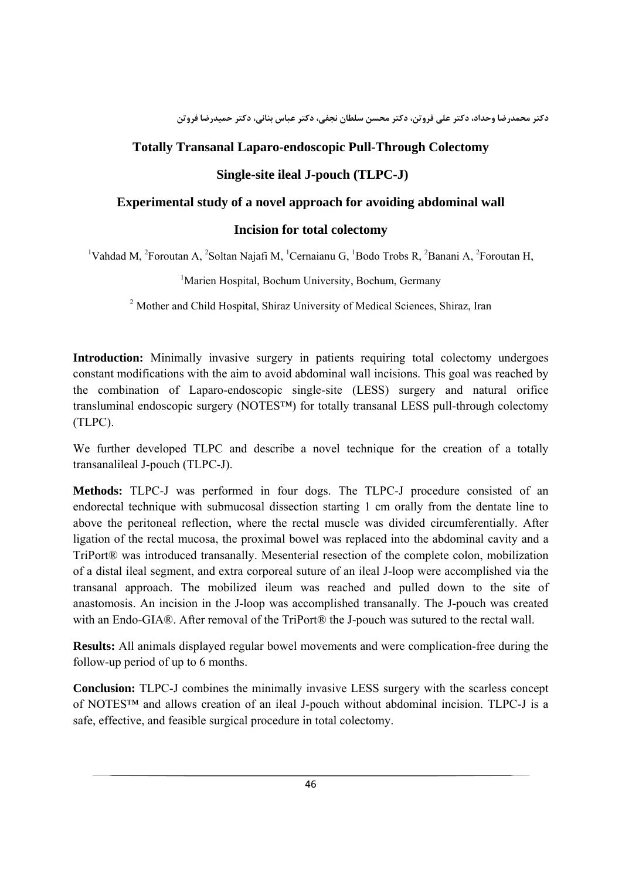دکتر محمدرضا وحداد، دکتر علی فروتن، دکتر محسن سلطان نجفی، دکتر عباس بنانی، دکتر حمیدرضا فروتن

# Totally Transanal Laparo-endoscopic Pull-Through Colectomy

# Single-site ileal J-pouch (TLPC-J)

# Experimental study of a novel approach for avoiding abdominal wall

# Incision for total colectomy

[1]Vahdad M, [2]Foroutan A, [2]Soltan Najafi M, [1]Cernaianu G, [1]Bodo Trobs R, [2]Banani A, [2]Foroutan H,

[1]Marien Hospital, Bochum University, Bochum, Germany

[2] Mother and Child Hospital, Shiraz University of Medical Sciences, Shiraz, Iran

**Introduction:** Minimally invasive surgery in patients requiring total colectomy undergoes constant modifications with the aim to avoid abdominal wall incisions. This goal was reached by the combination of Laparo-endoscopic single-site (LESS) surgery and natural orifice transluminal endoscopic surgery (NOTES™) for totally transanal LESS pull-through colectomy (TLPC).

We further developed TLPC and describe a novel technique for the creation of a totally transanalileal J-pouch (TLPC-J).

**Methods:** TLPC-J was performed in four dogs. The TLPC-J procedure consisted of an endorectal technique with submucosal dissection starting 1 cm orally from the dentate line to above the peritoneal reflection, where the rectal muscle was divided circumferentially. After ligation of the rectal mucosa, the proximal bowel was replaced into the abdominal cavity and a TriPort® was introduced transanally. Mesenterial resection of the complete colon, mobilization of a distal ileal segment, and extra corporeal suture of an ileal J-loop were accomplished via the transanal approach. The mobilized ileum was reached and pulled down to the site of anastomosis. An incision in the J-loop was accomplished transanally. The J-pouch was created with an Endo-GIA®. After removal of the TriPort® the J-pouch was sutured to the rectal wall.

**Results:** All animals displayed regular bowel movements and were complication-free during the follow-up period of up to 6 months.

**Conclusion:** TLPC-J combines the minimally invasive LESS surgery with the scarless concept of NOTES™ and allows creation of an ileal J-pouch without abdominal incision. TLPC-J is a safe, effective, and feasible surgical procedure in total colectomy.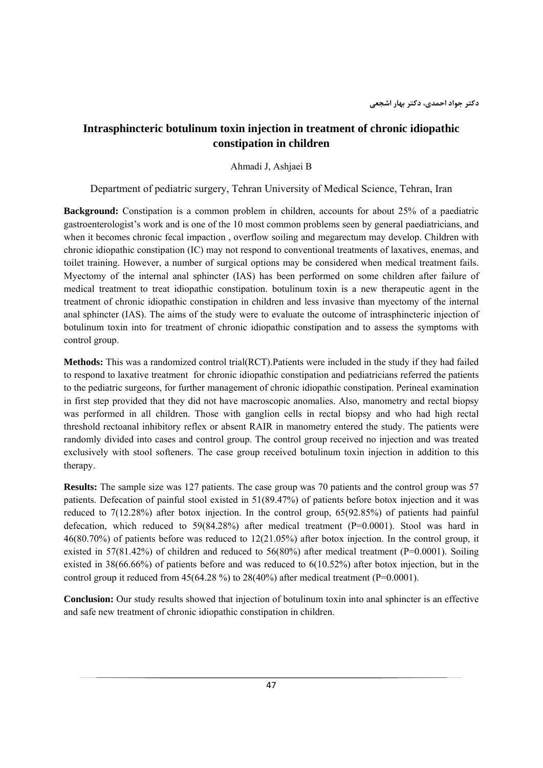دکتر جواد احمدی، دکتر بهار اشجعی

## Intrasphincteric botulinum toxin injection in treatment of chronic idiopathic constipation in children

Ahmadi J, Ashjaei B

Department of pediatric surgery, Tehran University of Medical Science, Tehran, Iran

**Background:** Constipation is a common problem in children, accounts for about 25% of a paediatric gastroenterologist's work and is one of the 10 most common problems seen by general paediatricians, and when it becomes chronic fecal impaction , overflow soiling and megarectum may develop. Children with chronic idiopathic constipation (IC) may not respond to conventional treatments of laxatives, enemas, and toilet training. However, a number of surgical options may be considered when medical treatment fails. Myectomy of the internal anal sphincter (IAS) has been performed on some children after failure of medical treatment to treat idiopathic constipation. botulinum toxin is a new therapeutic agent in the treatment of chronic idiopathic constipation in children and less invasive than myectomy of the internal anal sphincter (IAS). The aims of the study were to evaluate the outcome of intrasphincteric injection of botulinum toxin into for treatment of chronic idiopathic constipation and to assess the symptoms with control group.

**Methods:** This was a randomized control trial(RCT).Patients were included in the study if they had failed to respond to laxative treatment for chronic idiopathic constipation and pediatricians referred the patients to the pediatric surgeons, for further management of chronic idiopathic constipation. Perineal examination in first step provided that they did not have macroscopic anomalies. Also, manometry and rectal biopsy was performed in all children. Those with ganglion cells in rectal biopsy and who had high rectal threshold rectoanal inhibitory reflex or absent RAIR in manometry entered the study. The patients were randomly divided into cases and control group. The control group received no injection and was treated exclusively with stool softeners. The case group received botulinum toxin injection in addition to this therapy.

**Results:** The sample size was 127 patients. The case group was 70 patients and the control group was 57 patients. Defecation of painful stool existed in 51(89.47%) of patients before botox injection and it was reduced to 7(12.28%) after botox injection. In the control group, 65(92.85%) of patients had painful defecation, which reduced to 59(84.28%) after medical treatment (P=0.0001). Stool was hard in 46(80.70%) of patients before was reduced to 12(21.05%) after botox injection. In the control group, it existed in 57(81.42%) of children and reduced to 56(80%) after medical treatment (P=0.0001). Soiling existed in 38(66.66%) of patients before and was reduced to 6(10.52%) after botox injection, but in the control group it reduced from 45(64.28 %) to 28(40%) after medical treatment (P=0.0001).

**Conclusion:** Our study results showed that injection of botulinum toxin into anal sphincter is an effective and safe new treatment of chronic idiopathic constipation in children.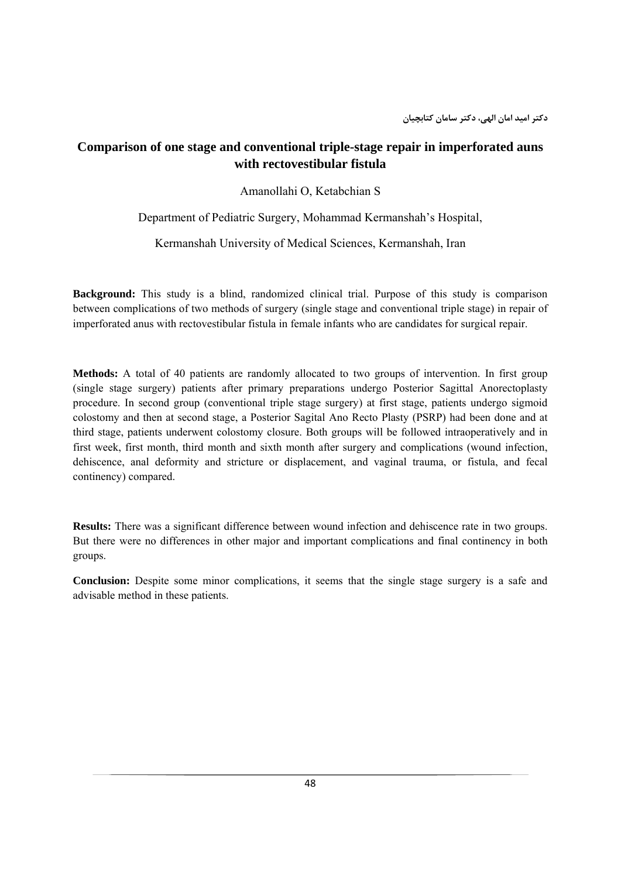دکتر امید امان الهی، دکتر سامان کتابچیان

# Comparison of one stage and conventional triple-stage repair in imperforated auns with rectovestibular fistula

Amanollahi O, Ketabchian S

Department of Pediatric Surgery, Mohammad Kermanshah's Hospital,

Kermanshah University of Medical Sciences, Kermanshah, Iran

**Background:** This study is a blind, randomized clinical trial. Purpose of this study is comparison between complications of two methods of surgery (single stage and conventional triple stage) in repair of imperforated anus with rectovestibular fistula in female infants who are candidates for surgical repair.

**Methods:** A total of 40 patients are randomly allocated to two groups of intervention. In first group (single stage surgery) patients after primary preparations undergo Posterior Sagittal Anorectoplasty procedure. In second group (conventional triple stage surgery) at first stage, patients undergo sigmoid colostomy and then at second stage, a Posterior Sagital Ano Recto Plasty (PSRP) had been done and at third stage, patients underwent colostomy closure. Both groups will be followed intraoperatively and in first week, first month, third month and sixth month after surgery and complications (wound infection, dehiscence, anal deformity and stricture or displacement, and vaginal trauma, or fistula, and fecal continency) compared.

**Results:** There was a significant difference between wound infection and dehiscence rate in two groups. But there were no differences in other major and important complications and final continency in both groups.

**Conclusion:** Despite some minor complications, it seems that the single stage surgery is a safe and advisable method in these patients.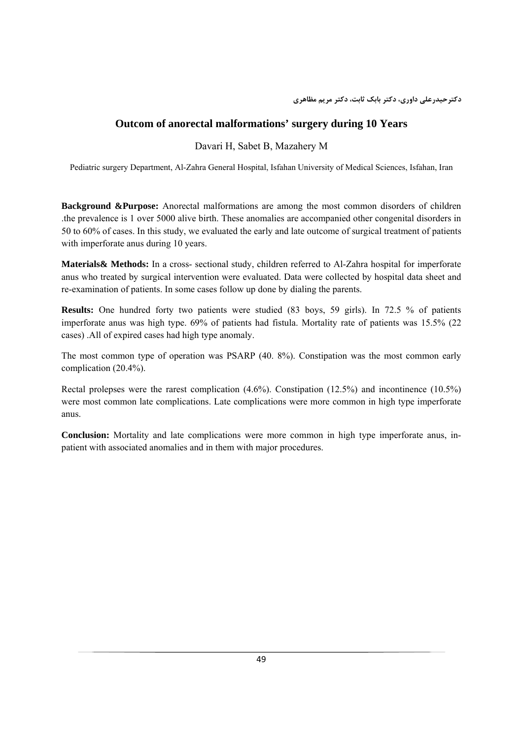دکترحیدرعلی داوری، دکتر بابک ثابت، دکتر مریم مظاهری

## Outcom of anorectal malformations' surgery during 10 Years

Davari H, Sabet B, Mazahery M

Pediatric surgery Department, Al-Zahra General Hospital, Isfahan University of Medical Sciences, Isfahan, Iran

**Background &Purpose:** Anorectal malformations are among the most common disorders of children .the prevalence is 1 over 5000 alive birth. These anomalies are accompanied other congenital disorders in 50 to 60% of cases. In this study, we evaluated the early and late outcome of surgical treatment of patients with imperforate anus during 10 years.

**Materials& Methods:** In a cross- sectional study, children referred to Al-Zahra hospital for imperforate anus who treated by surgical intervention were evaluated. Data were collected by hospital data sheet and re-examination of patients. In some cases follow up done by dialing the parents.

**Results:** One hundred forty two patients were studied (83 boys, 59 girls). In 72.5 % of patients imperforate anus was high type. 69% of patients had fistula. Mortality rate of patients was 15.5% (22 cases) .All of expired cases had high type anomaly.

The most common type of operation was PSARP (40. 8%). Constipation was the most common early complication (20.4%).

Rectal prolepses were the rarest complication (4.6%). Constipation (12.5%) and incontinence (10.5%) were most common late complications. Late complications were more common in high type imperforate anus.

**Conclusion:** Mortality and late complications were more common in high type imperforate anus, in-patient with associated anomalies and in them with major procedures.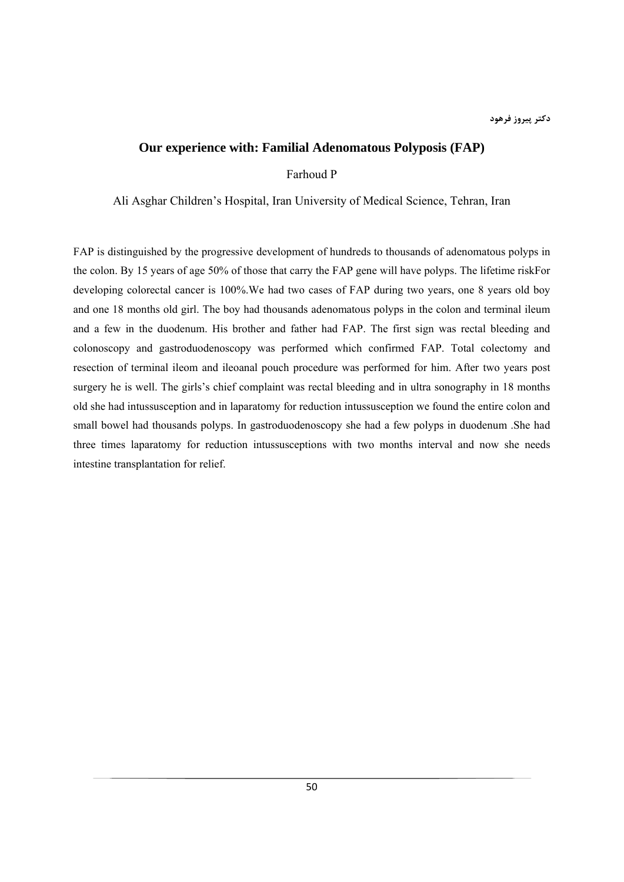دکتر پیروز فرهود

## Our experience with: Familial Adenomatous Polyposis (FAP)

Farhoud P

Ali Asghar Children's Hospital, Iran University of Medical Science, Tehran, Iran

FAP is distinguished by the progressive development of hundreds to thousands of adenomatous polyps in the colon. By 15 years of age 50% of those that carry the FAP gene will have polyps. The lifetime riskFor developing colorectal cancer is 100%.We had two cases of FAP during two years, one 8 years old boy and one 18 months old girl. The boy had thousands adenomatous polyps in the colon and terminal ileum and a few in the duodenum. His brother and father had FAP. The first sign was rectal bleeding and colonoscopy and gastroduodenoscopy was performed which confirmed FAP. Total colectomy and resection of terminal ileom and ileoanal pouch procedure was performed for him. After two years post surgery he is well. The girls's chief complaint was rectal bleeding and in ultra sonography in 18 months old she had intussusception and in laparatomy for reduction intussusception we found the entire colon and small bowel had thousands polyps. In gastroduodenoscopy she had a few polyps in duodenum .She had three times laparatomy for reduction intussusceptions with two months interval and now she needs intestine transplantation for relief.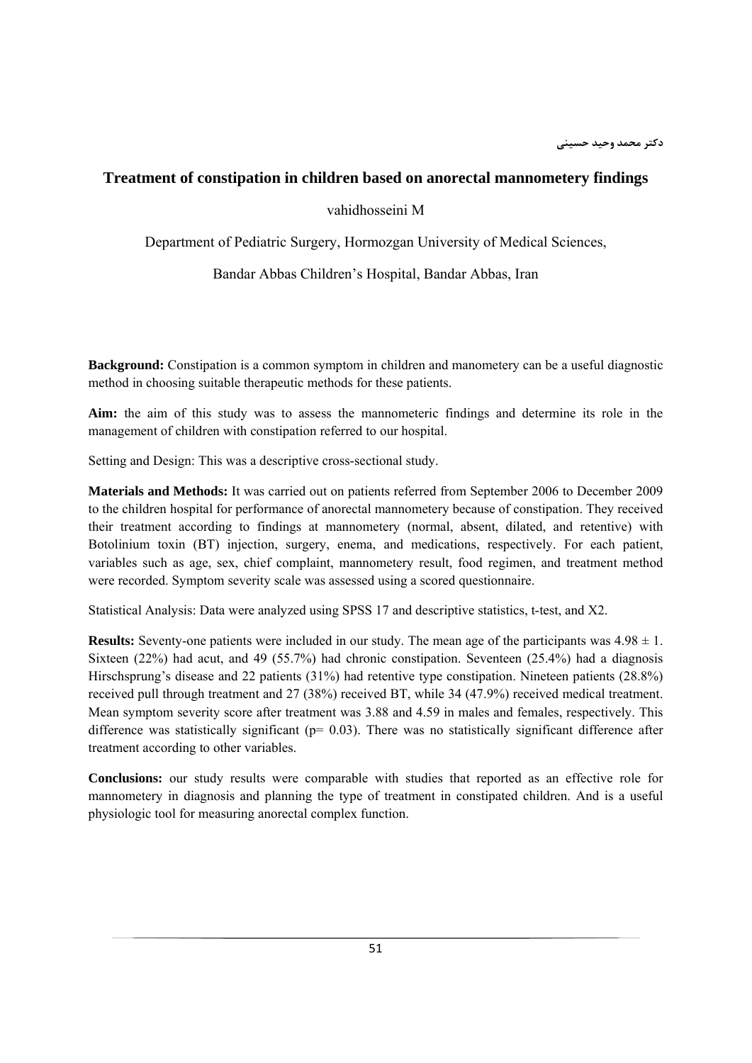دکتر محمد وحید حسینی

## Treatment of constipation in children based on anorectal mannometery findings

vahidhosseini M

Department of Pediatric Surgery, Hormozgan University of Medical Sciences,

Bandar Abbas Children's Hospital, Bandar Abbas, Iran

**Background:** Constipation is a common symptom in children and manometery can be a useful diagnostic method in choosing suitable therapeutic methods for these patients.

**Aim:** the aim of this study was to assess the mannometeric findings and determine its role in the management of children with constipation referred to our hospital.

Setting and Design: This was a descriptive cross-sectional study.

**Materials and Methods:** It was carried out on patients referred from September 2006 to December 2009 to the children hospital for performance of anorectal mannometery because of constipation. They received their treatment according to findings at mannometery (normal, absent, dilated, and retentive) with Botolinium toxin (BT) injection, surgery, enema, and medications, respectively. For each patient, variables such as age, sex, chief complaint, mannometery result, food regimen, and treatment method were recorded. Symptom severity scale was assessed using a scored questionnaire.

Statistical Analysis: Data were analyzed using SPSS 17 and descriptive statistics, t-test, and X2.

**Results:** Seventy-one patients were included in our study. The mean age of the participants was $4.98 \pm 1$. Sixteen (22%) had acut, and 49 (55.7%) had chronic constipation. Seventeen (25.4%) had a diagnosis Hirschsprung's disease and 22 patients (31%) had retentive type constipation. Nineteen patients (28.8%) received pull through treatment and 27 (38%) received BT, while 34 (47.9%) received medical treatment. Mean symptom severity score after treatment was 3.88 and 4.59 in males and females, respectively. This difference was statistically significant ($p = 0.03$). There was no statistically significant difference after treatment according to other variables.

**Conclusions:** our study results were comparable with studies that reported as an effective role for mannometery in diagnosis and planning the type of treatment in constipated children. And is a useful physiologic tool for measuring anorectal complex function.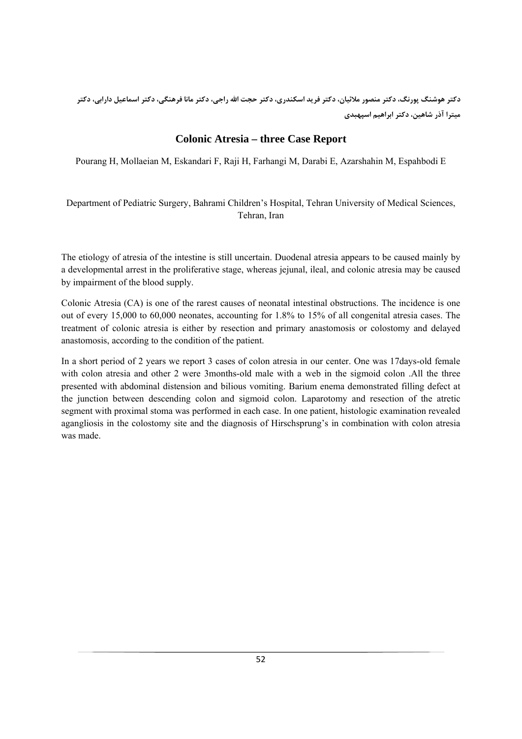دکتر هوشنگ پورنگ، دکتر منصور ملائیان، دکتر فرید اسکندری، دکتر حجت الله راجی، دکتر مانا فرهنگی، دکتر اسماعیل دارابی، دکتر میترا آذر شاهین، دکتر ابراهیم اسپهبدی

## Colonic Atresia – three Case Report

Pourang H, Mollaeian M, Eskandari F, Raji H, Farhangi M, Darabi E, Azarshahin M, Espahbodi E

Department of Pediatric Surgery, Bahrami Children's Hospital, Tehran University of Medical Sciences, Tehran, Iran

The etiology of atresia of the intestine is still uncertain. Duodenal atresia appears to be caused mainly by a developmental arrest in the proliferative stage, whereas jejunal, ileal, and colonic atresia may be caused by impairment of the blood supply.

Colonic Atresia (CA) is one of the rarest causes of neonatal intestinal obstructions. The incidence is one out of every 15,000 to 60,000 neonates, accounting for 1.8% to 15% of all congenital atresia cases. The treatment of colonic atresia is either by resection and primary anastomosis or colostomy and delayed anastomosis, according to the condition of the patient.

In a short period of 2 years we report 3 cases of colon atresia in our center. One was 17days-old female with colon atresia and other 2 were 3months-old male with a web in the sigmoid colon .All the three presented with abdominal distension and bilious vomiting. Barium enema demonstrated filling defect at the junction between descending colon and sigmoid colon. Laparotomy and resection of the atretic segment with proximal stoma was performed in each case. In one patient, histologic examination revealed agangliosis in the colostomy site and the diagnosis of Hirschsprung's in combination with colon atresia was made.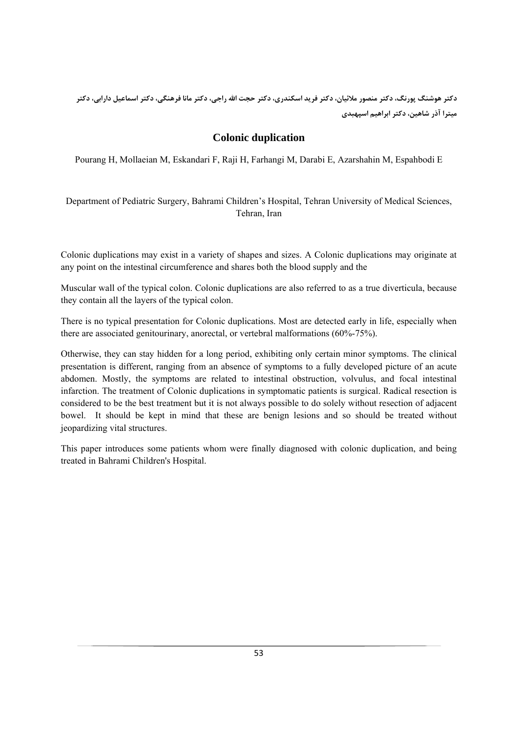دکتر هوشنگ پورنگ، دکتر منصور ملائیان، دکتر فرید اسکندری، دکتر حجت الله راجی، دکتر مانا فرهنگی، دکتر اسماعیل دارابی، دکتر میترا آذر شاهین، دکتر ابراهیم اسپهبدی

# Colonic duplication

Pourang H, Mollaeian M, Eskandari F, Raji H, Farhangi M, Darabi E, Azarshahin M, Espahbodi E

Department of Pediatric Surgery, Bahrami Children's Hospital, Tehran University of Medical Sciences, Tehran, Iran

Colonic duplications may exist in a variety of shapes and sizes. A Colonic duplications may originate at any point on the intestinal circumference and shares both the blood supply and the

Muscular wall of the typical colon. Colonic duplications are also referred to as a true diverticula, because they contain all the layers of the typical colon.

There is no typical presentation for Colonic duplications. Most are detected early in life, especially when there are associated genitourinary, anorectal, or vertebral malformations (60%-75%).

Otherwise, they can stay hidden for a long period, exhibiting only certain minor symptoms. The clinical presentation is different, ranging from an absence of symptoms to a fully developed picture of an acute abdomen. Mostly, the symptoms are related to intestinal obstruction, volvulus, and focal intestinal infarction. The treatment of Colonic duplications in symptomatic patients is surgical. Radical resection is considered to be the best treatment but it is not always possible to do solely without resection of adjacent bowel. It should be kept in mind that these are benign lesions and so should be treated without jeopardizing vital structures.

This paper introduces some patients whom were finally diagnosed with colonic duplication, and being treated in Bahrami Children's Hospital.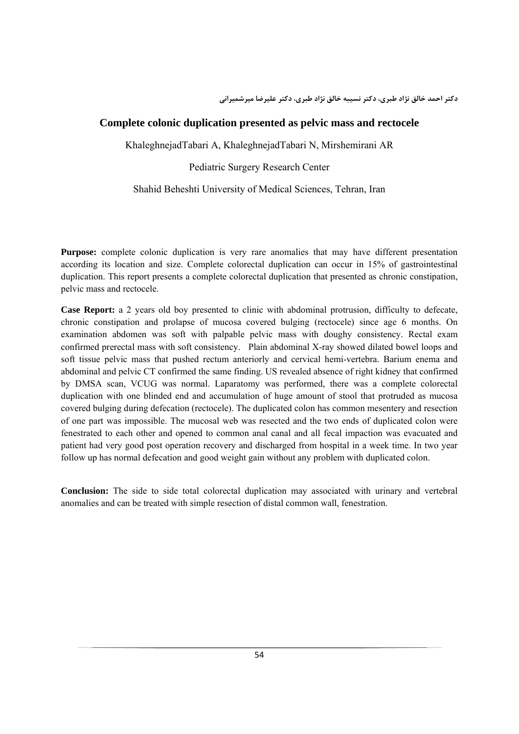دکتر احمد خالق نژاد طبری، دکتر نسیبه خالق نژاد طبری، دکتر علیرضا میرشمیرانی

## Complete colonic duplication presented as pelvic mass and rectocele

KhaleghnejadTabari A, KhaleghnejadTabari N, Mirshemirani AR

Pediatric Surgery Research Center

Shahid Beheshti University of Medical Sciences, Tehran, Iran

**Purpose:** complete colonic duplication is very rare anomalies that may have different presentation according its location and size. Complete colorectal duplication can occur in 15% of gastrointestinal duplication. This report presents a complete colorectal duplication that presented as chronic constipation, pelvic mass and rectocele.

**Case Report:** a 2 years old boy presented to clinic with abdominal protrusion, difficulty to defecate, chronic constipation and prolapse of mucosa covered bulging (rectocele) since age 6 months. On examination abdomen was soft with palpable pelvic mass with doughy consistency. Rectal exam confirmed prerectal mass with soft consistency. Plain abdominal X-ray showed dilated bowel loops and soft tissue pelvic mass that pushed rectum anteriorly and cervical hemi-vertebra. Barium enema and abdominal and pelvic CT confirmed the same finding. US revealed absence of right kidney that confirmed by DMSA scan, VCUG was normal. Laparatomy was performed, there was a complete colorectal duplication with one blinded end and accumulation of huge amount of stool that protruded as mucosa covered bulging during defecation (rectocele). The duplicated colon has common mesentery and resection of one part was impossible. The mucosal web was resected and the two ends of duplicated colon were fenestrated to each other and opened to common anal canal and all fecal impaction was evacuated and patient had very good post operation recovery and discharged from hospital in a week time. In two year follow up has normal defecation and good weight gain without any problem with duplicated colon.

**Conclusion:** The side to side total colorectal duplication may associated with urinary and vertebral anomalies and can be treated with simple resection of distal common wall, fenestration.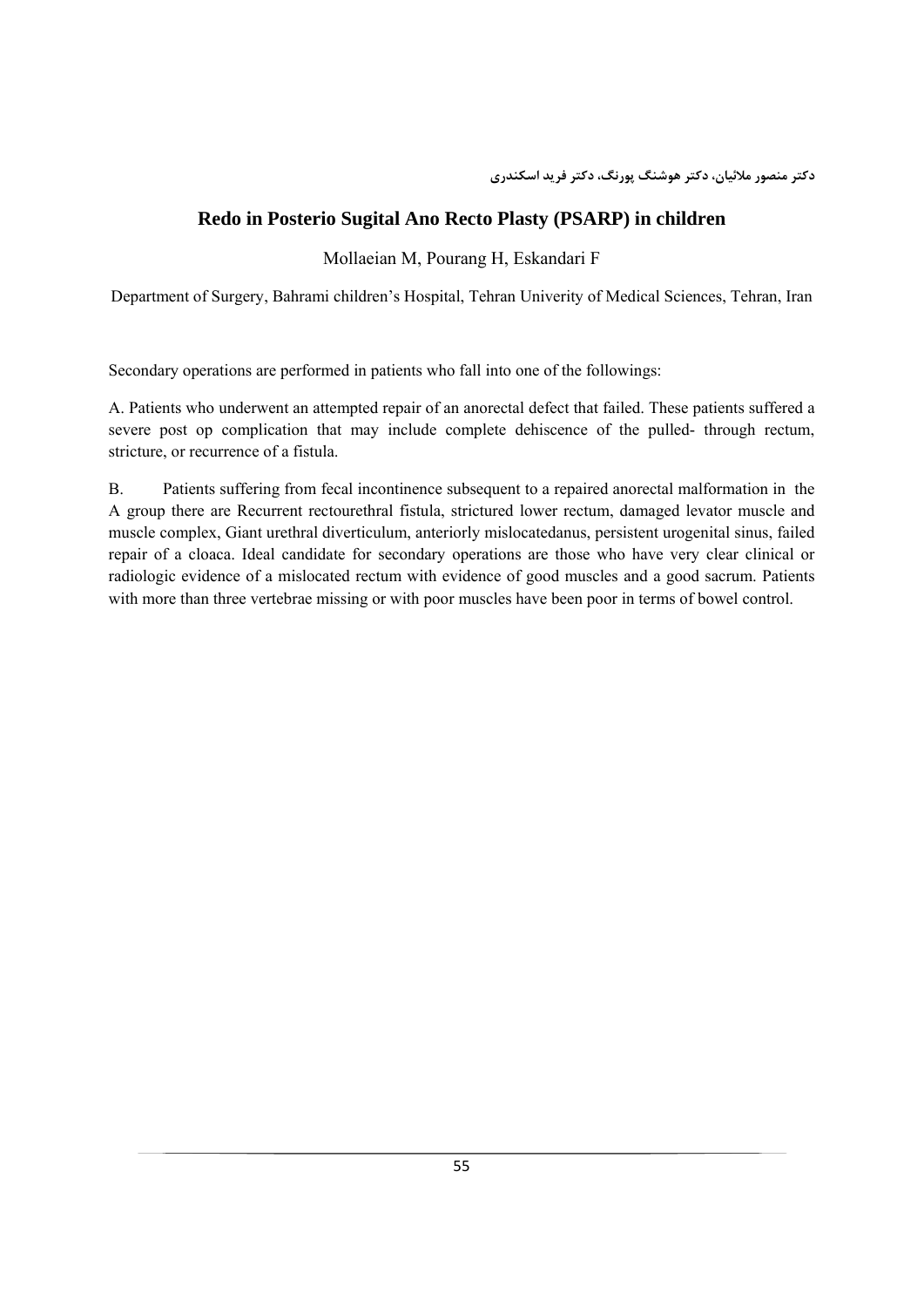دکتر منصور ملائیان، دکتر هوشنگ پورنگ، دکتر فرید اسکندری

## Redo in Posterio Sugital Ano Recto Plasty (PSARP) in children

Mollaeian M, Pourang H, Eskandari F

Department of Surgery, Bahrami children's Hospital, Tehran Univerity of Medical Sciences, Tehran, Iran

Secondary operations are performed in patients who fall into one of the followings:

A. Patients who underwent an attempted repair of an anorectal defect that failed. These patients suffered a severe post op complication that may include complete dehiscence of the pulled- through rectum, stricture, or recurrence of a fistula.

B. Patients suffering from fecal incontinence subsequent to a repaired anorectal malformation in the A group there are Recurrent rectourethral fistula, strictured lower rectum, damaged levator muscle and muscle complex, Giant urethral diverticulum, anteriorly mislocatedanus, persistent urogenital sinus, failed repair of a cloaca. Ideal candidate for secondary operations are those who have very clear clinical or radiologic evidence of a mislocated rectum with evidence of good muscles and a good sacrum. Patients with more than three vertebrae missing or with poor muscles have been poor in terms of bowel control.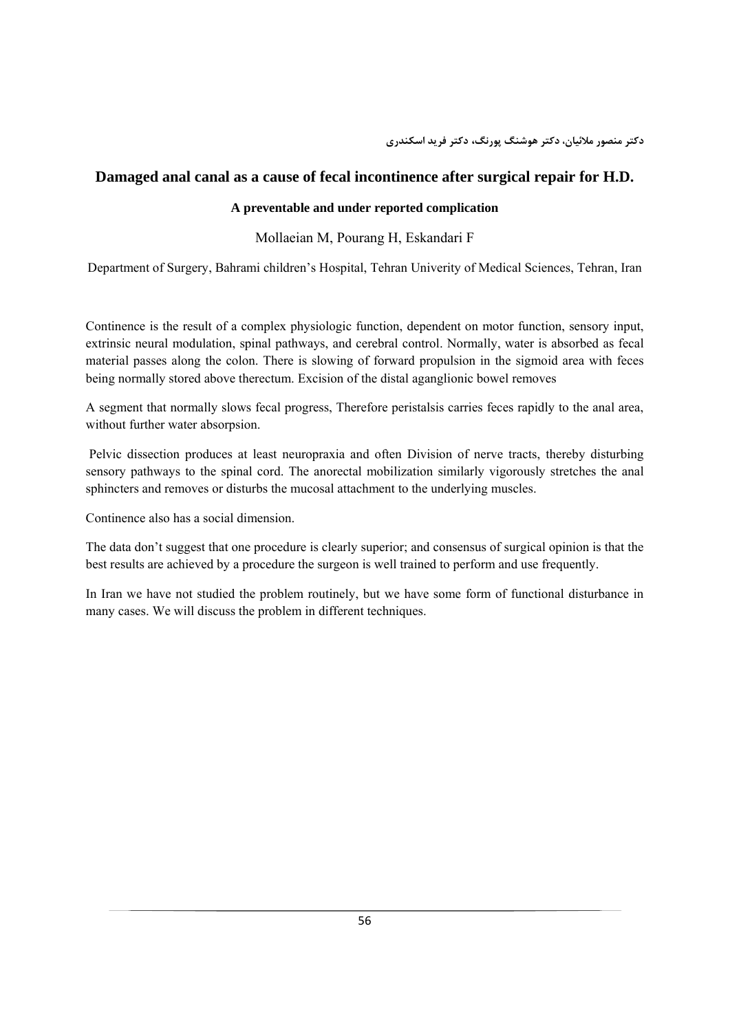دکتر منصور ملائیان، دکتر هوشنگ پورنگ، دکتر فرید اسکندری

## Damaged anal canal as a cause of fecal incontinence after surgical repair for H.D.

### A preventable and under reported complication

Mollaeian M, Pourang H, Eskandari F

Department of Surgery, Bahrami children's Hospital, Tehran Univerity of Medical Sciences, Tehran, Iran

Continence is the result of a complex physiologic function, dependent on motor function, sensory input, extrinsic neural modulation, spinal pathways, and cerebral control. Normally, water is absorbed as fecal material passes along the colon. There is slowing of forward propulsion in the sigmoid area with feces being normally stored above therectum. Excision of the distal aganglionic bowel removes

A segment that normally slows fecal progress, Therefore peristalsis carries feces rapidly to the anal area, without further water absorpsion.

Pelvic dissection produces at least neuropraxia and often Division of nerve tracts, thereby disturbing sensory pathways to the spinal cord. The anorectal mobilization similarly vigorously stretches the anal sphincters and removes or disturbs the mucosal attachment to the underlying muscles.

Continence also has a social dimension.

The data don't suggest that one procedure is clearly superior; and consensus of surgical opinion is that the best results are achieved by a procedure the surgeon is well trained to perform and use frequently.

In Iran we have not studied the problem routinely, but we have some form of functional disturbance in many cases. We will discuss the problem in different techniques.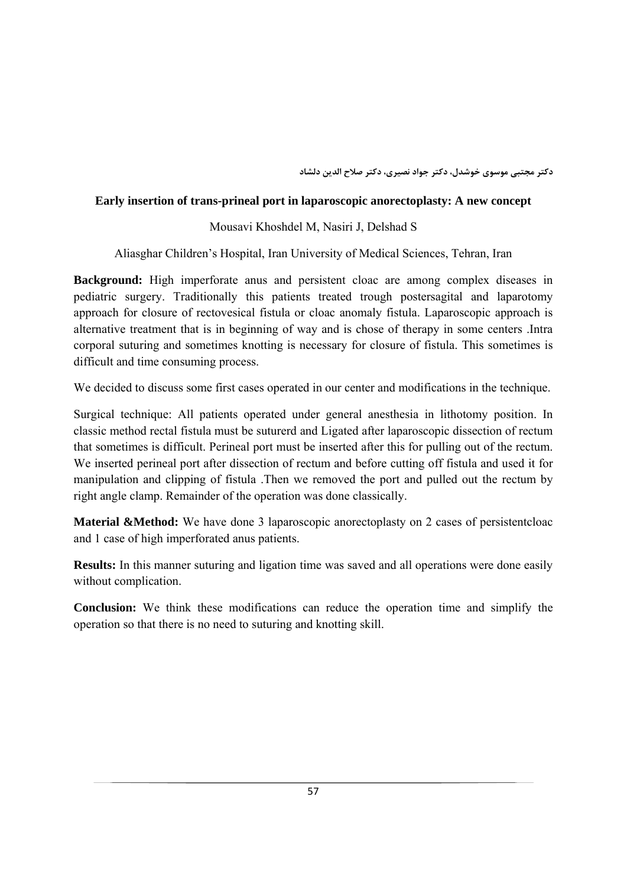دکتر مجتبی موسوی خوشدل، دکتر جواد نصیری، دکتر صلاح الدین دلشاد

## Early insertion of trans-prineal port in laparoscopic anorectoplasty: A new concept

Mousavi Khoshdel M, Nasiri J, Delshad S

Aliasghar Children's Hospital, Iran University of Medical Sciences, Tehran, Iran

**Background:** High imperforate anus and persistent cloac are among complex diseases in pediatric surgery. Traditionally this patients treated trough postersagital and laparotomy approach for closure of rectovesical fistula or cloac anomaly fistula. Laparoscopic approach is alternative treatment that is in beginning of way and is chose of therapy in some centers .Intra corporal suturing and sometimes knotting is necessary for closure of fistula. This sometimes is difficult and time consuming process.

We decided to discuss some first cases operated in our center and modifications in the technique.

Surgical technique: All patients operated under general anesthesia in lithotomy position. In classic method rectal fistula must be suturerd and Ligated after laparoscopic dissection of rectum that sometimes is difficult. Perineal port must be inserted after this for pulling out of the rectum. We inserted perineal port after dissection of rectum and before cutting off fistula and used it for manipulation and clipping of fistula .Then we removed the port and pulled out the rectum by right angle clamp. Remainder of the operation was done classically.

**Material &Method:** We have done 3 laparoscopic anorectoplasty on 2 cases of persistentcloac and 1 case of high imperforated anus patients.

**Results:** In this manner suturing and ligation time was saved and all operations were done easily without complication.

**Conclusion:** We think these modifications can reduce the operation time and simplify the operation so that there is no need to suturing and knotting skill.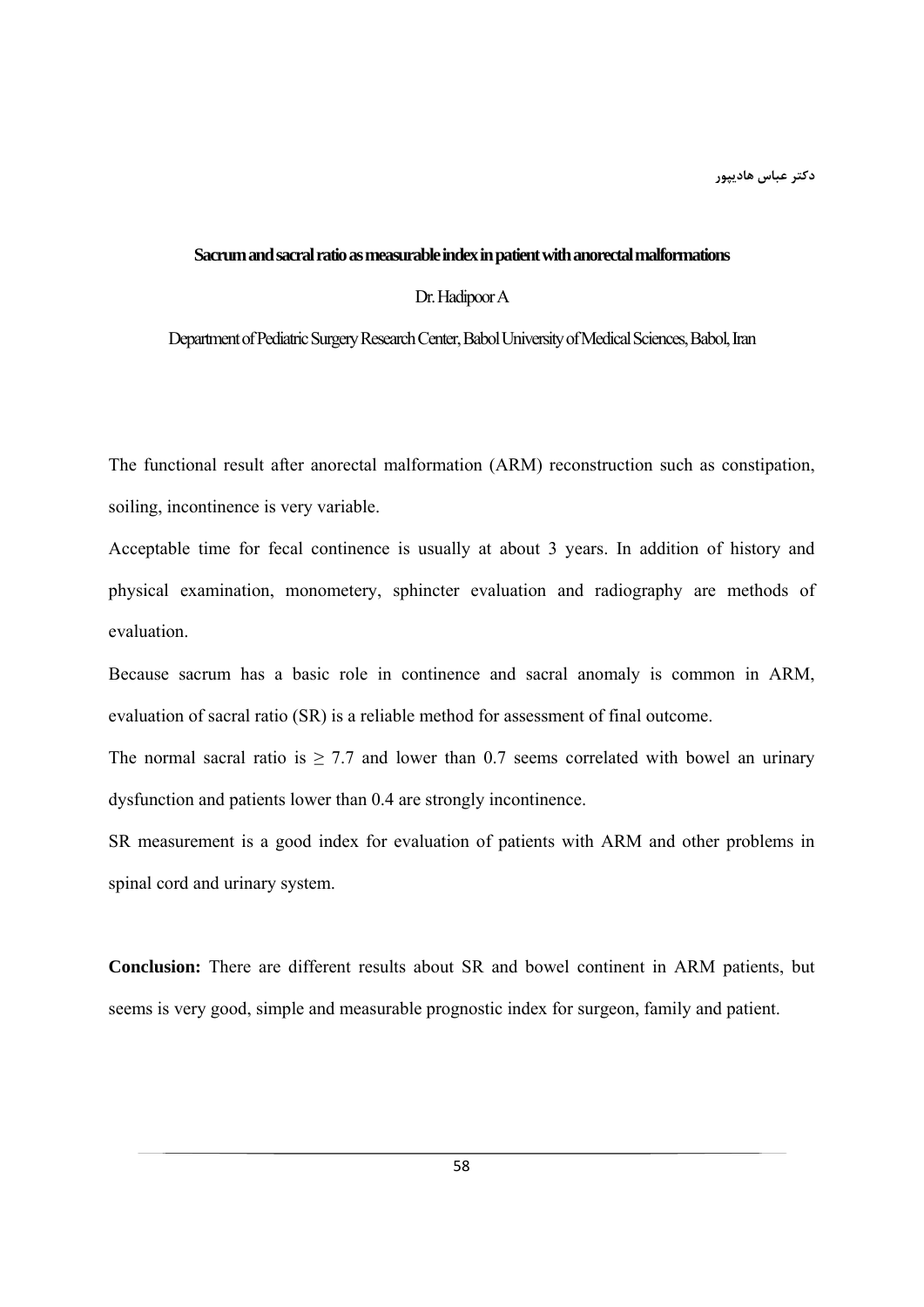دکتر عباس هادیپور

## Sacrum and sacral ratio as measurable index in patient with anorectal malformations

Dr. Hadipoor A

Department of Pediatric Surgery Research Center, Babol University of Medical Sciences, Babol, Iran

The functional result after anorectal malformation (ARM) reconstruction such as constipation, soiling, incontinence is very variable.

Acceptable time for fecal continence is usually at about 3 years. In addition of history and physical examination, monometery, sphincter evaluation and radiography are methods of evaluation.

Because sacrum has a basic role in continence and sacral anomaly is common in ARM, evaluation of sacral ratio (SR) is a reliable method for assessment of final outcome.

The normal sacral ratio is $\geq$ 7.7 and lower than 0.7 seems correlated with bowel an urinary dysfunction and patients lower than 0.4 are strongly incontinence.

SR measurement is a good index for evaluation of patients with ARM and other problems in spinal cord and urinary system.

**Conclusion:** There are different results about SR and bowel continent in ARM patients, but seems is very good, simple and measurable prognostic index for surgeon, family and patient.